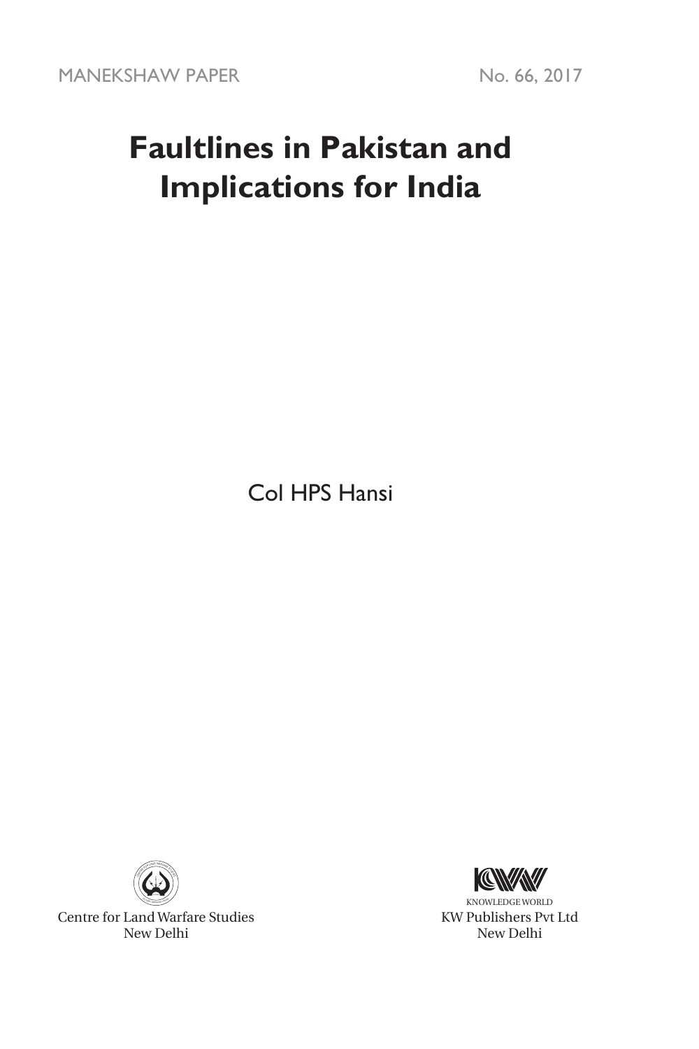MANEKSHAW PAPER No. 66, 2017

# Faultlines in Pakistan and Implications for India

Col HPS Hansi

Centre for Land Warfare Studies
New Delhi

KNOWLEDGE WORLD
KW Publishers Pvt Ltd
New Delhi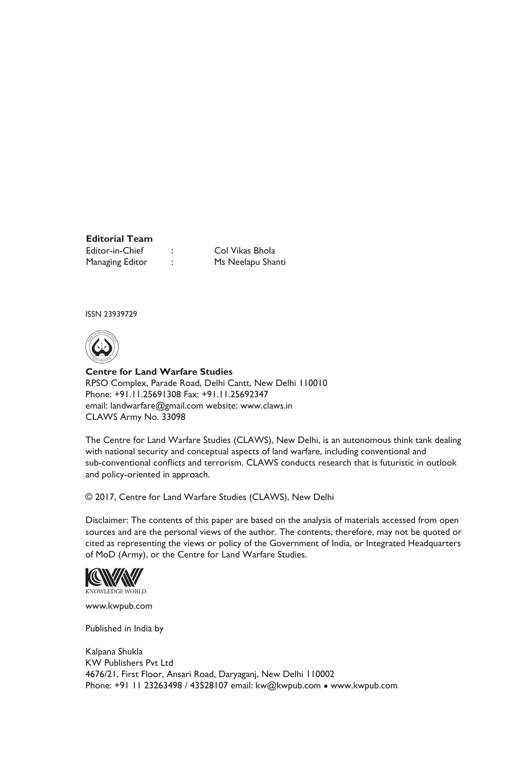**Editorial Team**

| | | |
|---|---|---|
| Editor-in-Chief | : | Col Vikas Bhola |
| Managing Editor | : | Ms Neelapu Shanti |

ISSN 23939729

**Centre for Land Warfare Studies**
RPSO Complex, Parade Road, Delhi Cantt, New Delhi 110010
Phone: +91.11.25691308 Fax: +91.11.25692347
email: landwarfare@gmail.com website: www.claws.in
CLAWS Army No. 33098

The Centre for Land Warfare Studies (CLAWS), New Delhi, is an autonomous think tank dealing with national security and conceptual aspects of land warfare, including conventional and sub-conventional conflicts and terrorism. CLAWS conducts research that is futuristic in outlook and policy-oriented in approach.

© 2017, Centre for Land Warfare Studies (CLAWS), New Delhi

Disclaimer: The contents of this paper are based on the analysis of materials accessed from open sources and are the personal views of the author. The contents, therefore, may not be quoted or cited as representing the views or policy of the Government of India, or Integrated Headquarters of MoD (Army), or the Centre for Land Warfare Studies.

KNOWLEDGE WORLD

www.kwpub.com

Published in India by

Kalpana Shukla
KW Publishers Pvt Ltd
4676/21, First Floor, Ansari Road, Daryaganj, New Delhi 110002
Phone: +91 11 23263498 / 43528107 email: kw@kwpub.com • www.kwpub.com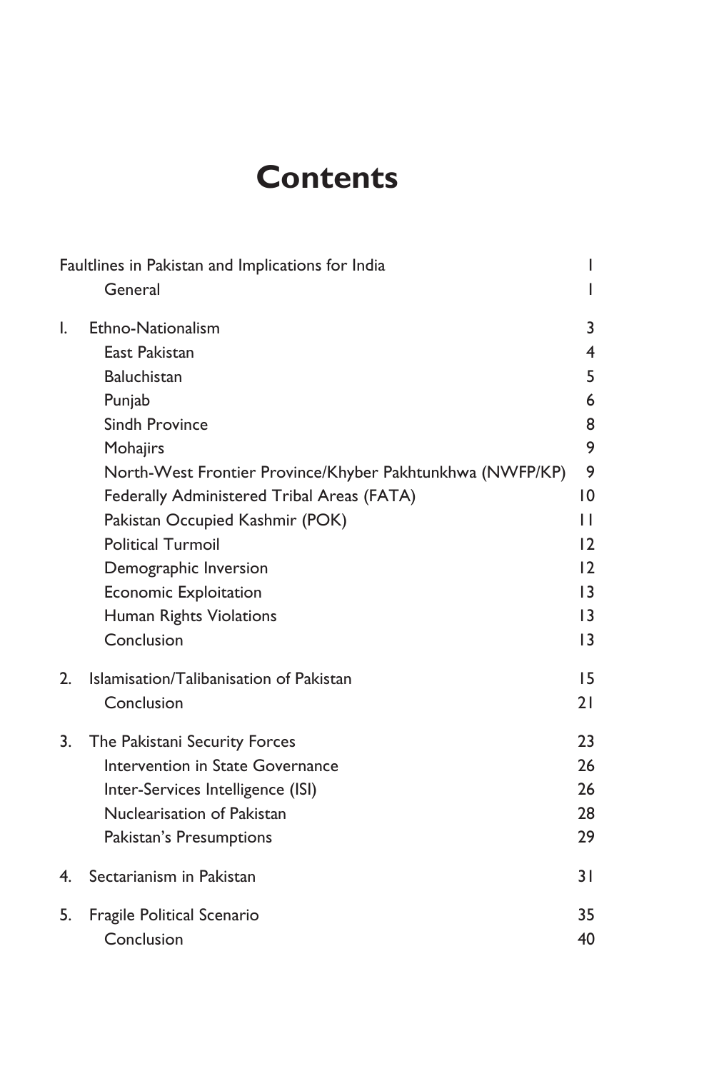# Contents

| | | |
|---|---|---|
| Faultlines in Pakistan and Implications for India | | 1 |
| | General | 1 |
| 1. | Ethno-Nationalism | 3 |
| | East Pakistan | 4 |
| | Baluchistan | 5 |
| | Punjab | 6 |
| | Sindh Province | 8 |
| | Mohajirs | 9 |
| | North-West Frontier Province/Khyber Pakhtunkhwa (NWFP/KP) | 9 |
| | Federally Administered Tribal Areas (FATA) | 10 |
| | Pakistan Occupied Kashmir (POK) | 11 |
| | Political Turmoil | 12 |
| | Demographic Inversion | 12 |
| | Economic Exploitation | 13 |
| | Human Rights Violations | 13 |
| | Conclusion | 13 |
| 2. | Islamisation/Talibanisation of Pakistan | 15 |
| | Conclusion | 21 |
| 3. | The Pakistani Security Forces | 23 |
| | Intervention in State Governance | 26 |
| | Inter-Services Intelligence (ISI) | 26 |
| | Nuclearisation of Pakistan | 28 |
| | Pakistan's Presumptions | 29 |
| 4. | Sectarianism in Pakistan | 31 |
| 5. | Fragile Political Scenario | 35 |
| | Conclusion | 40 |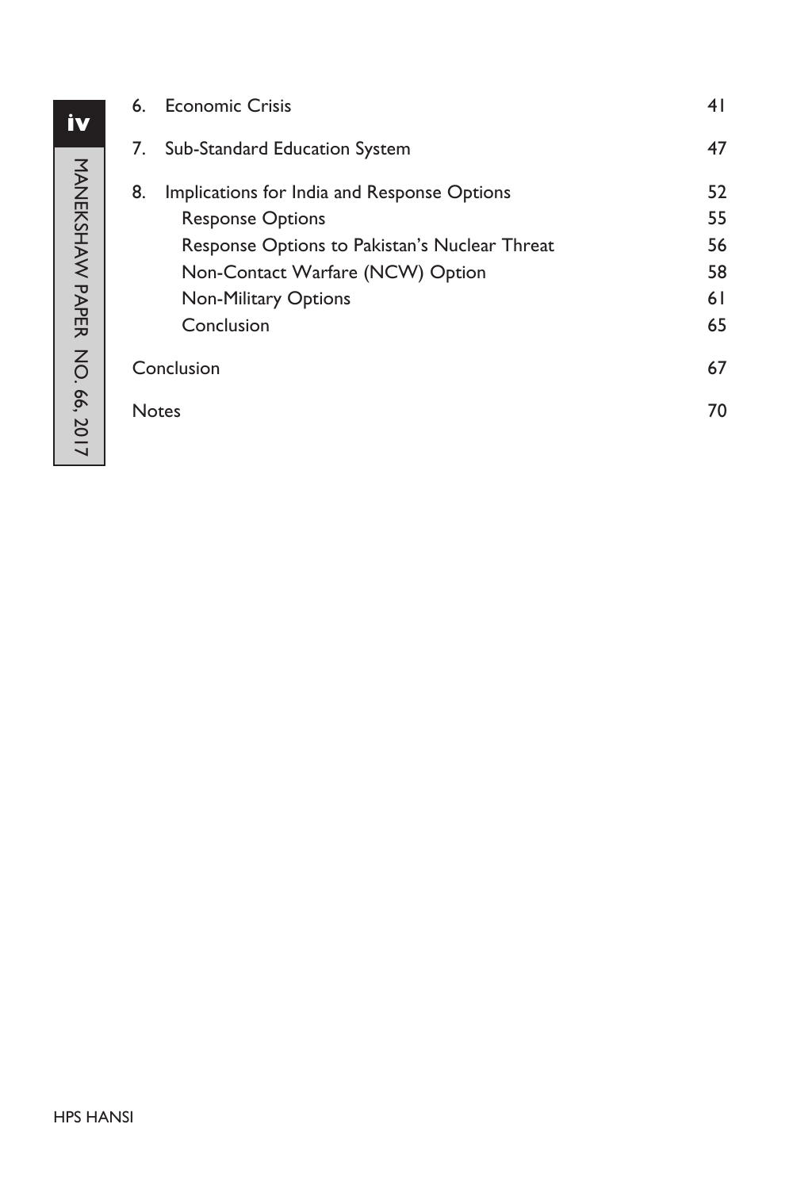6. Economic Crisis 41
7. Sub-Standard Education System 47
8. Implications for India and Response Options 52
   - Response Options 55
   - Response Options to Pakistan's Nuclear Threat 56
   - Non-Contact Warfare (NCW) Option 58
   - Non-Military Options 61
   - Conclusion 65

Conclusion 67

Notes 70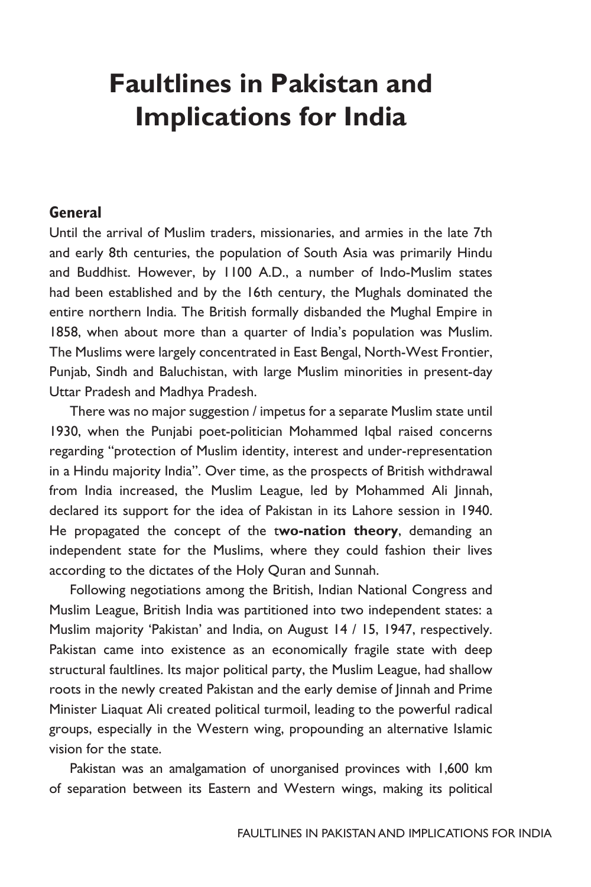# Faultlines in Pakistan and Implications for India

## General

Until the arrival of Muslim traders, missionaries, and armies in the late 7th and early 8th centuries, the population of South Asia was primarily Hindu and Buddhist. However, by 1100 A.D., a number of Indo-Muslim states had been established and by the 16th century, the Mughals dominated the entire northern India. The British formally disbanded the Mughal Empire in 1858, when about more than a quarter of India's population was Muslim. The Muslims were largely concentrated in East Bengal, North-West Frontier, Punjab, Sindh and Baluchistan, with large Muslim minorities in present-day Uttar Pradesh and Madhya Pradesh.

There was no major suggestion / impetus for a separate Muslim state until 1930, when the Punjabi poet-politician Mohammed Iqbal raised concerns regarding "protection of Muslim identity, interest and under-representation in a Hindu majority India". Over time, as the prospects of British withdrawal from India increased, the Muslim League, led by Mohammed Ali Jinnah, declared its support for the idea of Pakistan in its Lahore session in 1940. He propagated the concept of the t**wo-nation theory**, demanding an independent state for the Muslims, where they could fashion their lives according to the dictates of the Holy Quran and Sunnah.

Following negotiations among the British, Indian National Congress and Muslim League, British India was partitioned into two independent states: a Muslim majority 'Pakistan' and India, on August 14 / 15, 1947, respectively. Pakistan came into existence as an economically fragile state with deep structural faultlines. Its major political party, the Muslim League, had shallow roots in the newly created Pakistan and the early demise of Jinnah and Prime Minister Liaquat Ali created political turmoil, leading to the powerful radical groups, especially in the Western wing, propounding an alternative Islamic vision for the state.

Pakistan was an amalgamation of unorganised provinces with 1,600 km of separation between its Eastern and Western wings, making its political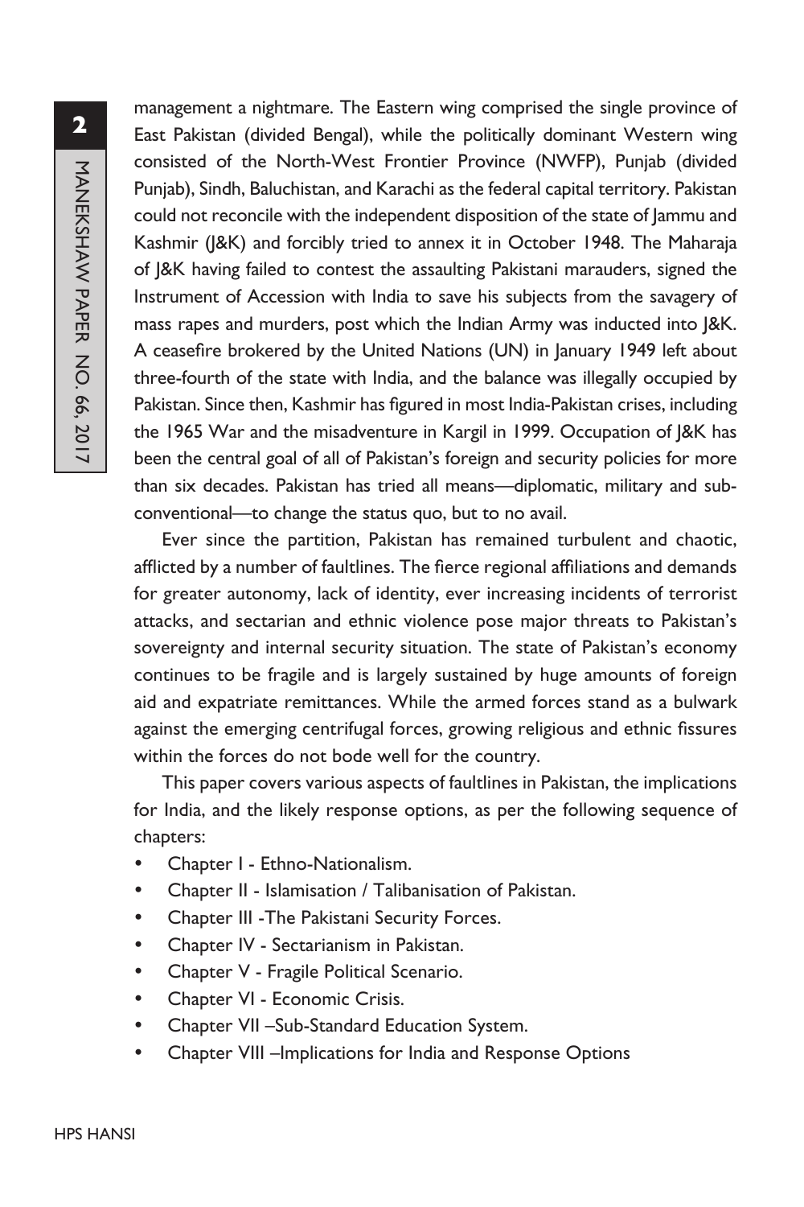management a nightmare. The Eastern wing comprised the single province of East Pakistan (divided Bengal), while the politically dominant Western wing consisted of the North-West Frontier Province (NWFP), Punjab (divided Punjab), Sindh, Baluchistan, and Karachi as the federal capital territory. Pakistan could not reconcile with the independent disposition of the state of Jammu and Kashmir (J&K) and forcibly tried to annex it in October 1948. The Maharaja of J&K having failed to contest the assaulting Pakistani marauders, signed the Instrument of Accession with India to save his subjects from the savagery of mass rapes and murders, post which the Indian Army was inducted into J&K. A ceasefire brokered by the United Nations (UN) in January 1949 left about three-fourth of the state with India, and the balance was illegally occupied by Pakistan. Since then, Kashmir has figured in most India-Pakistan crises, including the 1965 War and the misadventure in Kargil in 1999. Occupation of J&K has been the central goal of all of Pakistan's foreign and security policies for more than six decades. Pakistan has tried all means—diplomatic, military and sub-conventional—to change the status quo, but to no avail.

Ever since the partition, Pakistan has remained turbulent and chaotic, afflicted by a number of faultlines. The fierce regional affiliations and demands for greater autonomy, lack of identity, ever increasing incidents of terrorist attacks, and sectarian and ethnic violence pose major threats to Pakistan's sovereignty and internal security situation. The state of Pakistan's economy continues to be fragile and is largely sustained by huge amounts of foreign aid and expatriate remittances. While the armed forces stand as a bulwark against the emerging centrifugal forces, growing religious and ethnic fissures within the forces do not bode well for the country.

This paper covers various aspects of faultlines in Pakistan, the implications for India, and the likely response options, as per the following sequence of chapters:

- Chapter I - Ethno-Nationalism.
- Chapter II - Islamisation / Talibanisation of Pakistan.
- Chapter III -The Pakistani Security Forces.
- Chapter IV - Sectarianism in Pakistan.
- Chapter V - Fragile Political Scenario.
- Chapter VI - Economic Crisis.
- Chapter VII –Sub-Standard Education System.
- Chapter VIII –Implications for India and Response Options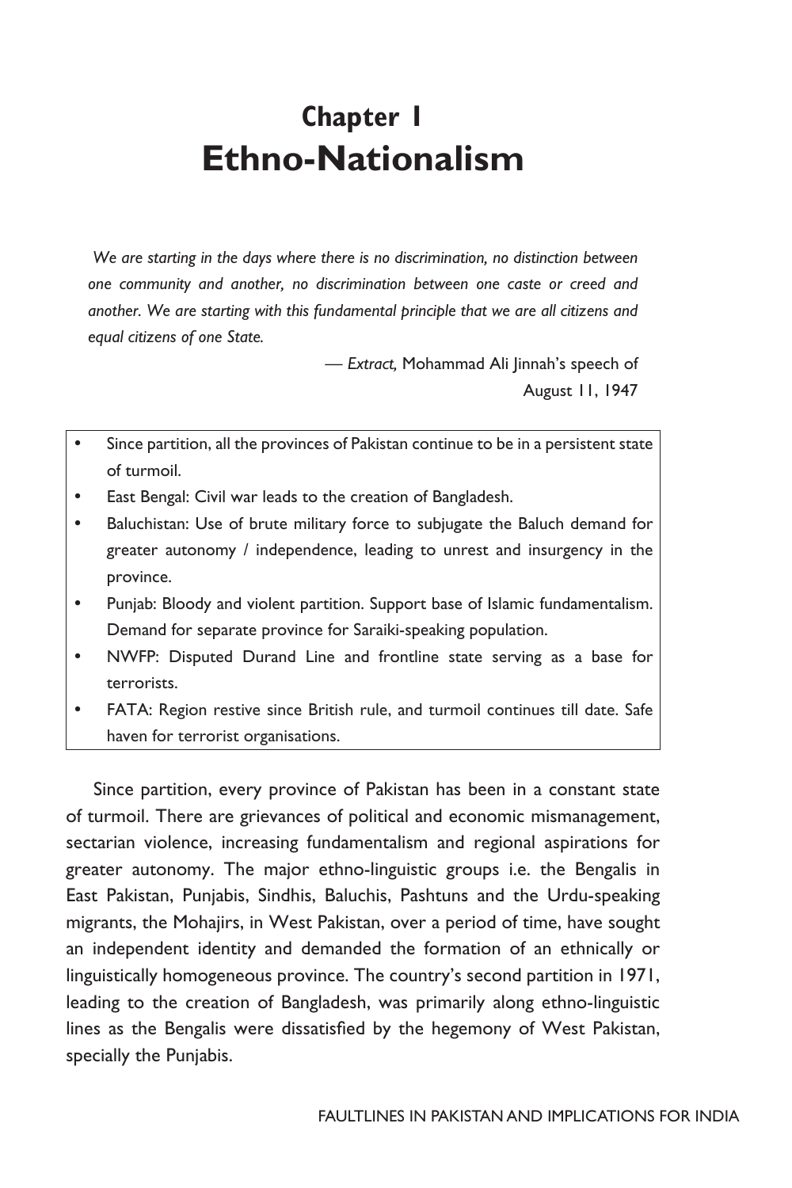# Chapter 1
# Ethno-Nationalism

> *We are starting in the days where there is no discrimination, no distinction between one community and another, no discrimination between one caste or creed and another. We are starting with this fundamental principle that we are all citizens and equal citizens of one State.*
>
> — *Extract,* Mohammad Ali Jinnah's speech of August 11, 1947

- Since partition, all the provinces of Pakistan continue to be in a persistent state of turmoil.
- East Bengal: Civil war leads to the creation of Bangladesh.
- Baluchistan: Use of brute military force to subjugate the Baluch demand for greater autonomy / independence, leading to unrest and insurgency in the province.
- Punjab: Bloody and violent partition. Support base of Islamic fundamentalism. Demand for separate province for Saraiki-speaking population.
- NWFP: Disputed Durand Line and frontline state serving as a base for terrorists.
- FATA: Region restive since British rule, and turmoil continues till date. Safe haven for terrorist organisations.

Since partition, every province of Pakistan has been in a constant state of turmoil. There are grievances of political and economic mismanagement, sectarian violence, increasing fundamentalism and regional aspirations for greater autonomy. The major ethno-linguistic groups i.e. the Bengalis in East Pakistan, Punjabis, Sindhis, Baluchis, Pashtuns and the Urdu-speaking migrants, the Mohajirs, in West Pakistan, over a period of time, have sought an independent identity and demanded the formation of an ethnically or linguistically homogeneous province. The country's second partition in 1971, leading to the creation of Bangladesh, was primarily along ethno-linguistic lines as the Bengalis were dissatisfied by the hegemony of West Pakistan, specially the Punjabis.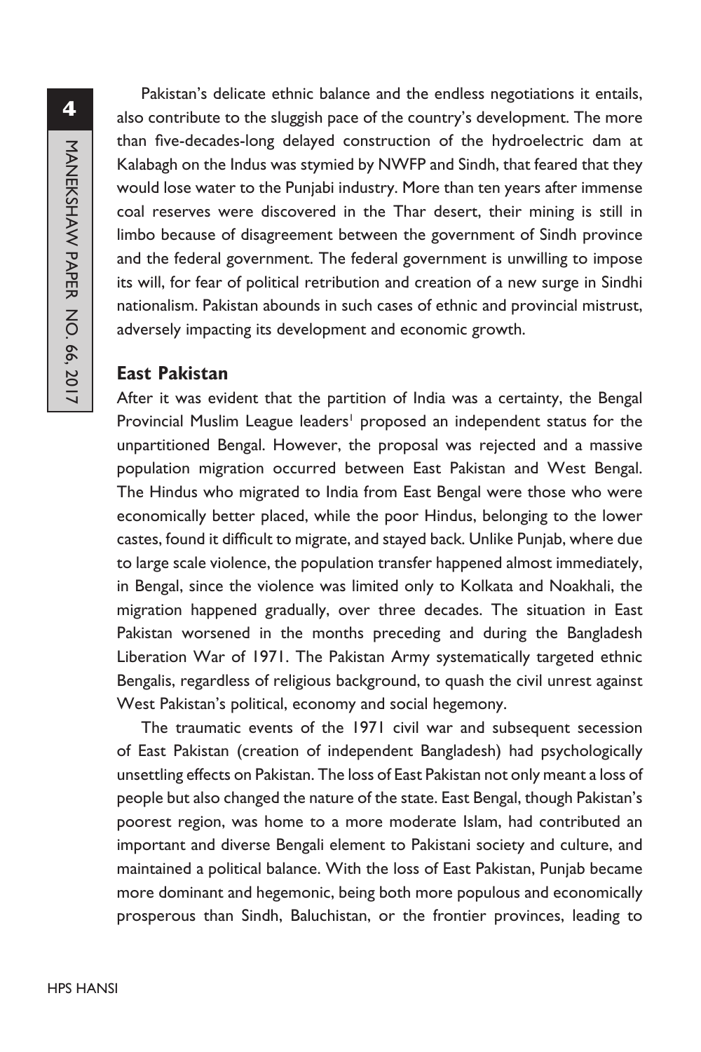Pakistan's delicate ethnic balance and the endless negotiations it entails, also contribute to the sluggish pace of the country's development. The more than five-decades-long delayed construction of the hydroelectric dam at Kalabagh on the Indus was stymied by NWFP and Sindh, that feared that they would lose water to the Punjabi industry. More than ten years after immense coal reserves were discovered in the Thar desert, their mining is still in limbo because of disagreement between the government of Sindh province and the federal government. The federal government is unwilling to impose its will, for fear of political retribution and creation of a new surge in Sindhi nationalism. Pakistan abounds in such cases of ethnic and provincial mistrust, adversely impacting its development and economic growth.

## East Pakistan

After it was evident that the partition of India was a certainty, the Bengal Provincial Muslim League leaders[1] proposed an independent status for the unpartitioned Bengal. However, the proposal was rejected and a massive population migration occurred between East Pakistan and West Bengal. The Hindus who migrated to India from East Bengal were those who were economically better placed, while the poor Hindus, belonging to the lower castes, found it difficult to migrate, and stayed back. Unlike Punjab, where due to large scale violence, the population transfer happened almost immediately, in Bengal, since the violence was limited only to Kolkata and Noakhali, the migration happened gradually, over three decades. The situation in East Pakistan worsened in the months preceding and during the Bangladesh Liberation War of 1971. The Pakistan Army systematically targeted ethnic Bengalis, regardless of religious background, to quash the civil unrest against West Pakistan's political, economy and social hegemony.

The traumatic events of the 1971 civil war and subsequent secession of East Pakistan (creation of independent Bangladesh) had psychologically unsettling effects on Pakistan. The loss of East Pakistan not only meant a loss of people but also changed the nature of the state. East Bengal, though Pakistan's poorest region, was home to a more moderate Islam, had contributed an important and diverse Bengali element to Pakistani society and culture, and maintained a political balance. With the loss of East Pakistan, Punjab became more dominant and hegemonic, being both more populous and economically prosperous than Sindh, Baluchistan, or the frontier provinces, leading to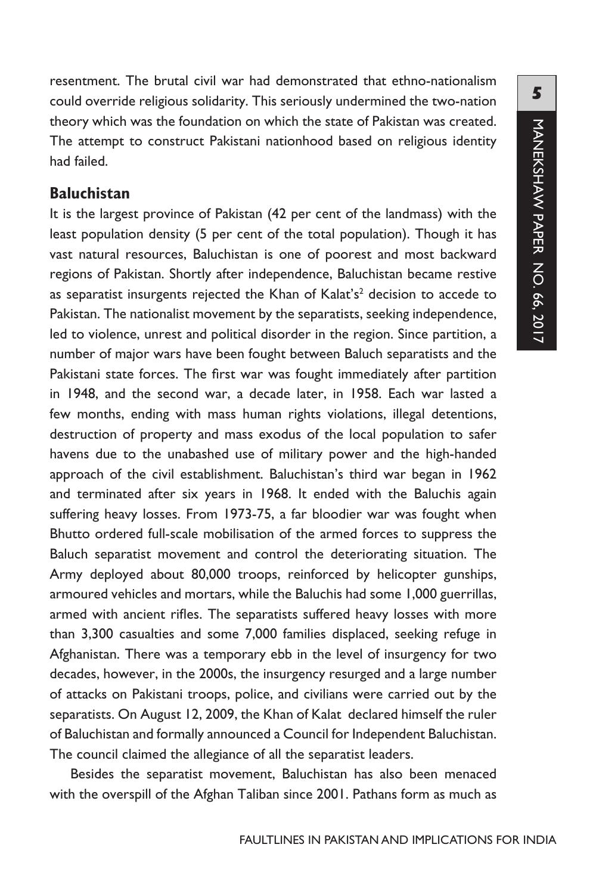resentment. The brutal civil war had demonstrated that ethno-nationalism could override religious solidarity. This seriously undermined the two-nation theory which was the foundation on which the state of Pakistan was created. The attempt to construct Pakistani nationhood based on religious identity had failed.

## Baluchistan

It is the largest province of Pakistan (42 per cent of the landmass) with the least population density (5 per cent of the total population). Though it has vast natural resources, Baluchistan is one of poorest and most backward regions of Pakistan. Shortly after independence, Baluchistan became restive as separatist insurgents rejected the Khan of Kalat's[2] decision to accede to Pakistan. The nationalist movement by the separatists, seeking independence, led to violence, unrest and political disorder in the region. Since partition, a number of major wars have been fought between Baluch separatists and the Pakistani state forces. The first war was fought immediately after partition in 1948, and the second war, a decade later, in 1958. Each war lasted a few months, ending with mass human rights violations, illegal detentions, destruction of property and mass exodus of the local population to safer havens due to the unabashed use of military power and the high-handed approach of the civil establishment. Baluchistan's third war began in 1962 and terminated after six years in 1968. It ended with the Baluchis again suffering heavy losses. From 1973-75, a far bloodier war was fought when Bhutto ordered full-scale mobilisation of the armed forces to suppress the Baluch separatist movement and control the deteriorating situation. The Army deployed about 80,000 troops, reinforced by helicopter gunships, armoured vehicles and mortars, while the Baluchis had some 1,000 guerrillas, armed with ancient rifles. The separatists suffered heavy losses with more than 3,300 casualties and some 7,000 families displaced, seeking refuge in Afghanistan. There was a temporary ebb in the level of insurgency for two decades, however, in the 2000s, the insurgency resurged and a large number of attacks on Pakistani troops, police, and civilians were carried out by the separatists. On August 12, 2009, the Khan of Kalat declared himself the ruler of Baluchistan and formally announced a Council for Independent Baluchistan. The council claimed the allegiance of all the separatist leaders.

Besides the separatist movement, Baluchistan has also been menaced with the overspill of the Afghan Taliban since 2001. Pathans form as much as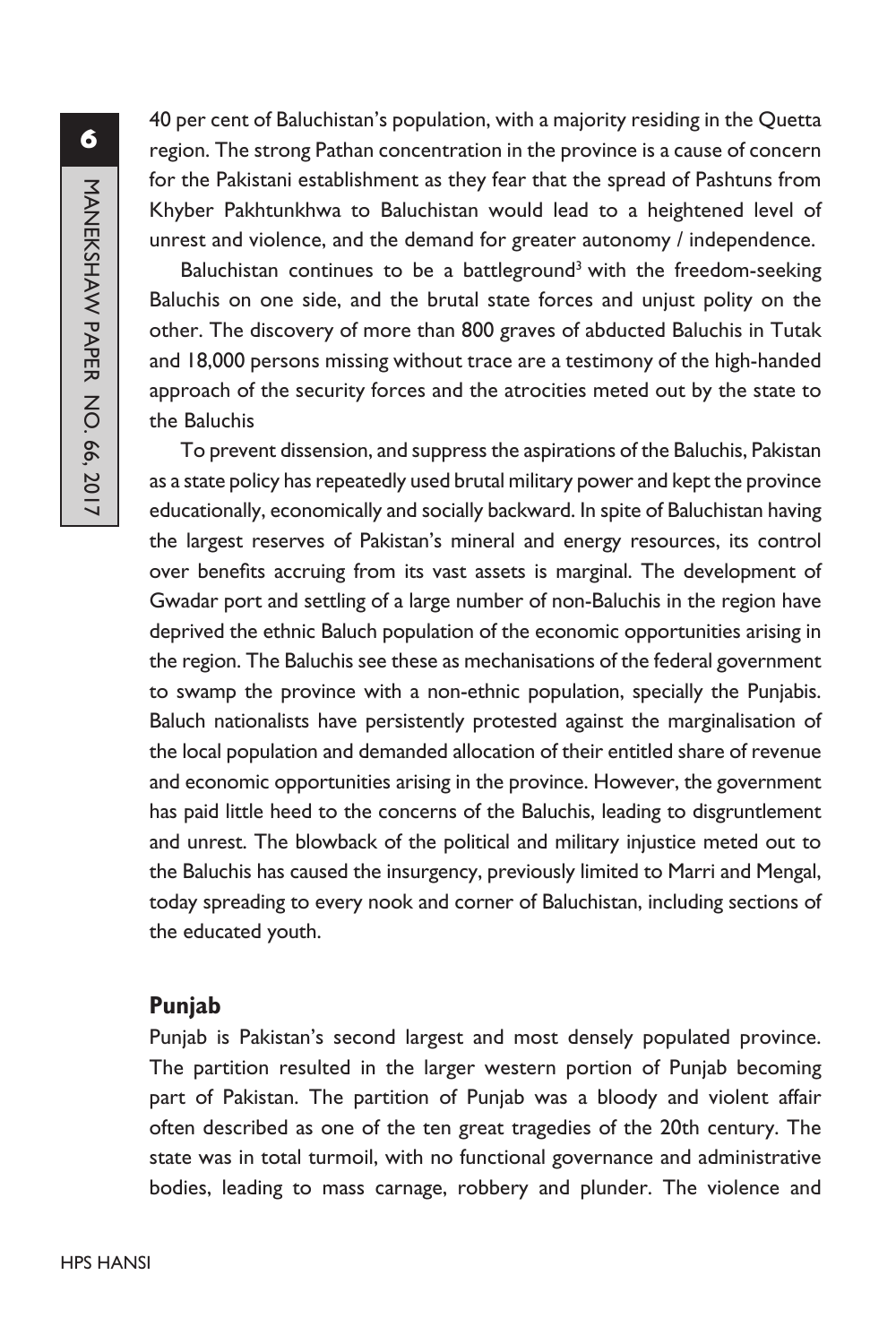40 per cent of Baluchistan's population, with a majority residing in the Quetta region. The strong Pathan concentration in the province is a cause of concern for the Pakistani establishment as they fear that the spread of Pashtuns from Khyber Pakhtunkhwa to Baluchistan would lead to a heightened level of unrest and violence, and the demand for greater autonomy / independence.

Baluchistan continues to be a battleground[3] with the freedom-seeking Baluchis on one side, and the brutal state forces and unjust polity on the other. The discovery of more than 800 graves of abducted Baluchis in Tutak and 18,000 persons missing without trace are a testimony of the high-handed approach of the security forces and the atrocities meted out by the state to the Baluchis

To prevent dissension, and suppress the aspirations of the Baluchis, Pakistan as a state policy has repeatedly used brutal military power and kept the province educationally, economically and socially backward. In spite of Baluchistan having the largest reserves of Pakistan's mineral and energy resources, its control over benefits accruing from its vast assets is marginal. The development of Gwadar port and settling of a large number of non-Baluchis in the region have deprived the ethnic Baluch population of the economic opportunities arising in the region. The Baluchis see these as mechanisations of the federal government to swamp the province with a non-ethnic population, specially the Punjabis. Baluch nationalists have persistently protested against the marginalisation of the local population and demanded allocation of their entitled share of revenue and economic opportunities arising in the province. However, the government has paid little heed to the concerns of the Baluchis, leading to disgruntlement and unrest. The blowback of the political and military injustice meted out to the Baluchis has caused the insurgency, previously limited to Marri and Mengal, today spreading to every nook and corner of Baluchistan, including sections of the educated youth.

## Punjab

Punjab is Pakistan's second largest and most densely populated province. The partition resulted in the larger western portion of Punjab becoming part of Pakistan. The partition of Punjab was a bloody and violent affair often described as one of the ten great tragedies of the 20th century. The state was in total turmoil, with no functional governance and administrative bodies, leading to mass carnage, robbery and plunder. The violence and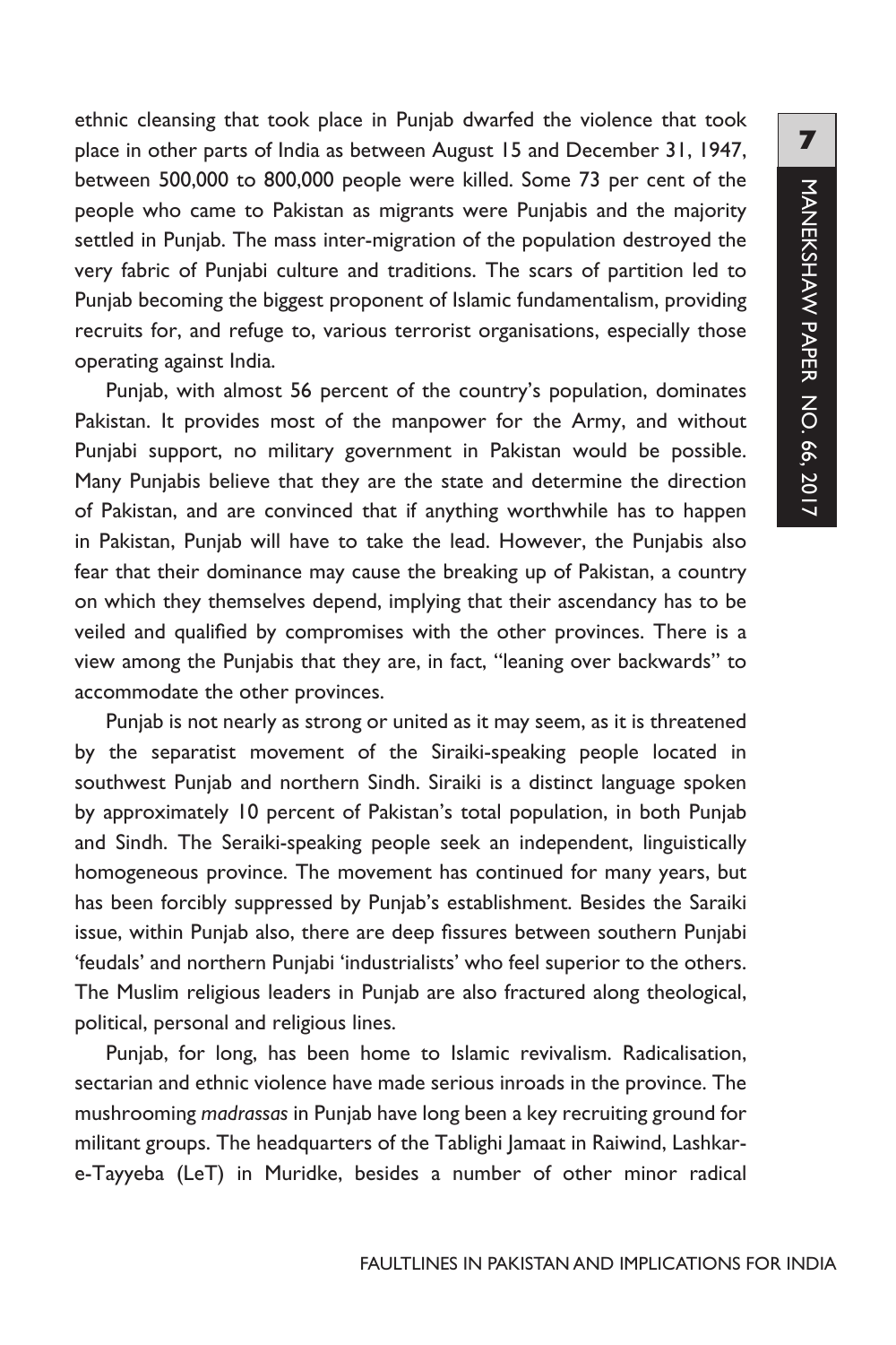ethnic cleansing that took place in Punjab dwarfed the violence that took place in other parts of India as between August 15 and December 31, 1947, between 500,000 to 800,000 people were killed. Some 73 per cent of the people who came to Pakistan as migrants were Punjabis and the majority settled in Punjab. The mass inter-migration of the population destroyed the very fabric of Punjabi culture and traditions. The scars of partition led to Punjab becoming the biggest proponent of Islamic fundamentalism, providing recruits for, and refuge to, various terrorist organisations, especially those operating against India.

Punjab, with almost 56 percent of the country's population, dominates Pakistan. It provides most of the manpower for the Army, and without Punjabi support, no military government in Pakistan would be possible. Many Punjabis believe that they are the state and determine the direction of Pakistan, and are convinced that if anything worthwhile has to happen in Pakistan, Punjab will have to take the lead. However, the Punjabis also fear that their dominance may cause the breaking up of Pakistan, a country on which they themselves depend, implying that their ascendancy has to be veiled and qualified by compromises with the other provinces. There is a view among the Punjabis that they are, in fact, "leaning over backwards" to accommodate the other provinces.

Punjab is not nearly as strong or united as it may seem, as it is threatened by the separatist movement of the Siraiki-speaking people located in southwest Punjab and northern Sindh. Siraiki is a distinct language spoken by approximately 10 percent of Pakistan's total population, in both Punjab and Sindh. The Seraiki-speaking people seek an independent, linguistically homogeneous province. The movement has continued for many years, but has been forcibly suppressed by Punjab's establishment. Besides the Saraiki issue, within Punjab also, there are deep fissures between southern Punjabi 'feudals' and northern Punjabi 'industrialists' who feel superior to the others. The Muslim religious leaders in Punjab are also fractured along theological, political, personal and religious lines.

Punjab, for long, has been home to Islamic revivalism. Radicalisation, sectarian and ethnic violence have made serious inroads in the province. The mushrooming *madrassas* in Punjab have long been a key recruiting ground for militant groups. The headquarters of the Tablighi Jamaat in Raiwind, Lashkar-e-Tayyeba (LeT) in Muridke, besides a number of other minor radical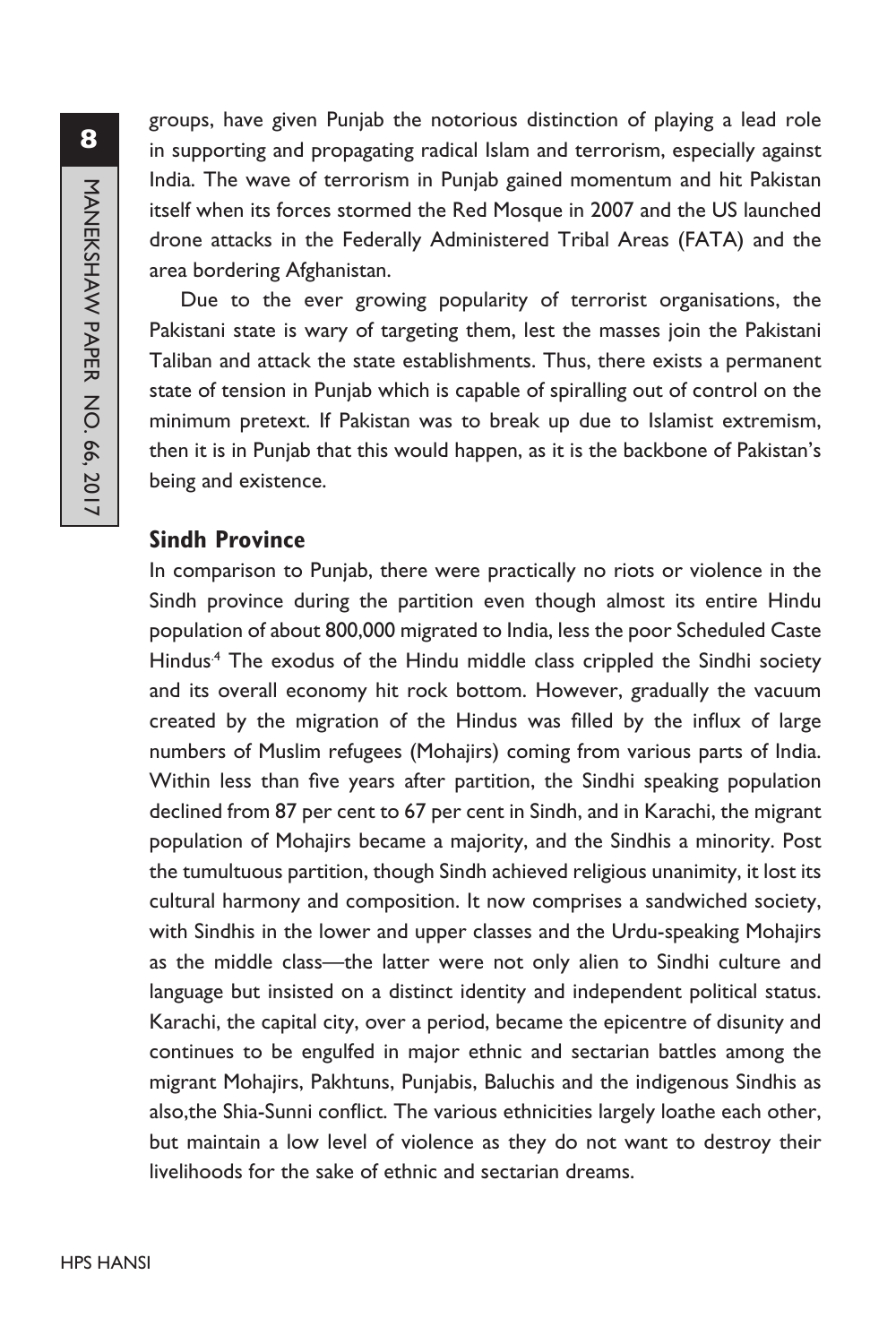groups, have given Punjab the notorious distinction of playing a lead role in supporting and propagating radical Islam and terrorism, especially against India. The wave of terrorism in Punjab gained momentum and hit Pakistan itself when its forces stormed the Red Mosque in 2007 and the US launched drone attacks in the Federally Administered Tribal Areas (FATA) and the area bordering Afghanistan.

Due to the ever growing popularity of terrorist organisations, the Pakistani state is wary of targeting them, lest the masses join the Pakistani Taliban and attack the state establishments. Thus, there exists a permanent state of tension in Punjab which is capable of spiralling out of control on the minimum pretext. If Pakistan was to break up due to Islamist extremism, then it is in Punjab that this would happen, as it is the backbone of Pakistan's being and existence.

## Sindh Province

In comparison to Punjab, there were practically no riots or violence in the Sindh province during the partition even though almost its entire Hindu population of about 800,000 migrated to India, less the poor Scheduled Caste Hindus.[4] The exodus of the Hindu middle class crippled the Sindhi society and its overall economy hit rock bottom. However, gradually the vacuum created by the migration of the Hindus was filled by the influx of large numbers of Muslim refugees (Mohajirs) coming from various parts of India. Within less than five years after partition, the Sindhi speaking population declined from 87 per cent to 67 per cent in Sindh, and in Karachi, the migrant population of Mohajirs became a majority, and the Sindhis a minority. Post the tumultuous partition, though Sindh achieved religious unanimity, it lost its cultural harmony and composition. It now comprises a sandwiched society, with Sindhis in the lower and upper classes and the Urdu-speaking Mohajirs as the middle class—the latter were not only alien to Sindhi culture and language but insisted on a distinct identity and independent political status. Karachi, the capital city, over a period, became the epicentre of disunity and continues to be engulfed in major ethnic and sectarian battles among the migrant Mohajirs, Pakhtuns, Punjabis, Baluchis and the indigenous Sindhis as also,the Shia-Sunni conflict. The various ethnicities largely loathe each other, but maintain a low level of violence as they do not want to destroy their livelihoods for the sake of ethnic and sectarian dreams.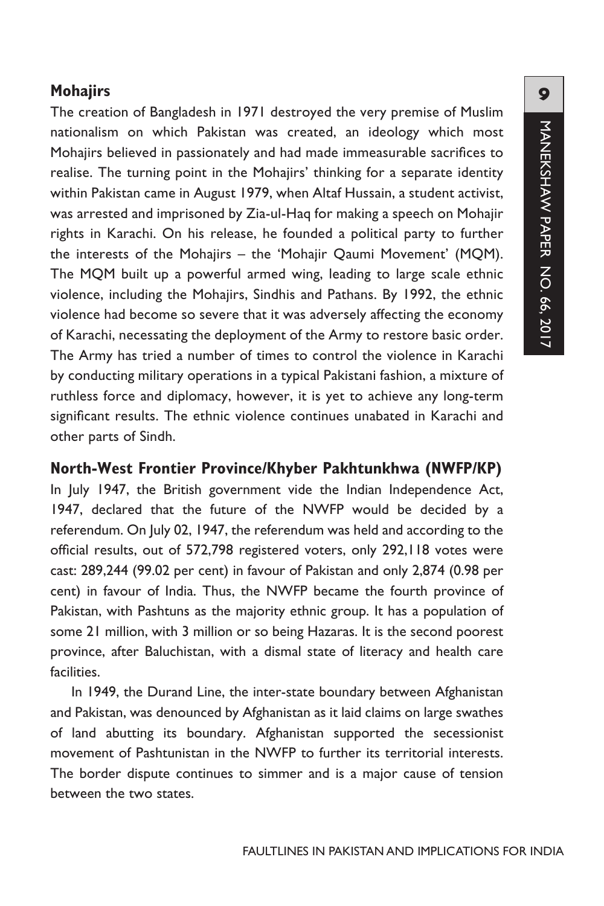### Mohajirs

The creation of Bangladesh in 1971 destroyed the very premise of Muslim nationalism on which Pakistan was created, an ideology which most Mohajirs believed in passionately and had made immeasurable sacrifices to realise. The turning point in the Mohajirs' thinking for a separate identity within Pakistan came in August 1979, when Altaf Hussain, a student activist, was arrested and imprisoned by Zia-ul-Haq for making a speech on Mohajir rights in Karachi. On his release, he founded a political party to further the interests of the Mohajirs – the 'Mohajir Qaumi Movement' (MQM). The MQM built up a powerful armed wing, leading to large scale ethnic violence, including the Mohajirs, Sindhis and Pathans. By 1992, the ethnic violence had become so severe that it was adversely affecting the economy of Karachi, necessating the deployment of the Army to restore basic order. The Army has tried a number of times to control the violence in Karachi by conducting military operations in a typical Pakistani fashion, a mixture of ruthless force and diplomacy, however, it is yet to achieve any long-term significant results. The ethnic violence continues unabated in Karachi and other parts of Sindh.

### North-West Frontier Province/Khyber Pakhtunkhwa (NWFP/KP)

In July 1947, the British government vide the Indian Independence Act, 1947, declared that the future of the NWFP would be decided by a referendum. On July 02, 1947, the referendum was held and according to the official results, out of 572,798 registered voters, only 292,118 votes were cast: 289,244 (99.02 per cent) in favour of Pakistan and only 2,874 (0.98 per cent) in favour of India. Thus, the NWFP became the fourth province of Pakistan, with Pashtuns as the majority ethnic group. It has a population of some 21 million, with 3 million or so being Hazaras. It is the second poorest province, after Baluchistan, with a dismal state of literacy and health care facilities.

In 1949, the Durand Line, the inter-state boundary between Afghanistan and Pakistan, was denounced by Afghanistan as it laid claims on large swathes of land abutting its boundary. Afghanistan supported the secessionist movement of Pashtunistan in the NWFP to further its territorial interests. The border dispute continues to simmer and is a major cause of tension between the two states.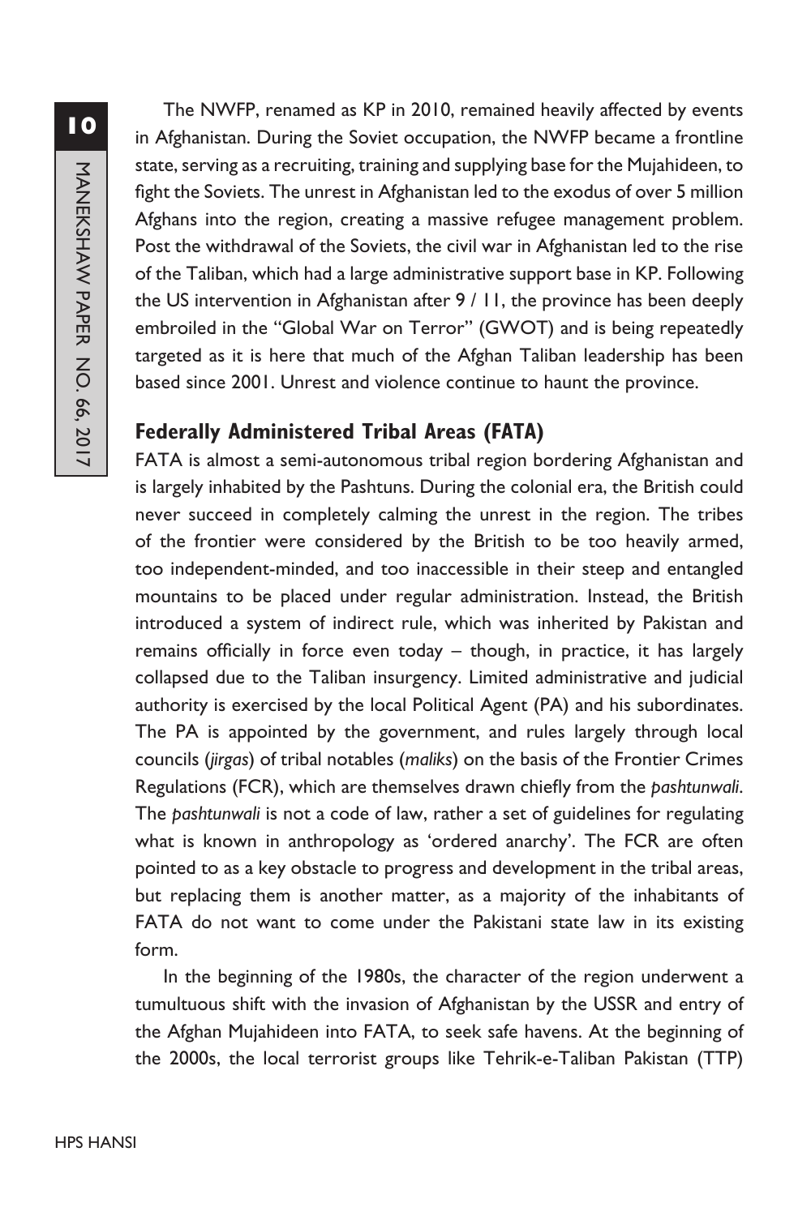The NWFP, renamed as KP in 2010, remained heavily affected by events in Afghanistan. During the Soviet occupation, the NWFP became a frontline state, serving as a recruiting, training and supplying base for the Mujahideen, to fight the Soviets. The unrest in Afghanistan led to the exodus of over 5 million Afghans into the region, creating a massive refugee management problem. Post the withdrawal of the Soviets, the civil war in Afghanistan led to the rise of the Taliban, which had a large administrative support base in KP. Following the US intervention in Afghanistan after 9 / 11, the province has been deeply embroiled in the "Global War on Terror" (GWOT) and is being repeatedly targeted as it is here that much of the Afghan Taliban leadership has been based since 2001. Unrest and violence continue to haunt the province.

## Federally Administered Tribal Areas (FATA)

FATA is almost a semi-autonomous tribal region bordering Afghanistan and is largely inhabited by the Pashtuns. During the colonial era, the British could never succeed in completely calming the unrest in the region. The tribes of the frontier were considered by the British to be too heavily armed, too independent-minded, and too inaccessible in their steep and entangled mountains to be placed under regular administration. Instead, the British introduced a system of indirect rule, which was inherited by Pakistan and remains officially in force even today – though, in practice, it has largely collapsed due to the Taliban insurgency. Limited administrative and judicial authority is exercised by the local Political Agent (PA) and his subordinates. The PA is appointed by the government, and rules largely through local councils (*jirgas*) of tribal notables (*maliks*) on the basis of the Frontier Crimes Regulations (FCR), which are themselves drawn chiefly from the *pashtunwali*. The *pashtunwali* is not a code of law, rather a set of guidelines for regulating what is known in anthropology as 'ordered anarchy'. The FCR are often pointed to as a key obstacle to progress and development in the tribal areas, but replacing them is another matter, as a majority of the inhabitants of FATA do not want to come under the Pakistani state law in its existing form.

In the beginning of the 1980s, the character of the region underwent a tumultuous shift with the invasion of Afghanistan by the USSR and entry of the Afghan Mujahideen into FATA, to seek safe havens. At the beginning of the 2000s, the local terrorist groups like Tehrik-e-Taliban Pakistan (TTP)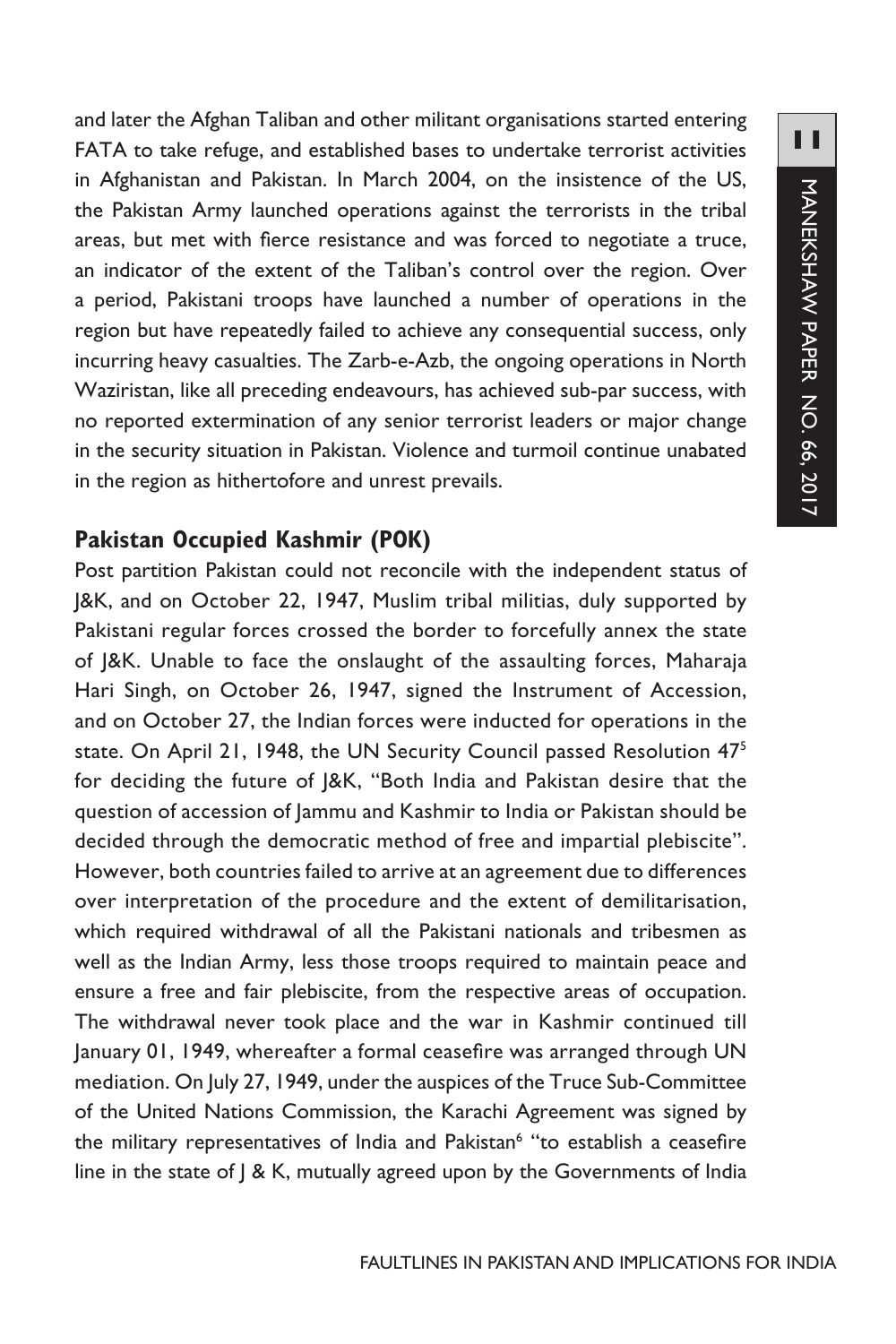and later the Afghan Taliban and other militant organisations started entering FATA to take refuge, and established bases to undertake terrorist activities in Afghanistan and Pakistan. In March 2004, on the insistence of the US, the Pakistan Army launched operations against the terrorists in the tribal areas, but met with fierce resistance and was forced to negotiate a truce, an indicator of the extent of the Taliban's control over the region. Over a period, Pakistani troops have launched a number of operations in the region but have repeatedly failed to achieve any consequential success, only incurring heavy casualties. The Zarb-e-Azb, the ongoing operations in North Waziristan, like all preceding endeavours, has achieved sub-par success, with no reported extermination of any senior terrorist leaders or major change in the security situation in Pakistan. Violence and turmoil continue unabated in the region as hithertofore and unrest prevails.

## Pakistan Occupied Kashmir (POK)

Post partition Pakistan could not reconcile with the independent status of J&K, and on October 22, 1947, Muslim tribal militias, duly supported by Pakistani regular forces crossed the border to forcefully annex the state of J&K. Unable to face the onslaught of the assaulting forces, Maharaja Hari Singh, on October 26, 1947, signed the Instrument of Accession, and on October 27, the Indian forces were inducted for operations in the state. On April 21, 1948, the UN Security Council passed Resolution 47[5] for deciding the future of J&K, "Both India and Pakistan desire that the question of accession of Jammu and Kashmir to India or Pakistan should be decided through the democratic method of free and impartial plebiscite". However, both countries failed to arrive at an agreement due to differences over interpretation of the procedure and the extent of demilitarisation, which required withdrawal of all the Pakistani nationals and tribesmen as well as the Indian Army, less those troops required to maintain peace and ensure a free and fair plebiscite, from the respective areas of occupation. The withdrawal never took place and the war in Kashmir continued till January 01, 1949, whereafter a formal ceasefire was arranged through UN mediation. On July 27, 1949, under the auspices of the Truce Sub-Committee of the United Nations Commission, the Karachi Agreement was signed by the military representatives of India and Pakistan[6] "to establish a ceasefire line in the state of J & K, mutually agreed upon by the Governments of India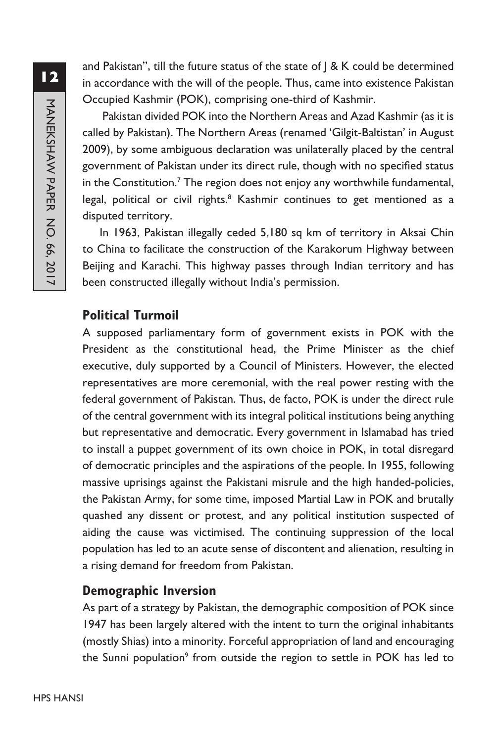and Pakistan", till the future status of the state of J & K could be determined in accordance with the will of the people. Thus, came into existence Pakistan Occupied Kashmir (POK), comprising one-third of Kashmir.

Pakistan divided POK into the Northern Areas and Azad Kashmir (as it is called by Pakistan). The Northern Areas (renamed 'Gilgit-Baltistan' in August 2009), by some ambiguous declaration was unilaterally placed by the central government of Pakistan under its direct rule, though with no specified status in the Constitution.[7] The region does not enjoy any worthwhile fundamental, legal, political or civil rights.[8] Kashmir continues to get mentioned as a disputed territory.

In 1963, Pakistan illegally ceded 5,180 sq km of territory in Aksai Chin to China to facilitate the construction of the Karakorum Highway between Beijing and Karachi. This highway passes through Indian territory and has been constructed illegally without India's permission.

## Political Turmoil

A supposed parliamentary form of government exists in POK with the President as the constitutional head, the Prime Minister as the chief executive, duly supported by a Council of Ministers. However, the elected representatives are more ceremonial, with the real power resting with the federal government of Pakistan. Thus, de facto, POK is under the direct rule of the central government with its integral political institutions being anything but representative and democratic. Every government in Islamabad has tried to install a puppet government of its own choice in POK, in total disregard of democratic principles and the aspirations of the people. In 1955, following massive uprisings against the Pakistani misrule and the high handed-policies, the Pakistan Army, for some time, imposed Martial Law in POK and brutally quashed any dissent or protest, and any political institution suspected of aiding the cause was victimised. The continuing suppression of the local population has led to an acute sense of discontent and alienation, resulting in a rising demand for freedom from Pakistan.

## Demographic Inversion

As part of a strategy by Pakistan, the demographic composition of POK since 1947 has been largely altered with the intent to turn the original inhabitants (mostly Shias) into a minority. Forceful appropriation of land and encouraging the Sunni population[9] from outside the region to settle in POK has led to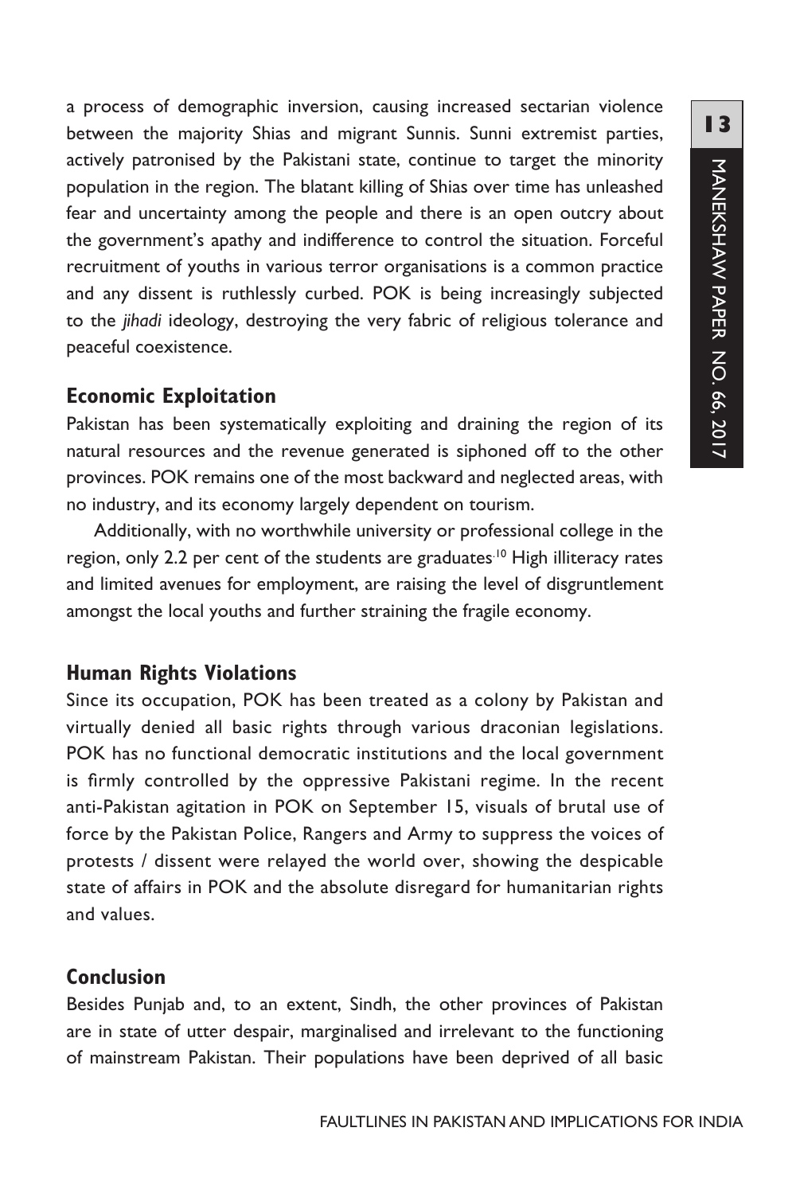a process of demographic inversion, causing increased sectarian violence between the majority Shias and migrant Sunnis. Sunni extremist parties, actively patronised by the Pakistani state, continue to target the minority population in the region. The blatant killing of Shias over time has unleashed fear and uncertainty among the people and there is an open outcry about the government's apathy and indifference to control the situation. Forceful recruitment of youths in various terror organisations is a common practice and any dissent is ruthlessly curbed. POK is being increasingly subjected to the *jihadi* ideology, destroying the very fabric of religious tolerance and peaceful coexistence.

## Economic Exploitation

Pakistan has been systematically exploiting and draining the region of its natural resources and the revenue generated is siphoned off to the other provinces. POK remains one of the most backward and neglected areas, with no industry, and its economy largely dependent on tourism.

Additionally, with no worthwhile university or professional college in the region, only 2.2 per cent of the students are graduates.[10] High illiteracy rates and limited avenues for employment, are raising the level of disgruntlement amongst the local youths and further straining the fragile economy.

## Human Rights Violations

Since its occupation, POK has been treated as a colony by Pakistan and virtually denied all basic rights through various draconian legislations. POK has no functional democratic institutions and the local government is firmly controlled by the oppressive Pakistani regime. In the recent anti-Pakistan agitation in POK on September 15, visuals of brutal use of force by the Pakistan Police, Rangers and Army to suppress the voices of protests / dissent were relayed the world over, showing the despicable state of affairs in POK and the absolute disregard for humanitarian rights and values.

## Conclusion

Besides Punjab and, to an extent, Sindh, the other provinces of Pakistan are in state of utter despair, marginalised and irrelevant to the functioning of mainstream Pakistan. Their populations have been deprived of all basic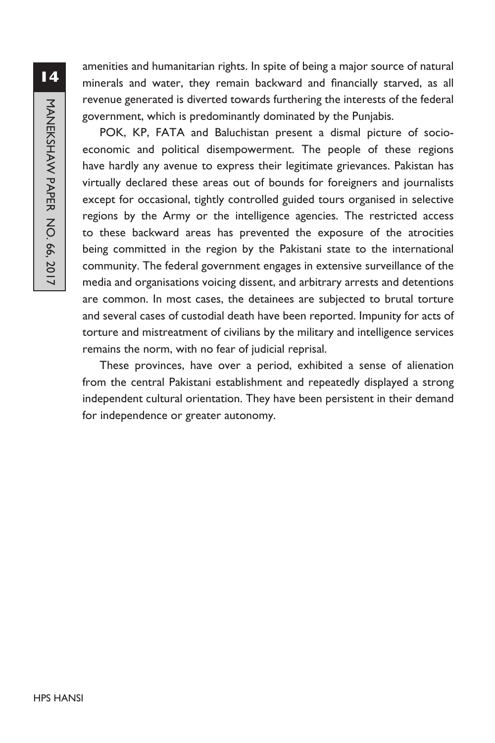amenities and humanitarian rights. In spite of being a major source of natural minerals and water, they remain backward and financially starved, as all revenue generated is diverted towards furthering the interests of the federal government, which is predominantly dominated by the Punjabis.

POK, KP, FATA and Baluchistan present a dismal picture of socio-economic and political disempowerment. The people of these regions have hardly any avenue to express their legitimate grievances. Pakistan has virtually declared these areas out of bounds for foreigners and journalists except for occasional, tightly controlled guided tours organised in selective regions by the Army or the intelligence agencies. The restricted access to these backward areas has prevented the exposure of the atrocities being committed in the region by the Pakistani state to the international community. The federal government engages in extensive surveillance of the media and organisations voicing dissent, and arbitrary arrests and detentions are common. In most cases, the detainees are subjected to brutal torture and several cases of custodial death have been reported. Impunity for acts of torture and mistreatment of civilians by the military and intelligence services remains the norm, with no fear of judicial reprisal.

These provinces, have over a period, exhibited a sense of alienation from the central Pakistani establishment and repeatedly displayed a strong independent cultural orientation. They have been persistent in their demand for independence or greater autonomy.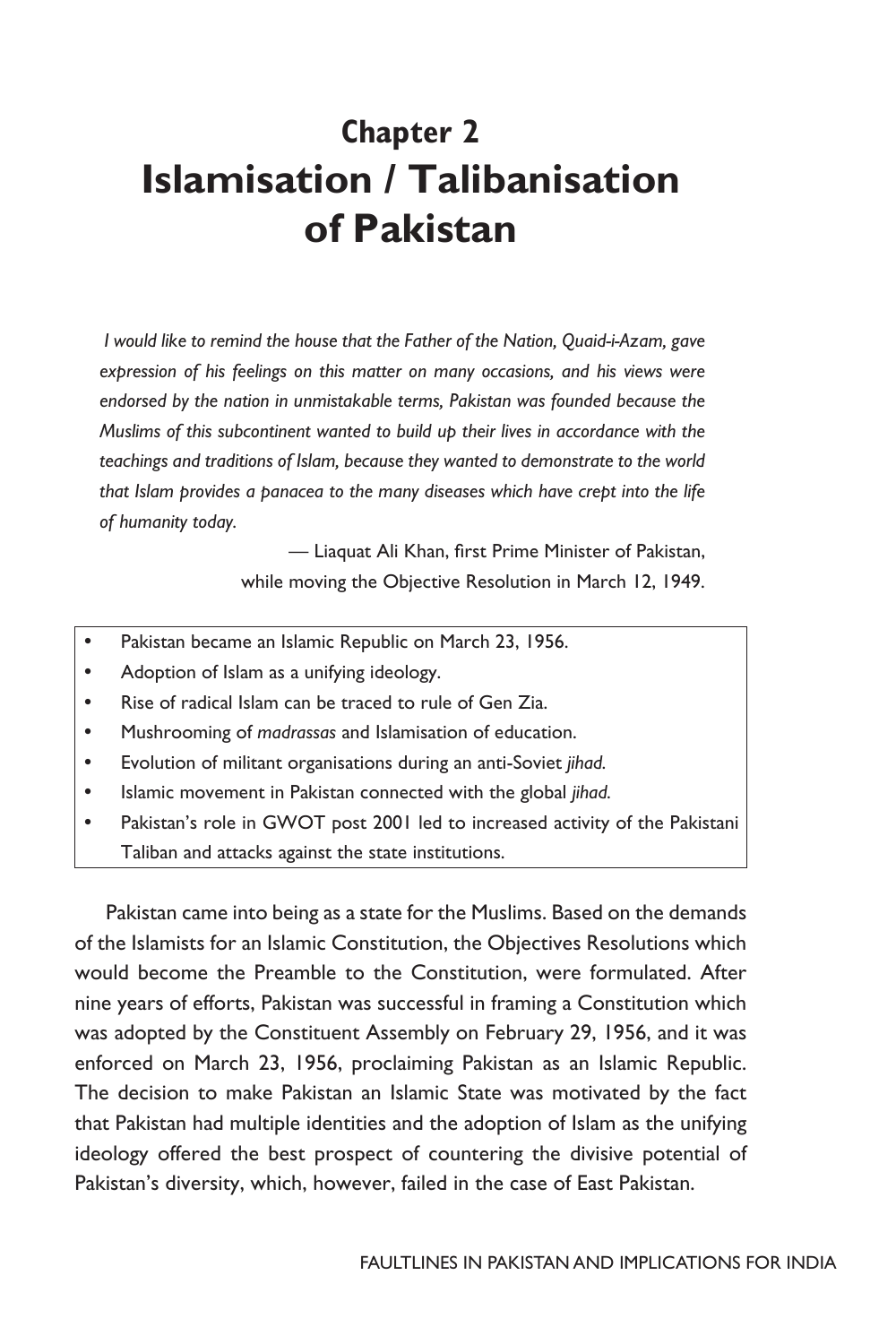# Chapter 2
# Islamisation / Talibanisation of Pakistan

*I would like to remind the house that the Father of the Nation, Quaid-i-Azam, gave expression of his feelings on this matter on many occasions, and his views were endorsed by the nation in unmistakable terms, Pakistan was founded because the Muslims of this subcontinent wanted to build up their lives in accordance with the teachings and traditions of Islam, because they wanted to demonstrate to the world that Islam provides a panacea to the many diseases which have crept into the life of humanity today.*

— Liaquat Ali Khan, first Prime Minister of Pakistan, while moving the Objective Resolution in March 12, 1949.

- Pakistan became an Islamic Republic on March 23, 1956.
- Adoption of Islam as a unifying ideology.
- Rise of radical Islam can be traced to rule of Gen Zia.
- Mushrooming of *madrassas* and Islamisation of education.
- Evolution of militant organisations during an anti-Soviet *jihad*.
- Islamic movement in Pakistan connected with the global *jihad*.
- Pakistan's role in GWOT post 2001 led to increased activity of the Pakistani Taliban and attacks against the state institutions.

Pakistan came into being as a state for the Muslims. Based on the demands of the Islamists for an Islamic Constitution, the Objectives Resolutions which would become the Preamble to the Constitution, were formulated. After nine years of efforts, Pakistan was successful in framing a Constitution which was adopted by the Constituent Assembly on February 29, 1956, and it was enforced on March 23, 1956, proclaiming Pakistan as an Islamic Republic. The decision to make Pakistan an Islamic State was motivated by the fact that Pakistan had multiple identities and the adoption of Islam as the unifying ideology offered the best prospect of countering the divisive potential of Pakistan's diversity, which, however, failed in the case of East Pakistan.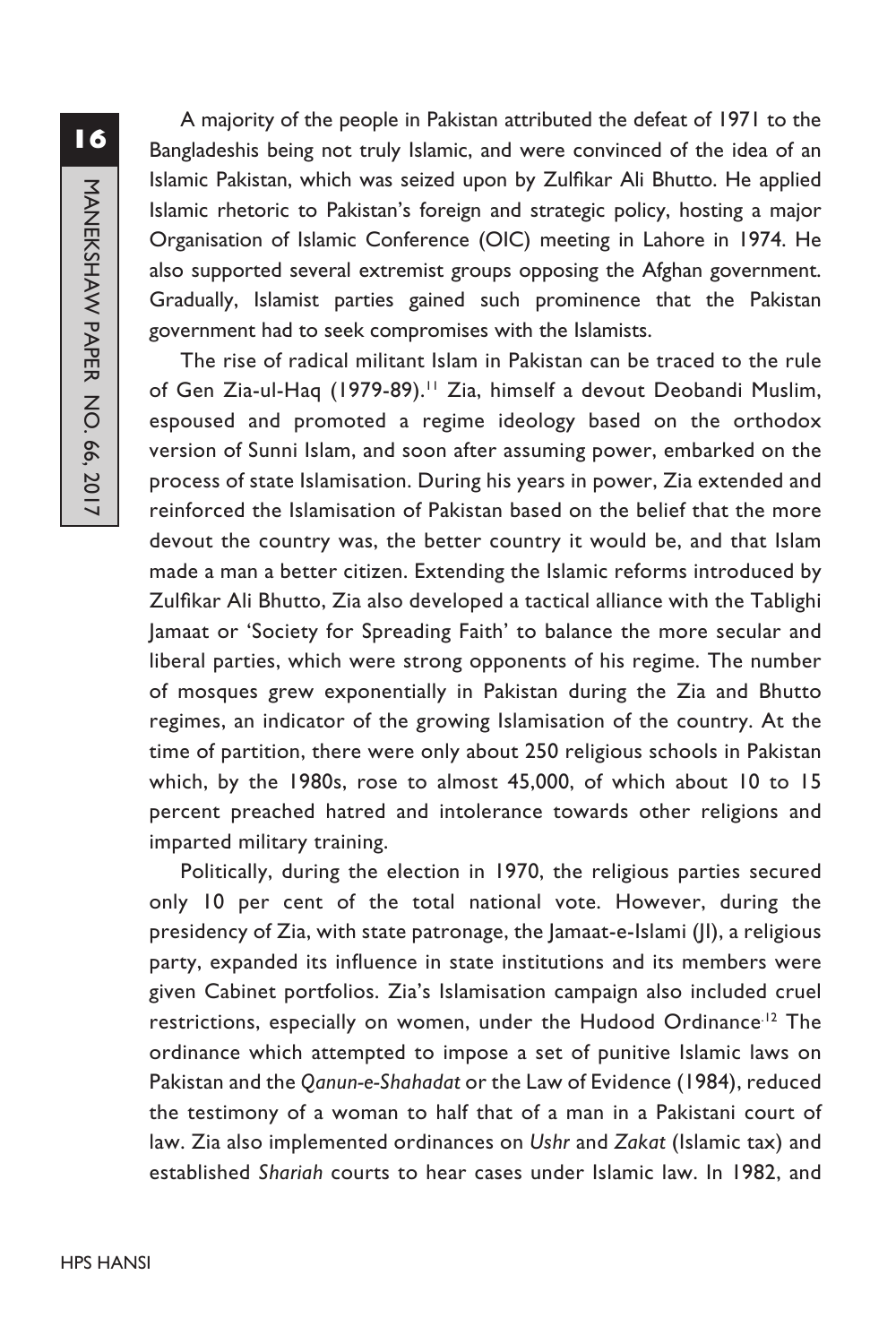A majority of the people in Pakistan attributed the defeat of 1971 to the Bangladeshis being not truly Islamic, and were convinced of the idea of an Islamic Pakistan, which was seized upon by Zulfikar Ali Bhutto. He applied Islamic rhetoric to Pakistan's foreign and strategic policy, hosting a major Organisation of Islamic Conference (OIC) meeting in Lahore in 1974. He also supported several extremist groups opposing the Afghan government. Gradually, Islamist parties gained such prominence that the Pakistan government had to seek compromises with the Islamists.

The rise of radical militant Islam in Pakistan can be traced to the rule of Gen Zia-ul-Haq (1979-89).[11] Zia, himself a devout Deobandi Muslim, espoused and promoted a regime ideology based on the orthodox version of Sunni Islam, and soon after assuming power, embarked on the process of state Islamisation. During his years in power, Zia extended and reinforced the Islamisation of Pakistan based on the belief that the more devout the country was, the better country it would be, and that Islam made a man a better citizen. Extending the Islamic reforms introduced by Zulfikar Ali Bhutto, Zia also developed a tactical alliance with the Tablighi Jamaat or 'Society for Spreading Faith' to balance the more secular and liberal parties, which were strong opponents of his regime. The number of mosques grew exponentially in Pakistan during the Zia and Bhutto regimes, an indicator of the growing Islamisation of the country. At the time of partition, there were only about 250 religious schools in Pakistan which, by the 1980s, rose to almost 45,000, of which about 10 to 15 percent preached hatred and intolerance towards other religions and imparted military training.

Politically, during the election in 1970, the religious parties secured only 10 per cent of the total national vote. However, during the presidency of Zia, with state patronage, the Jamaat-e-Islami (JI), a religious party, expanded its influence in state institutions and its members were given Cabinet portfolios. Zia's Islamisation campaign also included cruel restrictions, especially on women, under the Hudood Ordinance.[12] The ordinance which attempted to impose a set of punitive Islamic laws on Pakistan and the *Qanun-e-Shahadat* or the Law of Evidence (1984), reduced the testimony of a woman to half that of a man in a Pakistani court of law. Zia also implemented ordinances on *Ushr* and *Zakat* (Islamic tax) and established *Shariah* courts to hear cases under Islamic law. In 1982, and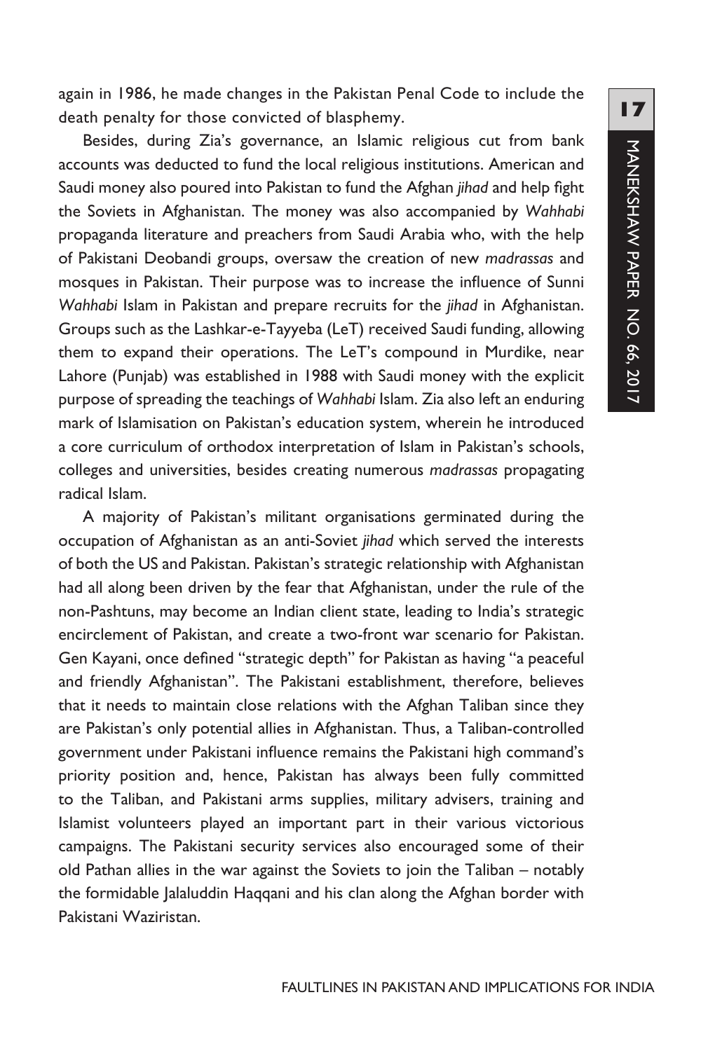again in 1986, he made changes in the Pakistan Penal Code to include the death penalty for those convicted of blasphemy.

Besides, during Zia's governance, an Islamic religious cut from bank accounts was deducted to fund the local religious institutions. American and Saudi money also poured into Pakistan to fund the Afghan *jihad* and help fight the Soviets in Afghanistan. The money was also accompanied by *Wahhabi* propaganda literature and preachers from Saudi Arabia who, with the help of Pakistani Deobandi groups, oversaw the creation of new *madrassas* and mosques in Pakistan. Their purpose was to increase the influence of Sunni *Wahhabi* Islam in Pakistan and prepare recruits for the *jihad* in Afghanistan. Groups such as the Lashkar-e-Tayyeba (LeT) received Saudi funding, allowing them to expand their operations. The LeT's compound in Murdike, near Lahore (Punjab) was established in 1988 with Saudi money with the explicit purpose of spreading the teachings of *Wahhabi* Islam. Zia also left an enduring mark of Islamisation on Pakistan's education system, wherein he introduced a core curriculum of orthodox interpretation of Islam in Pakistan's schools, colleges and universities, besides creating numerous *madrassas* propagating radical Islam.

A majority of Pakistan's militant organisations germinated during the occupation of Afghanistan as an anti-Soviet *jihad* which served the interests of both the US and Pakistan. Pakistan's strategic relationship with Afghanistan had all along been driven by the fear that Afghanistan, under the rule of the non-Pashtuns, may become an Indian client state, leading to India's strategic encirclement of Pakistan, and create a two-front war scenario for Pakistan. Gen Kayani, once defined "strategic depth" for Pakistan as having "a peaceful and friendly Afghanistan". The Pakistani establishment, therefore, believes that it needs to maintain close relations with the Afghan Taliban since they are Pakistan's only potential allies in Afghanistan. Thus, a Taliban-controlled government under Pakistani influence remains the Pakistani high command's priority position and, hence, Pakistan has always been fully committed to the Taliban, and Pakistani arms supplies, military advisers, training and Islamist volunteers played an important part in their various victorious campaigns. The Pakistani security services also encouraged some of their old Pathan allies in the war against the Soviets to join the Taliban – notably the formidable Jalaluddin Haqqani and his clan along the Afghan border with Pakistani Waziristan.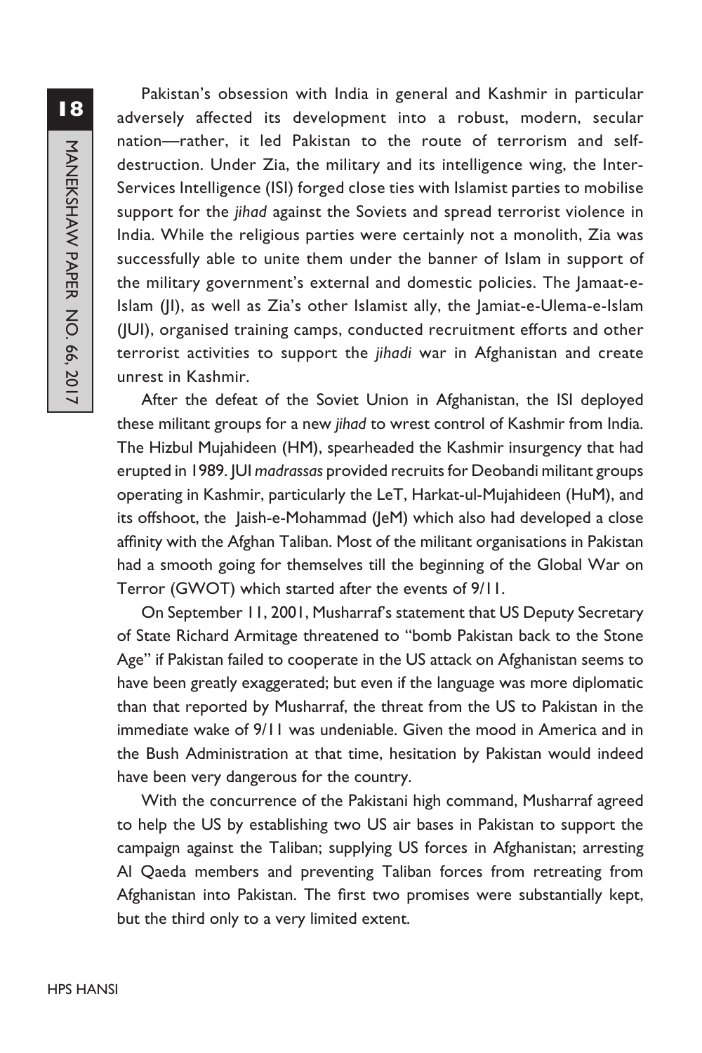Pakistan's obsession with India in general and Kashmir in particular adversely affected its development into a robust, modern, secular nation—rather, it led Pakistan to the route of terrorism and self-destruction. Under Zia, the military and its intelligence wing, the Inter-Services Intelligence (ISI) forged close ties with Islamist parties to mobilise support for the *jihad* against the Soviets and spread terrorist violence in India. While the religious parties were certainly not a monolith, Zia was successfully able to unite them under the banner of Islam in support of the military government's external and domestic policies. The Jamaat-e-Islam (JI), as well as Zia's other Islamist ally, the Jamiat-e-Ulema-e-Islam (JUI), organised training camps, conducted recruitment efforts and other terrorist activities to support the *jihadi* war in Afghanistan and create unrest in Kashmir.

After the defeat of the Soviet Union in Afghanistan, the ISI deployed these militant groups for a new *jihad* to wrest control of Kashmir from India. The Hizbul Mujahideen (HM), spearheaded the Kashmir insurgency that had erupted in 1989. JUI *madrassas* provided recruits for Deobandi militant groups operating in Kashmir, particularly the LeT, Harkat-ul-Mujahideen (HuM), and its offshoot, the Jaish-e-Mohammad (JeM) which also had developed a close affinity with the Afghan Taliban. Most of the militant organisations in Pakistan had a smooth going for themselves till the beginning of the Global War on Terror (GWOT) which started after the events of 9/11.

On September 11, 2001, Musharraf's statement that US Deputy Secretary of State Richard Armitage threatened to "bomb Pakistan back to the Stone Age" if Pakistan failed to cooperate in the US attack on Afghanistan seems to have been greatly exaggerated; but even if the language was more diplomatic than that reported by Musharraf, the threat from the US to Pakistan in the immediate wake of 9/11 was undeniable. Given the mood in America and in the Bush Administration at that time, hesitation by Pakistan would indeed have been very dangerous for the country.

With the concurrence of the Pakistani high command, Musharraf agreed to help the US by establishing two US air bases in Pakistan to support the campaign against the Taliban; supplying US forces in Afghanistan; arresting Al Qaeda members and preventing Taliban forces from retreating from Afghanistan into Pakistan. The first two promises were substantially kept, but the third only to a very limited extent.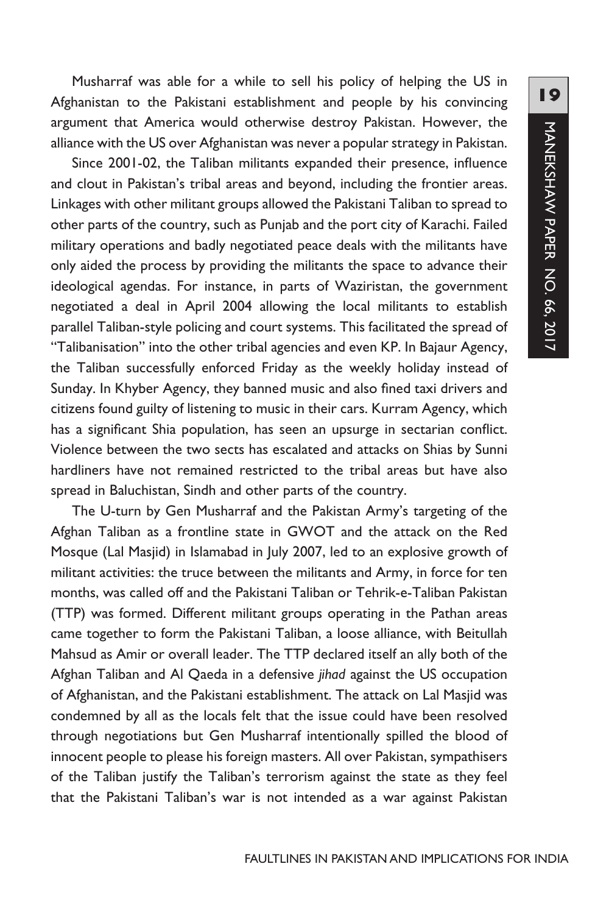Musharraf was able for a while to sell his policy of helping the US in Afghanistan to the Pakistani establishment and people by his convincing argument that America would otherwise destroy Pakistan. However, the alliance with the US over Afghanistan was never a popular strategy in Pakistan.

Since 2001-02, the Taliban militants expanded their presence, influence and clout in Pakistan's tribal areas and beyond, including the frontier areas. Linkages with other militant groups allowed the Pakistani Taliban to spread to other parts of the country, such as Punjab and the port city of Karachi. Failed military operations and badly negotiated peace deals with the militants have only aided the process by providing the militants the space to advance their ideological agendas. For instance, in parts of Waziristan, the government negotiated a deal in April 2004 allowing the local militants to establish parallel Taliban-style policing and court systems. This facilitated the spread of "Talibanisation" into the other tribal agencies and even KP. In Bajaur Agency, the Taliban successfully enforced Friday as the weekly holiday instead of Sunday. In Khyber Agency, they banned music and also fined taxi drivers and citizens found guilty of listening to music in their cars. Kurram Agency, which has a significant Shia population, has seen an upsurge in sectarian conflict. Violence between the two sects has escalated and attacks on Shias by Sunni hardliners have not remained restricted to the tribal areas but have also spread in Baluchistan, Sindh and other parts of the country.

The U-turn by Gen Musharraf and the Pakistan Army's targeting of the Afghan Taliban as a frontline state in GWOT and the attack on the Red Mosque (Lal Masjid) in Islamabad in July 2007, led to an explosive growth of militant activities: the truce between the militants and Army, in force for ten months, was called off and the Pakistani Taliban or Tehrik-e-Taliban Pakistan (TTP) was formed. Different militant groups operating in the Pathan areas came together to form the Pakistani Taliban, a loose alliance, with Beitullah Mahsud as Amir or overall leader. The TTP declared itself an ally both of the Afghan Taliban and Al Qaeda in a defensive *jihad* against the US occupation of Afghanistan, and the Pakistani establishment. The attack on Lal Masjid was condemned by all as the locals felt that the issue could have been resolved through negotiations but Gen Musharraf intentionally spilled the blood of innocent people to please his foreign masters. All over Pakistan, sympathisers of the Taliban justify the Taliban's terrorism against the state as they feel that the Pakistani Taliban's war is not intended as a war against Pakistan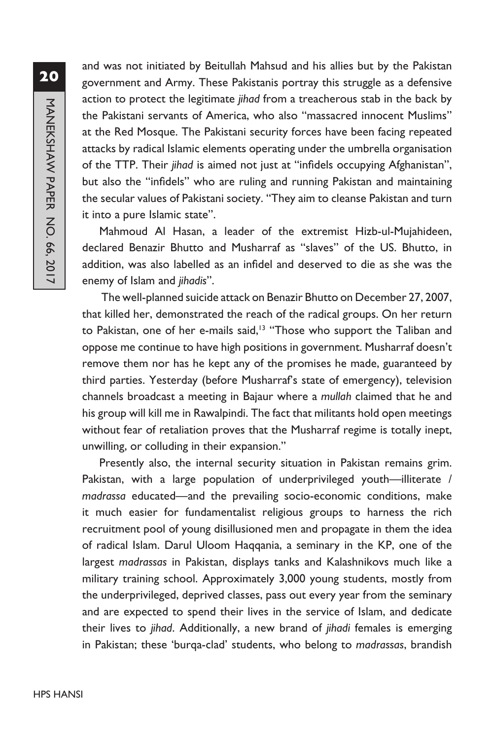and was not initiated by Beitullah Mahsud and his allies but by the Pakistan government and Army. These Pakistanis portray this struggle as a defensive action to protect the legitimate *jihad* from a treacherous stab in the back by the Pakistani servants of America, who also "massacred innocent Muslims" at the Red Mosque. The Pakistani security forces have been facing repeated attacks by radical Islamic elements operating under the umbrella organisation of the TTP. Their *jihad* is aimed not just at "infidels occupying Afghanistan", but also the "infidels" who are ruling and running Pakistan and maintaining the secular values of Pakistani society. "They aim to cleanse Pakistan and turn it into a pure Islamic state".

Mahmoud Al Hasan, a leader of the extremist Hizb-ul-Mujahideen, declared Benazir Bhutto and Musharraf as "slaves" of the US. Bhutto, in addition, was also labelled as an infidel and deserved to die as she was the enemy of Islam and *jihadis*".

The well-planned suicide attack on Benazir Bhutto on December 27, 2007, that killed her, demonstrated the reach of the radical groups. On her return to Pakistan, one of her e-mails said,[13] "Those who support the Taliban and oppose me continue to have high positions in government. Musharraf doesn't remove them nor has he kept any of the promises he made, guaranteed by third parties. Yesterday (before Musharraf's state of emergency), television channels broadcast a meeting in Bajaur where a *mullah* claimed that he and his group will kill me in Rawalpindi. The fact that militants hold open meetings without fear of retaliation proves that the Musharraf regime is totally inept, unwilling, or colluding in their expansion."

Presently also, the internal security situation in Pakistan remains grim. Pakistan, with a large population of underprivileged youth—illiterate / *madrassa* educated—and the prevailing socio-economic conditions, make it much easier for fundamentalist religious groups to harness the rich recruitment pool of young disillusioned men and propagate in them the idea of radical Islam. Darul Uloom Haqqania, a seminary in the KP, one of the largest *madrassas* in Pakistan, displays tanks and Kalashnikovs much like a military training school. Approximately 3,000 young students, mostly from the underprivileged, deprived classes, pass out every year from the seminary and are expected to spend their lives in the service of Islam, and dedicate their lives to *jihad*. Additionally, a new brand of *jihadi* females is emerging in Pakistan; these 'burqa-clad' students, who belong to *madrassas*, brandish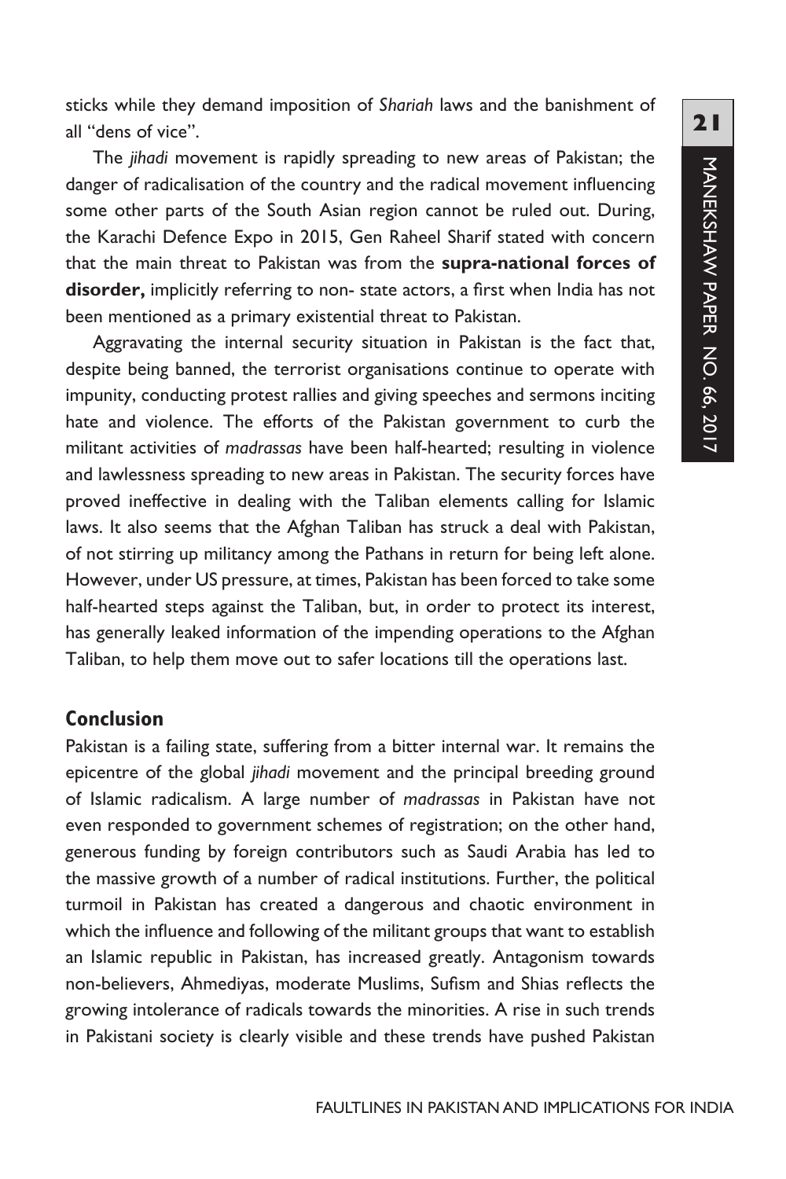sticks while they demand imposition of *Shariah* laws and the banishment of all "dens of vice".

The *jihadi* movement is rapidly spreading to new areas of Pakistan; the danger of radicalisation of the country and the radical movement influencing some other parts of the South Asian region cannot be ruled out. During, the Karachi Defence Expo in 2015, Gen Raheel Sharif stated with concern that the main threat to Pakistan was from the **supra-national forces of disorder,** implicitly referring to non- state actors, a first when India has not been mentioned as a primary existential threat to Pakistan.

Aggravating the internal security situation in Pakistan is the fact that, despite being banned, the terrorist organisations continue to operate with impunity, conducting protest rallies and giving speeches and sermons inciting hate and violence. The efforts of the Pakistan government to curb the militant activities of *madrassas* have been half-hearted; resulting in violence and lawlessness spreading to new areas in Pakistan. The security forces have proved ineffective in dealing with the Taliban elements calling for Islamic laws. It also seems that the Afghan Taliban has struck a deal with Pakistan, of not stirring up militancy among the Pathans in return for being left alone. However, under US pressure, at times, Pakistan has been forced to take some half-hearted steps against the Taliban, but, in order to protect its interest, has generally leaked information of the impending operations to the Afghan Taliban, to help them move out to safer locations till the operations last.

## Conclusion

Pakistan is a failing state, suffering from a bitter internal war. It remains the epicentre of the global *jihadi* movement and the principal breeding ground of Islamic radicalism. A large number of *madrassas* in Pakistan have not even responded to government schemes of registration; on the other hand, generous funding by foreign contributors such as Saudi Arabia has led to the massive growth of a number of radical institutions. Further, the political turmoil in Pakistan has created a dangerous and chaotic environment in which the influence and following of the militant groups that want to establish an Islamic republic in Pakistan, has increased greatly. Antagonism towards non-believers, Ahmediyas, moderate Muslims, Sufism and Shias reflects the growing intolerance of radicals towards the minorities. A rise in such trends in Pakistani society is clearly visible and these trends have pushed Pakistan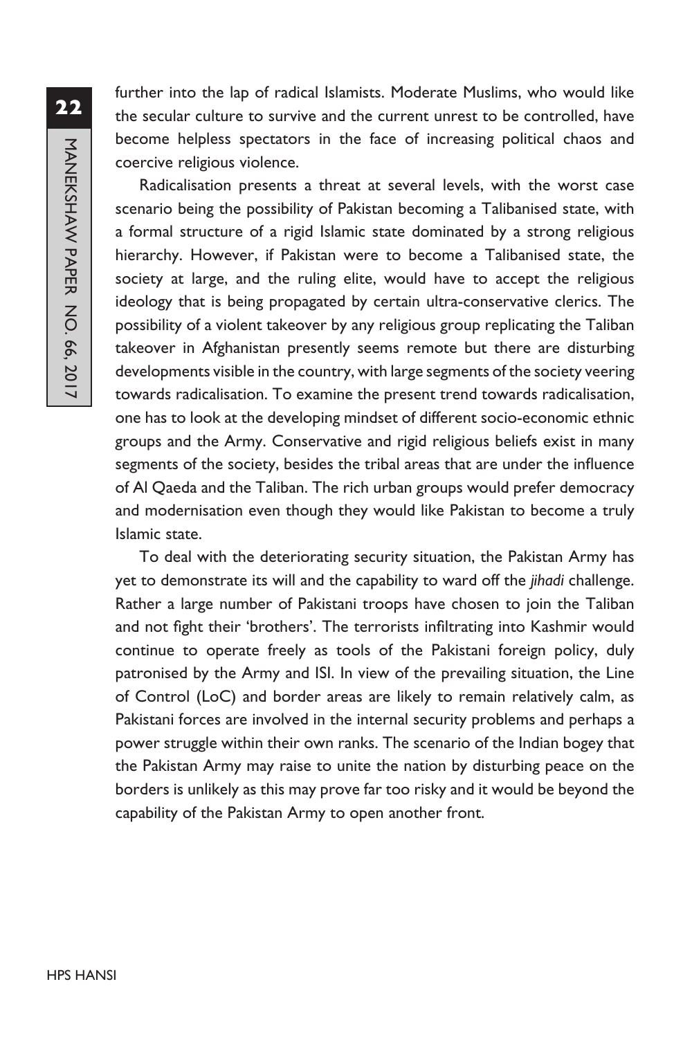further into the lap of radical Islamists. Moderate Muslims, who would like the secular culture to survive and the current unrest to be controlled, have become helpless spectators in the face of increasing political chaos and coercive religious violence.

Radicalisation presents a threat at several levels, with the worst case scenario being the possibility of Pakistan becoming a Talibanised state, with a formal structure of a rigid Islamic state dominated by a strong religious hierarchy. However, if Pakistan were to become a Talibanised state, the society at large, and the ruling elite, would have to accept the religious ideology that is being propagated by certain ultra-conservative clerics. The possibility of a violent takeover by any religious group replicating the Taliban takeover in Afghanistan presently seems remote but there are disturbing developments visible in the country, with large segments of the society veering towards radicalisation. To examine the present trend towards radicalisation, one has to look at the developing mindset of different socio-economic ethnic groups and the Army. Conservative and rigid religious beliefs exist in many segments of the society, besides the tribal areas that are under the influence of Al Qaeda and the Taliban. The rich urban groups would prefer democracy and modernisation even though they would like Pakistan to become a truly Islamic state.

To deal with the deteriorating security situation, the Pakistan Army has yet to demonstrate its will and the capability to ward off the *jihadi* challenge. Rather a large number of Pakistani troops have chosen to join the Taliban and not fight their 'brothers'. The terrorists infiltrating into Kashmir would continue to operate freely as tools of the Pakistani foreign policy, duly patronised by the Army and ISI. In view of the prevailing situation, the Line of Control (LoC) and border areas are likely to remain relatively calm, as Pakistani forces are involved in the internal security problems and perhaps a power struggle within their own ranks. The scenario of the Indian bogey that the Pakistan Army may raise to unite the nation by disturbing peace on the borders is unlikely as this may prove far too risky and it would be beyond the capability of the Pakistan Army to open another front.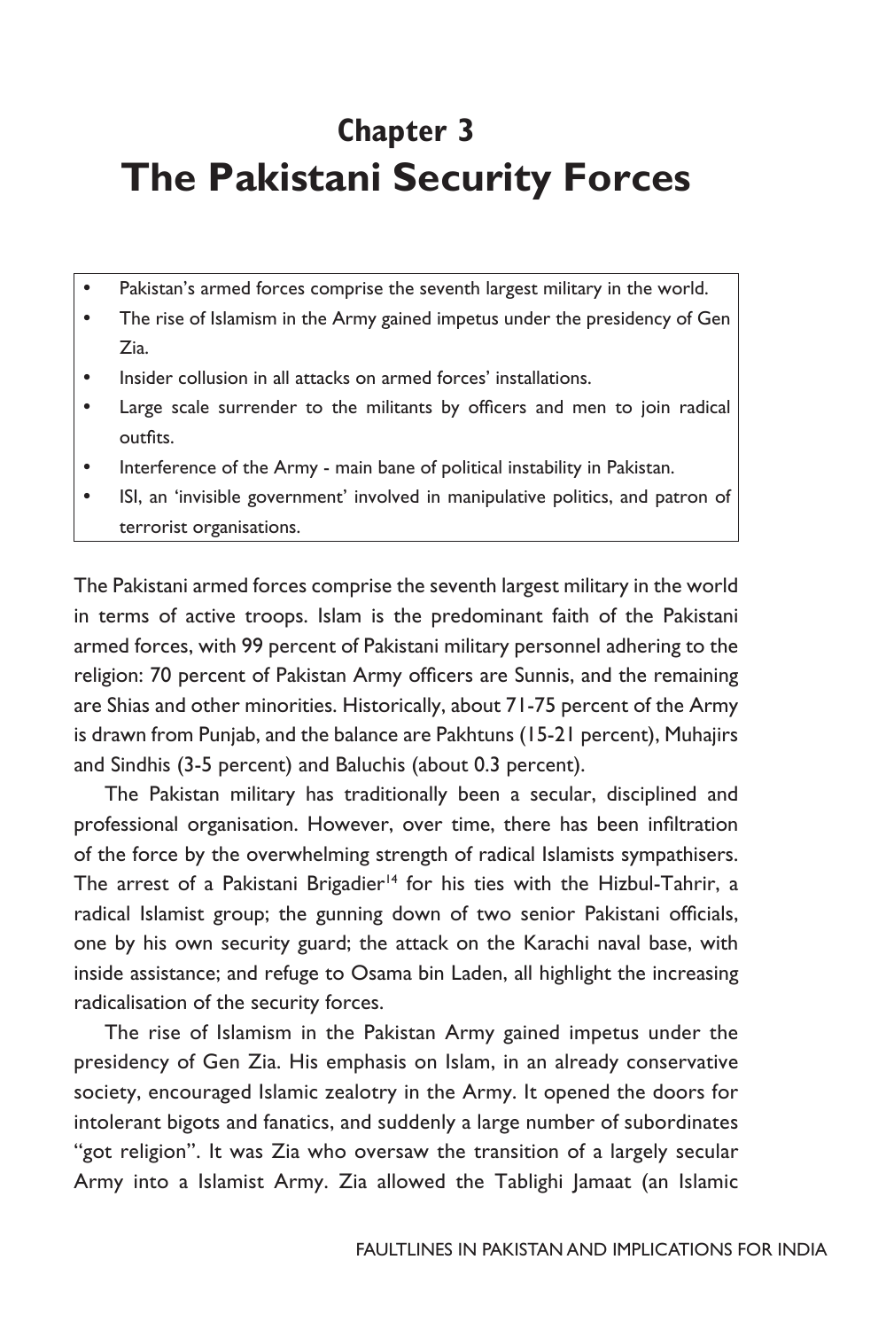# Chapter 3
# The Pakistani Security Forces

- Pakistan's armed forces comprise the seventh largest military in the world.
- The rise of Islamism in the Army gained impetus under the presidency of Gen Zia.
- Insider collusion in all attacks on armed forces' installations.
- Large scale surrender to the militants by officers and men to join radical outfits.
- Interference of the Army - main bane of political instability in Pakistan.
- ISI, an 'invisible government' involved in manipulative politics, and patron of terrorist organisations.

The Pakistani armed forces comprise the seventh largest military in the world in terms of active troops. Islam is the predominant faith of the Pakistani armed forces, with 99 percent of Pakistani military personnel adhering to the religion: 70 percent of Pakistan Army officers are Sunnis, and the remaining are Shias and other minorities. Historically, about 71-75 percent of the Army is drawn from Punjab, and the balance are Pakhtuns (15-21 percent), Muhajirs and Sindhis (3-5 percent) and Baluchis (about 0.3 percent).

The Pakistan military has traditionally been a secular, disciplined and professional organisation. However, over time, there has been infiltration of the force by the overwhelming strength of radical Islamists sympathisers. The arrest of a Pakistani Brigadier[14] for his ties with the Hizbul-Tahrir, a radical Islamist group; the gunning down of two senior Pakistani officials, one by his own security guard; the attack on the Karachi naval base, with inside assistance; and refuge to Osama bin Laden, all highlight the increasing radicalisation of the security forces.

The rise of Islamism in the Pakistan Army gained impetus under the presidency of Gen Zia. His emphasis on Islam, in an already conservative society, encouraged Islamic zealotry in the Army. It opened the doors for intolerant bigots and fanatics, and suddenly a large number of subordinates "got religion". It was Zia who oversaw the transition of a largely secular Army into a Islamist Army. Zia allowed the Tablighi Jamaat (an Islamic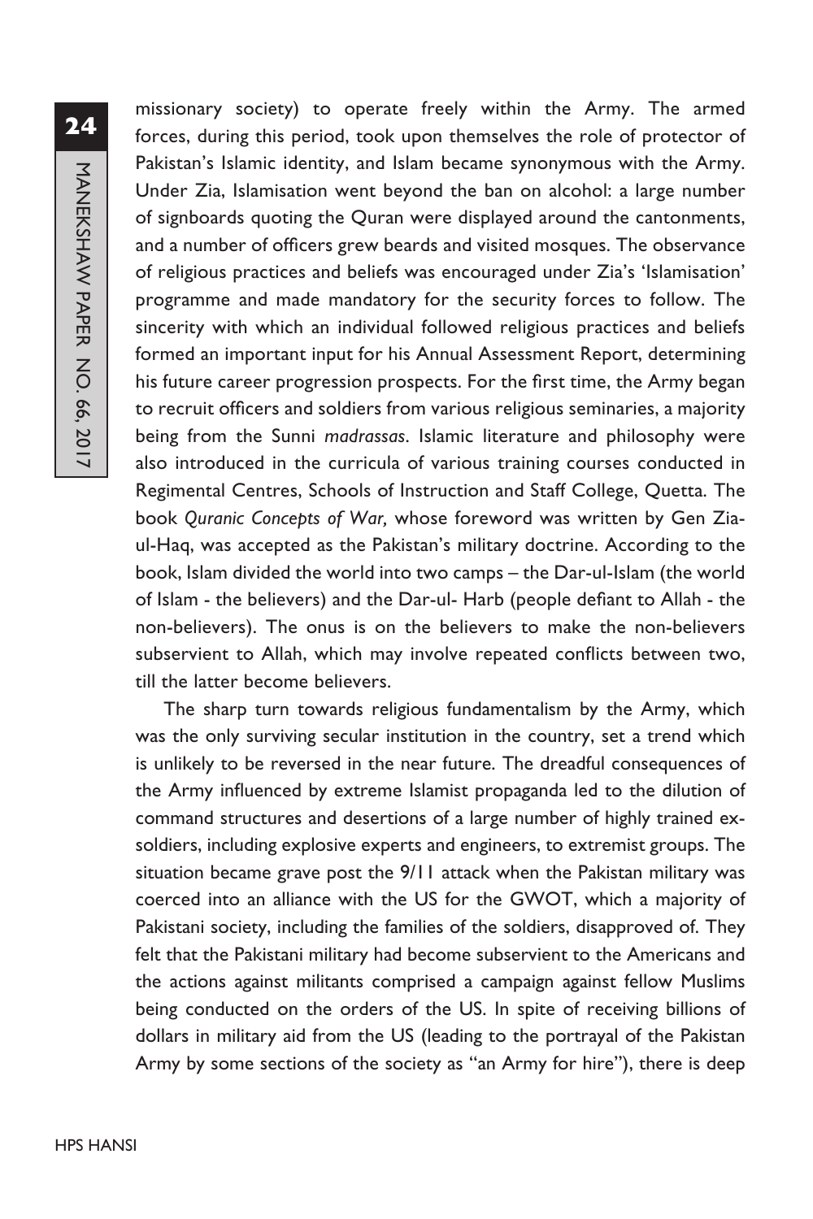missionary society) to operate freely within the Army. The armed forces, during this period, took upon themselves the role of protector of Pakistan's Islamic identity, and Islam became synonymous with the Army. Under Zia, Islamisation went beyond the ban on alcohol: a large number of signboards quoting the Quran were displayed around the cantonments, and a number of officers grew beards and visited mosques. The observance of religious practices and beliefs was encouraged under Zia's 'Islamisation' programme and made mandatory for the security forces to follow. The sincerity with which an individual followed religious practices and beliefs formed an important input for his Annual Assessment Report, determining his future career progression prospects. For the first time, the Army began to recruit officers and soldiers from various religious seminaries, a majority being from the Sunni *madrassas*. Islamic literature and philosophy were also introduced in the curricula of various training courses conducted in Regimental Centres, Schools of Instruction and Staff College, Quetta. The book *Quranic Concepts of War,* whose foreword was written by Gen Zia-ul-Haq, was accepted as the Pakistan's military doctrine. According to the book, Islam divided the world into two camps – the Dar-ul-Islam (the world of Islam - the believers) and the Dar-ul- Harb (people defiant to Allah - the non-believers). The onus is on the believers to make the non-believers subservient to Allah, which may involve repeated conflicts between two, till the latter become believers.

The sharp turn towards religious fundamentalism by the Army, which was the only surviving secular institution in the country, set a trend which is unlikely to be reversed in the near future. The dreadful consequences of the Army influenced by extreme Islamist propaganda led to the dilution of command structures and desertions of a large number of highly trained ex-soldiers, including explosive experts and engineers, to extremist groups. The situation became grave post the 9/11 attack when the Pakistan military was coerced into an alliance with the US for the GWOT, which a majority of Pakistani society, including the families of the soldiers, disapproved of. They felt that the Pakistani military had become subservient to the Americans and the actions against militants comprised a campaign against fellow Muslims being conducted on the orders of the US. In spite of receiving billions of dollars in military aid from the US (leading to the portrayal of the Pakistan Army by some sections of the society as "an Army for hire"), there is deep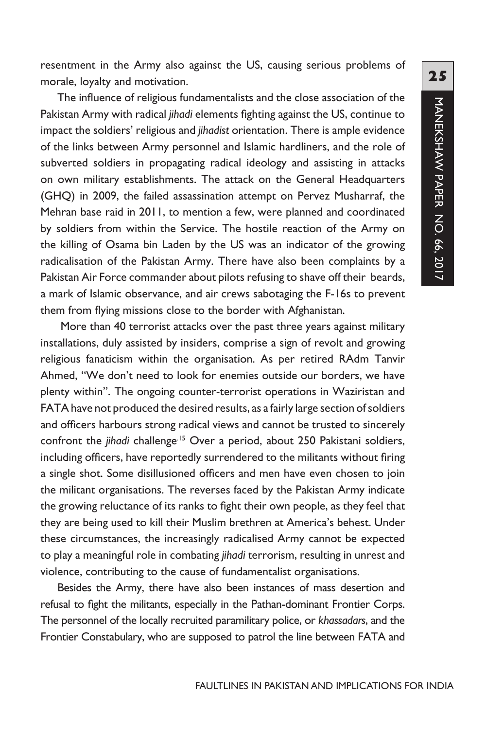resentment in the Army also against the US, causing serious problems of morale, loyalty and motivation.

The influence of religious fundamentalists and the close association of the Pakistan Army with radical *jihadi* elements fighting against the US, continue to impact the soldiers' religious and *jihadist* orientation. There is ample evidence of the links between Army personnel and Islamic hardliners, and the role of subverted soldiers in propagating radical ideology and assisting in attacks on own military establishments. The attack on the General Headquarters (GHQ) in 2009, the failed assassination attempt on Pervez Musharraf, the Mehran base raid in 2011, to mention a few, were planned and coordinated by soldiers from within the Service. The hostile reaction of the Army on the killing of Osama bin Laden by the US was an indicator of the growing radicalisation of the Pakistan Army. There have also been complaints by a Pakistan Air Force commander about pilots refusing to shave off their beards, a mark of Islamic observance, and air crews sabotaging the F-16s to prevent them from flying missions close to the border with Afghanistan.

More than 40 terrorist attacks over the past three years against military installations, duly assisted by insiders, comprise a sign of revolt and growing religious fanaticism within the organisation. As per retired RAdm Tanvir Ahmed, "We don't need to look for enemies outside our borders, we have plenty within". The ongoing counter-terrorist operations in Waziristan and FATA have not produced the desired results, as a fairly large section of soldiers and officers harbours strong radical views and cannot be trusted to sincerely confront the *jihadi* challenge.[15] Over a period, about 250 Pakistani soldiers, including officers, have reportedly surrendered to the militants without firing a single shot. Some disillusioned officers and men have even chosen to join the militant organisations. The reverses faced by the Pakistan Army indicate the growing reluctance of its ranks to fight their own people, as they feel that they are being used to kill their Muslim brethren at America's behest. Under these circumstances, the increasingly radicalised Army cannot be expected to play a meaningful role in combating *jihadi* terrorism, resulting in unrest and violence, contributing to the cause of fundamentalist organisations.

Besides the Army, there have also been instances of mass desertion and refusal to fight the militants, especially in the Pathan-dominant Frontier Corps. The personnel of the locally recruited paramilitary police, or *khassadars*, and the Frontier Constabulary, who are supposed to patrol the line between FATA and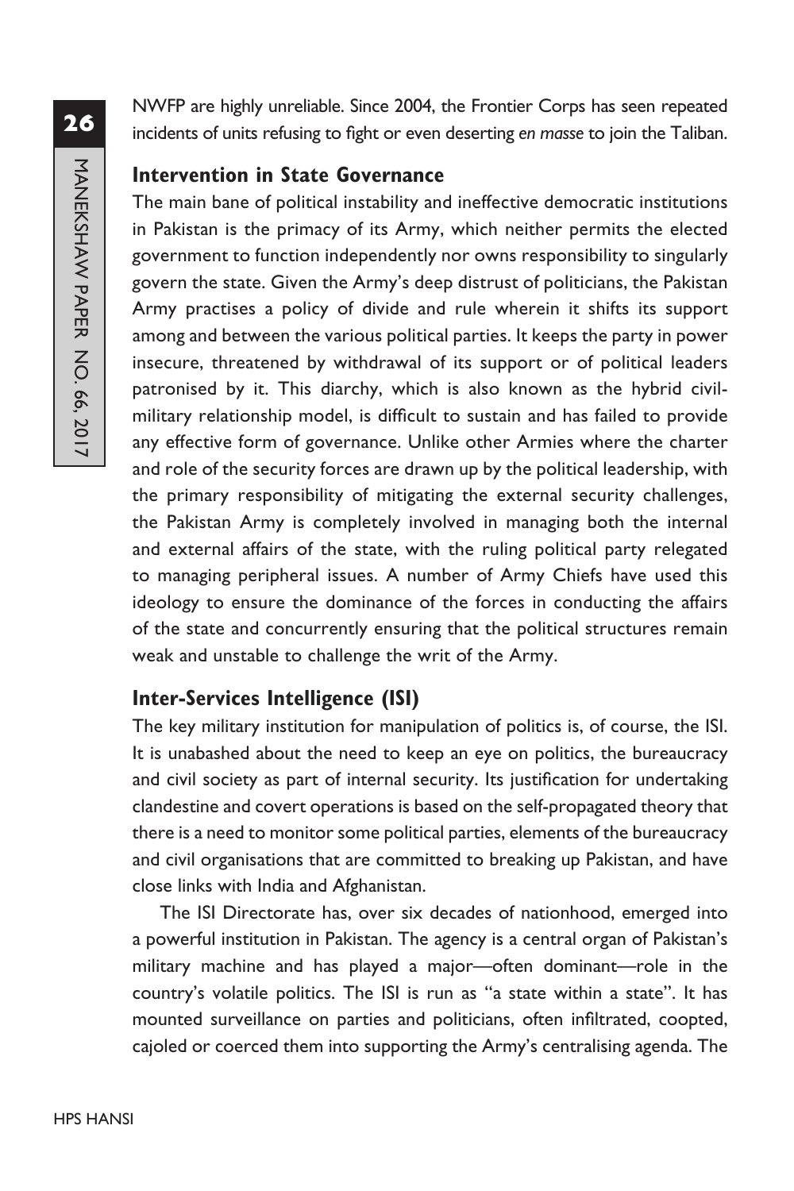NWFP are highly unreliable. Since 2004, the Frontier Corps has seen repeated incidents of units refusing to fight or even deserting *en masse* to join the Taliban.

### Intervention in State Governance

The main bane of political instability and ineffective democratic institutions in Pakistan is the primacy of its Army, which neither permits the elected government to function independently nor owns responsibility to singularly govern the state. Given the Army's deep distrust of politicians, the Pakistan Army practises a policy of divide and rule wherein it shifts its support among and between the various political parties. It keeps the party in power insecure, threatened by withdrawal of its support or of political leaders patronised by it. This diarchy, which is also known as the hybrid civil-military relationship model, is difficult to sustain and has failed to provide any effective form of governance. Unlike other Armies where the charter and role of the security forces are drawn up by the political leadership, with the primary responsibility of mitigating the external security challenges, the Pakistan Army is completely involved in managing both the internal and external affairs of the state, with the ruling political party relegated to managing peripheral issues. A number of Army Chiefs have used this ideology to ensure the dominance of the forces in conducting the affairs of the state and concurrently ensuring that the political structures remain weak and unstable to challenge the writ of the Army.

### Inter-Services Intelligence (ISI)

The key military institution for manipulation of politics is, of course, the ISI. It is unabashed about the need to keep an eye on politics, the bureaucracy and civil society as part of internal security. Its justification for undertaking clandestine and covert operations is based on the self-propagated theory that there is a need to monitor some political parties, elements of the bureaucracy and civil organisations that are committed to breaking up Pakistan, and have close links with India and Afghanistan.

The ISI Directorate has, over six decades of nationhood, emerged into a powerful institution in Pakistan. The agency is a central organ of Pakistan's military machine and has played a major—often dominant—role in the country's volatile politics. The ISI is run as "a state within a state". It has mounted surveillance on parties and politicians, often infiltrated, coopted, cajoled or coerced them into supporting the Army's centralising agenda. The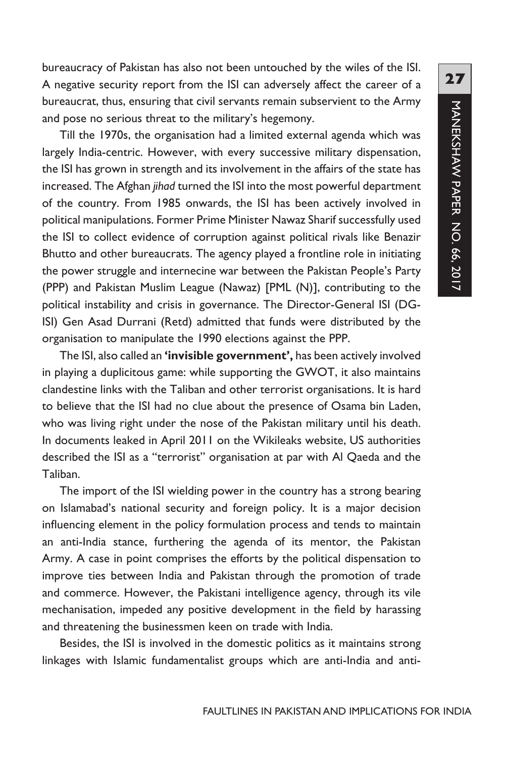bureaucracy of Pakistan has also not been untouched by the wiles of the ISI. A negative security report from the ISI can adversely affect the career of a bureaucrat, thus, ensuring that civil servants remain subservient to the Army and pose no serious threat to the military's hegemony.

Till the 1970s, the organisation had a limited external agenda which was largely India-centric. However, with every successive military dispensation, the ISI has grown in strength and its involvement in the affairs of the state has increased. The Afghan *jihad* turned the ISI into the most powerful department of the country. From 1985 onwards, the ISI has been actively involved in political manipulations. Former Prime Minister Nawaz Sharif successfully used the ISI to collect evidence of corruption against political rivals like Benazir Bhutto and other bureaucrats. The agency played a frontline role in initiating the power struggle and internecine war between the Pakistan People's Party (PPP) and Pakistan Muslim League (Nawaz) [PML (N)], contributing to the political instability and crisis in governance. The Director-General ISI (DG-ISI) Gen Asad Durrani (Retd) admitted that funds were distributed by the organisation to manipulate the 1990 elections against the PPP.

The ISI, also called an **'invisible government',** has been actively involved in playing a duplicitous game: while supporting the GWOT, it also maintains clandestine links with the Taliban and other terrorist organisations. It is hard to believe that the ISI had no clue about the presence of Osama bin Laden, who was living right under the nose of the Pakistan military until his death. In documents leaked in April 2011 on the Wikileaks website, US authorities described the ISI as a "terrorist" organisation at par with Al Qaeda and the Taliban.

The import of the ISI wielding power in the country has a strong bearing on Islamabad's national security and foreign policy. It is a major decision influencing element in the policy formulation process and tends to maintain an anti-India stance, furthering the agenda of its mentor, the Pakistan Army. A case in point comprises the efforts by the political dispensation to improve ties between India and Pakistan through the promotion of trade and commerce. However, the Pakistani intelligence agency, through its vile mechanisation, impeded any positive development in the field by harassing and threatening the businessmen keen on trade with India.

Besides, the ISI is involved in the domestic politics as it maintains strong linkages with Islamic fundamentalist groups which are anti-India and anti-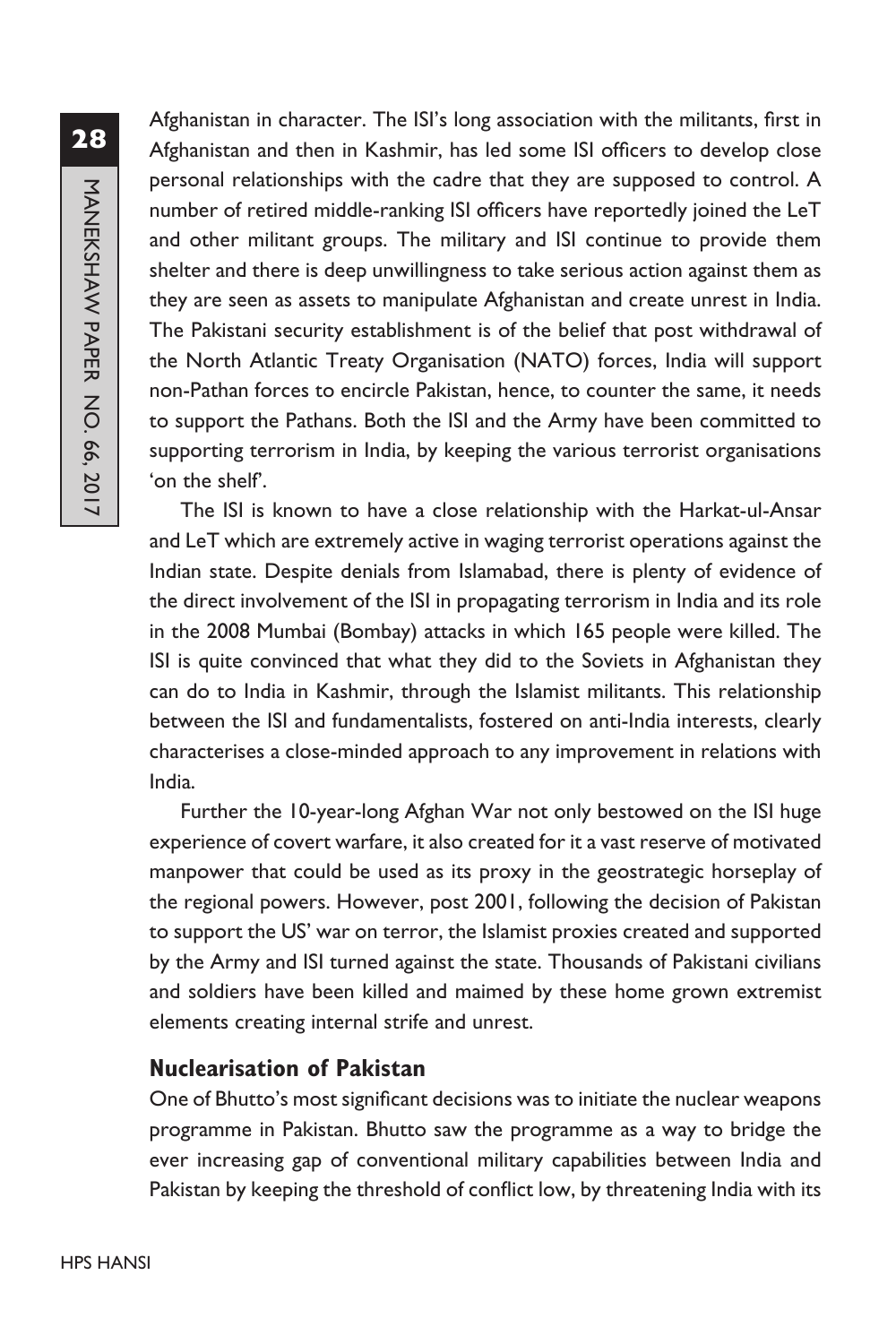Afghanistan in character. The ISI's long association with the militants, first in Afghanistan and then in Kashmir, has led some ISI officers to develop close personal relationships with the cadre that they are supposed to control. A number of retired middle-ranking ISI officers have reportedly joined the LeT and other militant groups. The military and ISI continue to provide them shelter and there is deep unwillingness to take serious action against them as they are seen as assets to manipulate Afghanistan and create unrest in India. The Pakistani security establishment is of the belief that post withdrawal of the North Atlantic Treaty Organisation (NATO) forces, India will support non-Pathan forces to encircle Pakistan, hence, to counter the same, it needs to support the Pathans. Both the ISI and the Army have been committed to supporting terrorism in India, by keeping the various terrorist organisations 'on the shelf'.

The ISI is known to have a close relationship with the Harkat-ul-Ansar and LeT which are extremely active in waging terrorist operations against the Indian state. Despite denials from Islamabad, there is plenty of evidence of the direct involvement of the ISI in propagating terrorism in India and its role in the 2008 Mumbai (Bombay) attacks in which 165 people were killed. The ISI is quite convinced that what they did to the Soviets in Afghanistan they can do to India in Kashmir, through the Islamist militants. This relationship between the ISI and fundamentalists, fostered on anti-India interests, clearly characterises a close-minded approach to any improvement in relations with India.

Further the 10-year-long Afghan War not only bestowed on the ISI huge experience of covert warfare, it also created for it a vast reserve of motivated manpower that could be used as its proxy in the geostrategic horseplay of the regional powers. However, post 2001, following the decision of Pakistan to support the US' war on terror, the Islamist proxies created and supported by the Army and ISI turned against the state. Thousands of Pakistani civilians and soldiers have been killed and maimed by these home grown extremist elements creating internal strife and unrest.

## Nuclearisation of Pakistan

One of Bhutto's most significant decisions was to initiate the nuclear weapons programme in Pakistan. Bhutto saw the programme as a way to bridge the ever increasing gap of conventional military capabilities between India and Pakistan by keeping the threshold of conflict low, by threatening India with its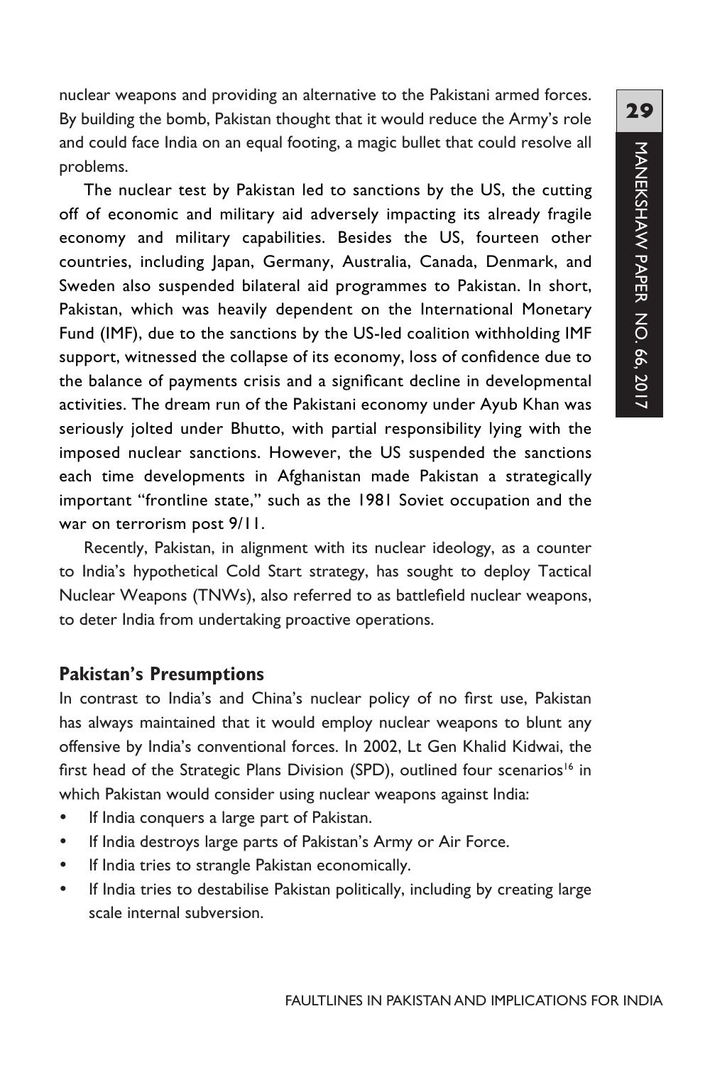nuclear weapons and providing an alternative to the Pakistani armed forces. By building the bomb, Pakistan thought that it would reduce the Army's role and could face India on an equal footing, a magic bullet that could resolve all problems.

The nuclear test by Pakistan led to sanctions by the US, the cutting off of economic and military aid adversely impacting its already fragile economy and military capabilities. Besides the US, fourteen other countries, including Japan, Germany, Australia, Canada, Denmark, and Sweden also suspended bilateral aid programmes to Pakistan. In short, Pakistan, which was heavily dependent on the International Monetary Fund (IMF), due to the sanctions by the US-led coalition withholding IMF support, witnessed the collapse of its economy, loss of confidence due to the balance of payments crisis and a significant decline in developmental activities. The dream run of the Pakistani economy under Ayub Khan was seriously jolted under Bhutto, with partial responsibility lying with the imposed nuclear sanctions. However, the US suspended the sanctions each time developments in Afghanistan made Pakistan a strategically important "frontline state," such as the 1981 Soviet occupation and the war on terrorism post 9/11.

Recently, Pakistan, in alignment with its nuclear ideology, as a counter to India's hypothetical Cold Start strategy, has sought to deploy Tactical Nuclear Weapons (TNWs), also referred to as battlefield nuclear weapons, to deter India from undertaking proactive operations.

## Pakistan's Presumptions

In contrast to India's and China's nuclear policy of no first use, Pakistan has always maintained that it would employ nuclear weapons to blunt any offensive by India's conventional forces. In 2002, Lt Gen Khalid Kidwai, the first head of the Strategic Plans Division (SPD), outlined four scenarios[16] in which Pakistan would consider using nuclear weapons against India:

- If India conquers a large part of Pakistan.
- If India destroys large parts of Pakistan's Army or Air Force.
- If India tries to strangle Pakistan economically.
- If India tries to destabilise Pakistan politically, including by creating large scale internal subversion.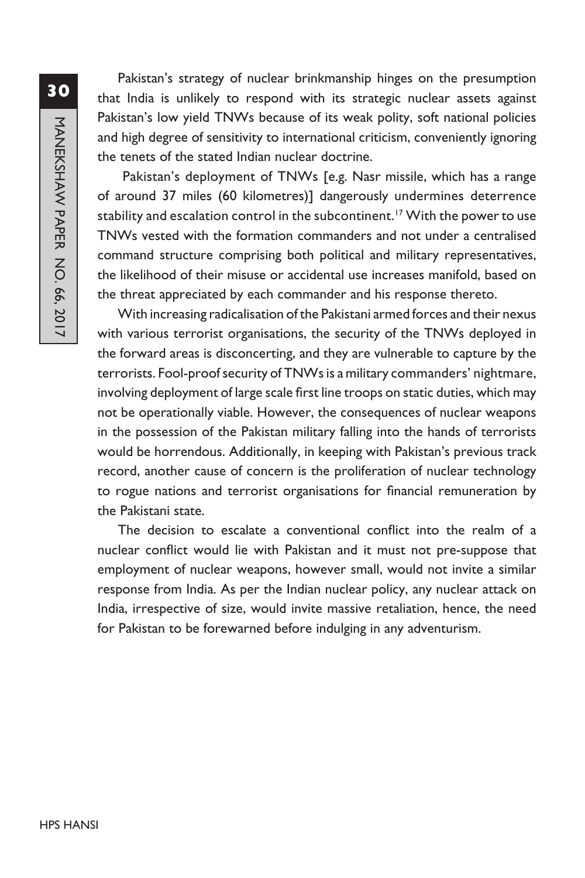Pakistan's strategy of nuclear brinkmanship hinges on the presumption that India is unlikely to respond with its strategic nuclear assets against Pakistan's low yield TNWs because of its weak polity, soft national policies and high degree of sensitivity to international criticism, conveniently ignoring the tenets of the stated Indian nuclear doctrine.

Pakistan's deployment of TNWs [e.g. Nasr missile, which has a range of around 37 miles (60 kilometres)] dangerously undermines deterrence stability and escalation control in the subcontinent.[17] With the power to use TNWs vested with the formation commanders and not under a centralised command structure comprising both political and military representatives, the likelihood of their misuse or accidental use increases manifold, based on the threat appreciated by each commander and his response thereto.

With increasing radicalisation of the Pakistani armed forces and their nexus with various terrorist organisations, the security of the TNWs deployed in the forward areas is disconcerting, and they are vulnerable to capture by the terrorists. Fool-proof security of TNWs is a military commanders' nightmare, involving deployment of large scale first line troops on static duties, which may not be operationally viable. However, the consequences of nuclear weapons in the possession of the Pakistan military falling into the hands of terrorists would be horrendous. Additionally, in keeping with Pakistan's previous track record, another cause of concern is the proliferation of nuclear technology to rogue nations and terrorist organisations for financial remuneration by the Pakistani state.

The decision to escalate a conventional conflict into the realm of a nuclear conflict would lie with Pakistan and it must not pre-suppose that employment of nuclear weapons, however small, would not invite a similar response from India. As per the Indian nuclear policy, any nuclear attack on India, irrespective of size, would invite massive retaliation, hence, the need for Pakistan to be forewarned before indulging in any adventurism.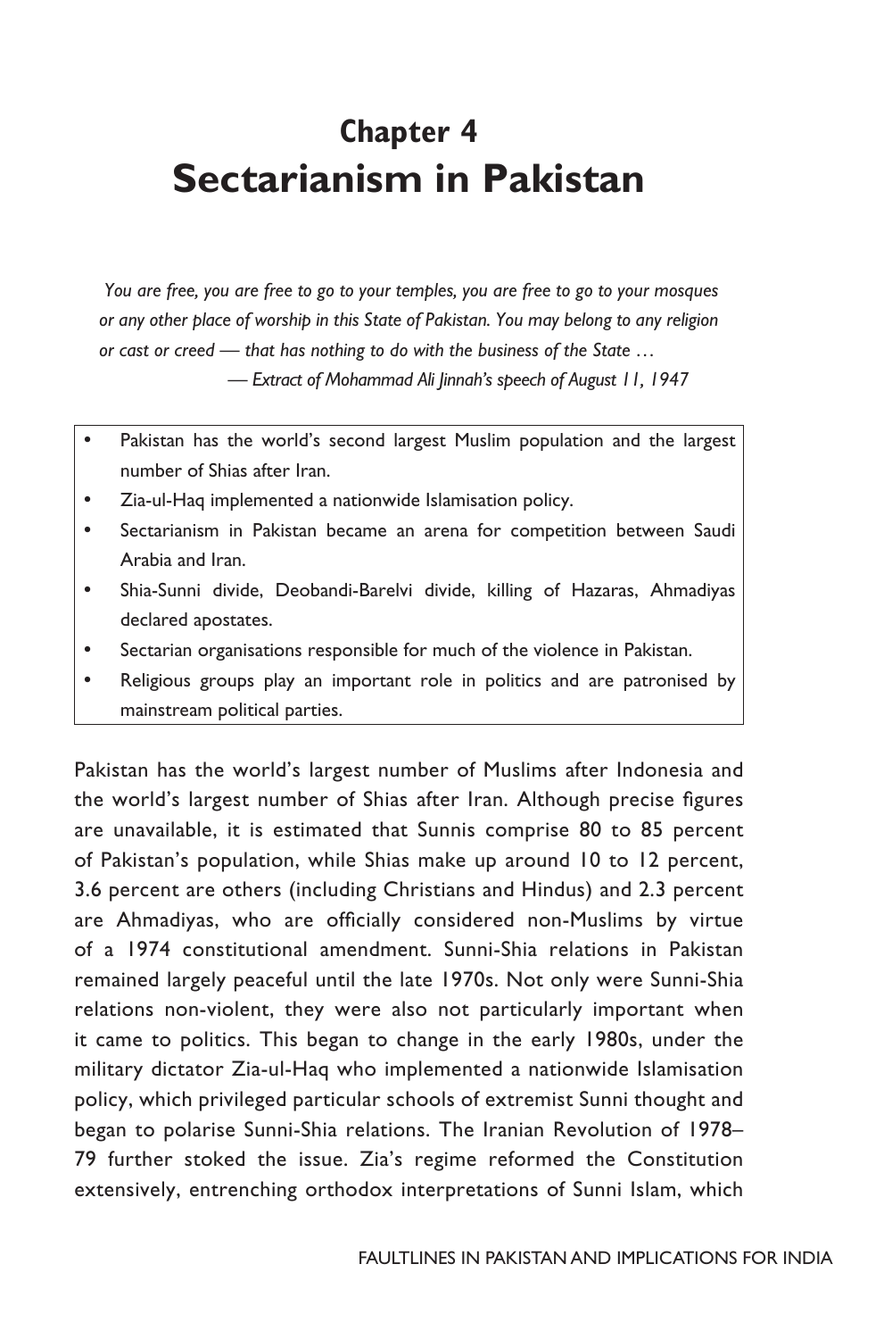# Chapter 4
# Sectarianism in Pakistan

> *You are free, you are free to go to your temples, you are free to go to your mosques or any other place of worship in this State of Pakistan. You may belong to any religion or cast or creed — that has nothing to do with the business of the State …*
>
> *— Extract of Mohammad Ali Jinnah's speech of August 11, 1947*

- Pakistan has the world's second largest Muslim population and the largest number of Shias after Iran.
- Zia-ul-Haq implemented a nationwide Islamisation policy.
- Sectarianism in Pakistan became an arena for competition between Saudi Arabia and Iran.
- Shia-Sunni divide, Deobandi-Barelvi divide, killing of Hazaras, Ahmadiyas declared apostates.
- Sectarian organisations responsible for much of the violence in Pakistan.
- Religious groups play an important role in politics and are patronised by mainstream political parties.

Pakistan has the world's largest number of Muslims after Indonesia and the world's largest number of Shias after Iran. Although precise figures are unavailable, it is estimated that Sunnis comprise 80 to 85 percent of Pakistan's population, while Shias make up around 10 to 12 percent, 3.6 percent are others (including Christians and Hindus) and 2.3 percent are Ahmadiyas, who are officially considered non-Muslims by virtue of a 1974 constitutional amendment. Sunni-Shia relations in Pakistan remained largely peaceful until the late 1970s. Not only were Sunni-Shia relations non-violent, they were also not particularly important when it came to politics. This began to change in the early 1980s, under the military dictator Zia-ul-Haq who implemented a nationwide Islamisation policy, which privileged particular schools of extremist Sunni thought and began to polarise Sunni-Shia relations. The Iranian Revolution of 1978–79 further stoked the issue. Zia's regime reformed the Constitution extensively, entrenching orthodox interpretations of Sunni Islam, which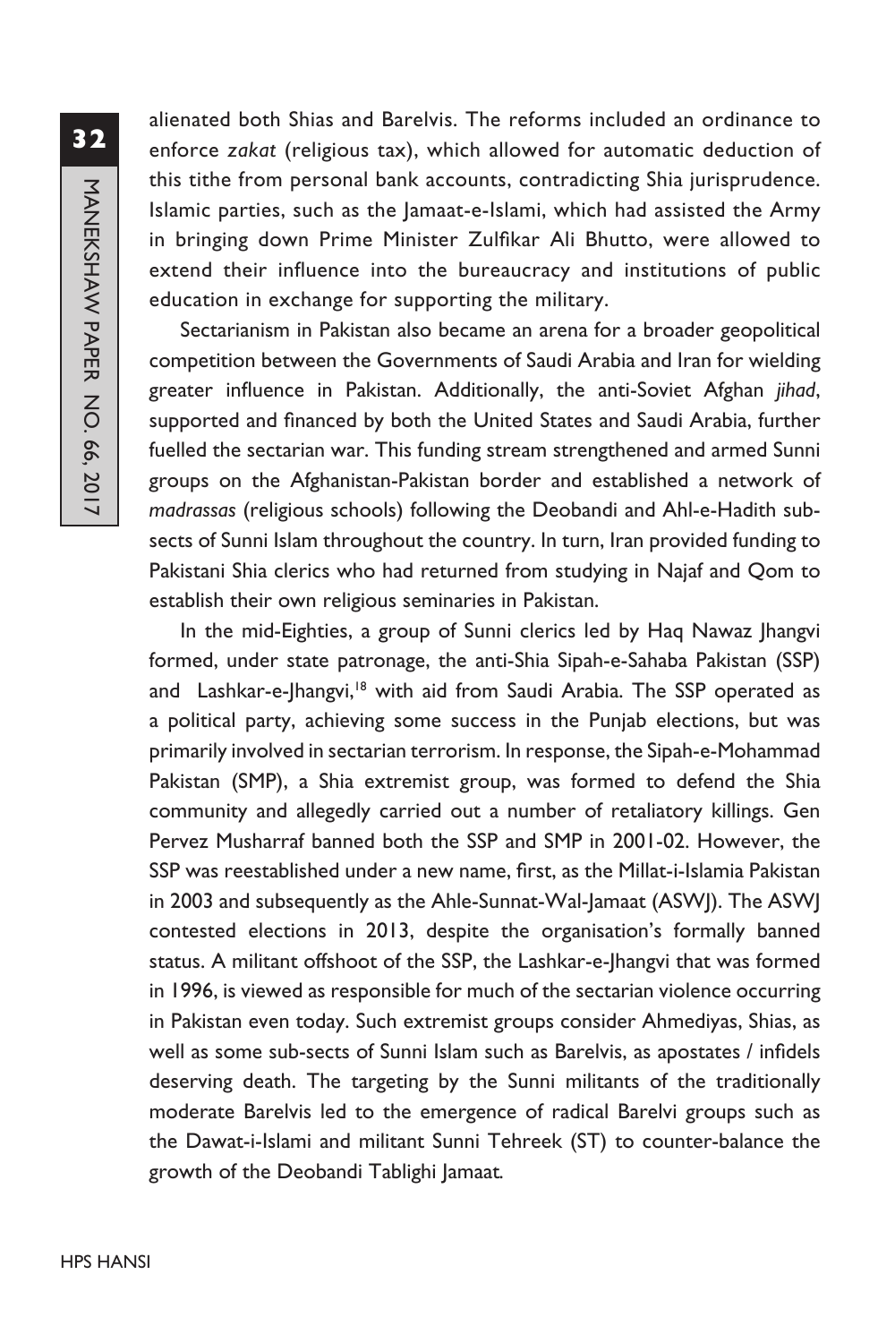alienated both Shias and Barelvis. The reforms included an ordinance to enforce *zakat* (religious tax), which allowed for automatic deduction of this tithe from personal bank accounts, contradicting Shia jurisprudence. Islamic parties, such as the Jamaat-e-Islami, which had assisted the Army in bringing down Prime Minister Zulfikar Ali Bhutto, were allowed to extend their influence into the bureaucracy and institutions of public education in exchange for supporting the military.

Sectarianism in Pakistan also became an arena for a broader geopolitical competition between the Governments of Saudi Arabia and Iran for wielding greater influence in Pakistan. Additionally, the anti-Soviet Afghan *jihad*, supported and financed by both the United States and Saudi Arabia, further fuelled the sectarian war. This funding stream strengthened and armed Sunni groups on the Afghanistan-Pakistan border and established a network of *madrassas* (religious schools) following the Deobandi and Ahl-e-Hadith sub-sects of Sunni Islam throughout the country. In turn, Iran provided funding to Pakistani Shia clerics who had returned from studying in Najaf and Qom to establish their own religious seminaries in Pakistan.

In the mid-Eighties, a group of Sunni clerics led by Haq Nawaz Jhangvi formed, under state patronage, the anti-Shia Sipah-e-Sahaba Pakistan (SSP) and Lashkar-e-Jhangvi,[18] with aid from Saudi Arabia. The SSP operated as a political party, achieving some success in the Punjab elections, but was primarily involved in sectarian terrorism. In response, the Sipah-e-Mohammad Pakistan (SMP), a Shia extremist group, was formed to defend the Shia community and allegedly carried out a number of retaliatory killings. Gen Pervez Musharraf banned both the SSP and SMP in 2001-02. However, the SSP was reestablished under a new name, first, as the Millat-i-Islamia Pakistan in 2003 and subsequently as the Ahle-Sunnat-Wal-Jamaat (ASWJ). The ASWJ contested elections in 2013, despite the organisation's formally banned status. A militant offshoot of the SSP, the Lashkar-e-Jhangvi that was formed in 1996, is viewed as responsible for much of the sectarian violence occurring in Pakistan even today. Such extremist groups consider Ahmediyas, Shias, as well as some sub-sects of Sunni Islam such as Barelvis, as apostates / infidels deserving death. The targeting by the Sunni militants of the traditionally moderate Barelvis led to the emergence of radical Barelvi groups such as the Dawat-i-Islami and militant Sunni Tehreek (ST) to counter-balance the growth of the Deobandi Tablighi Jamaat.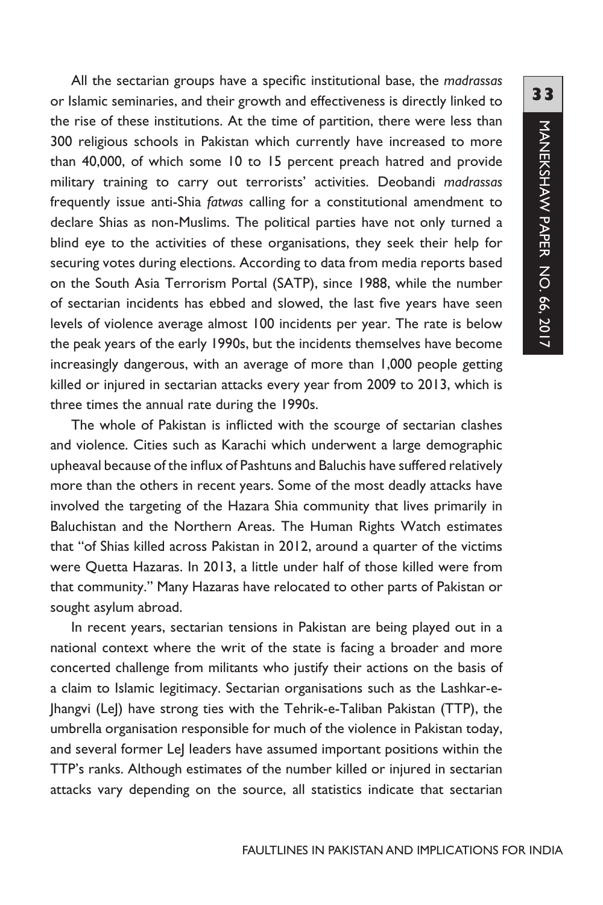All the sectarian groups have a specific institutional base, the *madrassas* or Islamic seminaries, and their growth and effectiveness is directly linked to the rise of these institutions. At the time of partition, there were less than 300 religious schools in Pakistan which currently have increased to more than 40,000, of which some 10 to 15 percent preach hatred and provide military training to carry out terrorists' activities. Deobandi *madrassas* frequently issue anti-Shia *fatwas* calling for a constitutional amendment to declare Shias as non-Muslims. The political parties have not only turned a blind eye to the activities of these organisations, they seek their help for securing votes during elections. According to data from media reports based on the South Asia Terrorism Portal (SATP), since 1988, while the number of sectarian incidents has ebbed and slowed, the last five years have seen levels of violence average almost 100 incidents per year. The rate is below the peak years of the early 1990s, but the incidents themselves have become increasingly dangerous, with an average of more than 1,000 people getting killed or injured in sectarian attacks every year from 2009 to 2013, which is three times the annual rate during the 1990s.

The whole of Pakistan is inflicted with the scourge of sectarian clashes and violence. Cities such as Karachi which underwent a large demographic upheaval because of the influx of Pashtuns and Baluchis have suffered relatively more than the others in recent years. Some of the most deadly attacks have involved the targeting of the Hazara Shia community that lives primarily in Baluchistan and the Northern Areas. The Human Rights Watch estimates that "of Shias killed across Pakistan in 2012, around a quarter of the victims were Quetta Hazaras. In 2013, a little under half of those killed were from that community." Many Hazaras have relocated to other parts of Pakistan or sought asylum abroad.

In recent years, sectarian tensions in Pakistan are being played out in a national context where the writ of the state is facing a broader and more concerted challenge from militants who justify their actions on the basis of a claim to Islamic legitimacy. Sectarian organisations such as the Lashkar-e-Jhangvi (LeJ) have strong ties with the Tehrik-e-Taliban Pakistan (TTP), the umbrella organisation responsible for much of the violence in Pakistan today, and several former LeJ leaders have assumed important positions within the TTP's ranks. Although estimates of the number killed or injured in sectarian attacks vary depending on the source, all statistics indicate that sectarian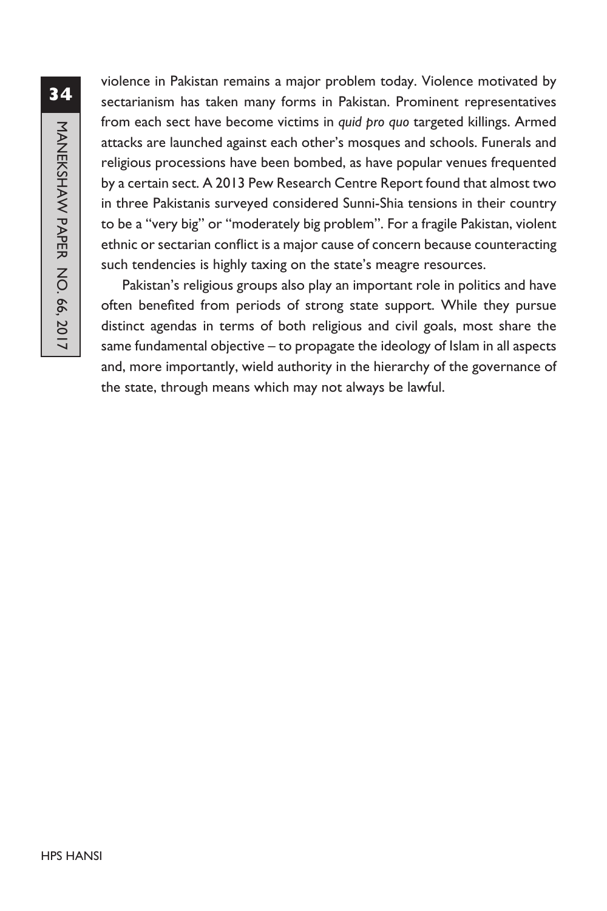violence in Pakistan remains a major problem today. Violence motivated by sectarianism has taken many forms in Pakistan. Prominent representatives from each sect have become victims in *quid pro quo* targeted killings. Armed attacks are launched against each other's mosques and schools. Funerals and religious processions have been bombed, as have popular venues frequented by a certain sect. A 2013 Pew Research Centre Report found that almost two in three Pakistanis surveyed considered Sunni-Shia tensions in their country to be a "very big" or "moderately big problem". For a fragile Pakistan, violent ethnic or sectarian conflict is a major cause of concern because counteracting such tendencies is highly taxing on the state's meagre resources.

Pakistan's religious groups also play an important role in politics and have often benefited from periods of strong state support. While they pursue distinct agendas in terms of both religious and civil goals, most share the same fundamental objective – to propagate the ideology of Islam in all aspects and, more importantly, wield authority in the hierarchy of the governance of the state, through means which may not always be lawful.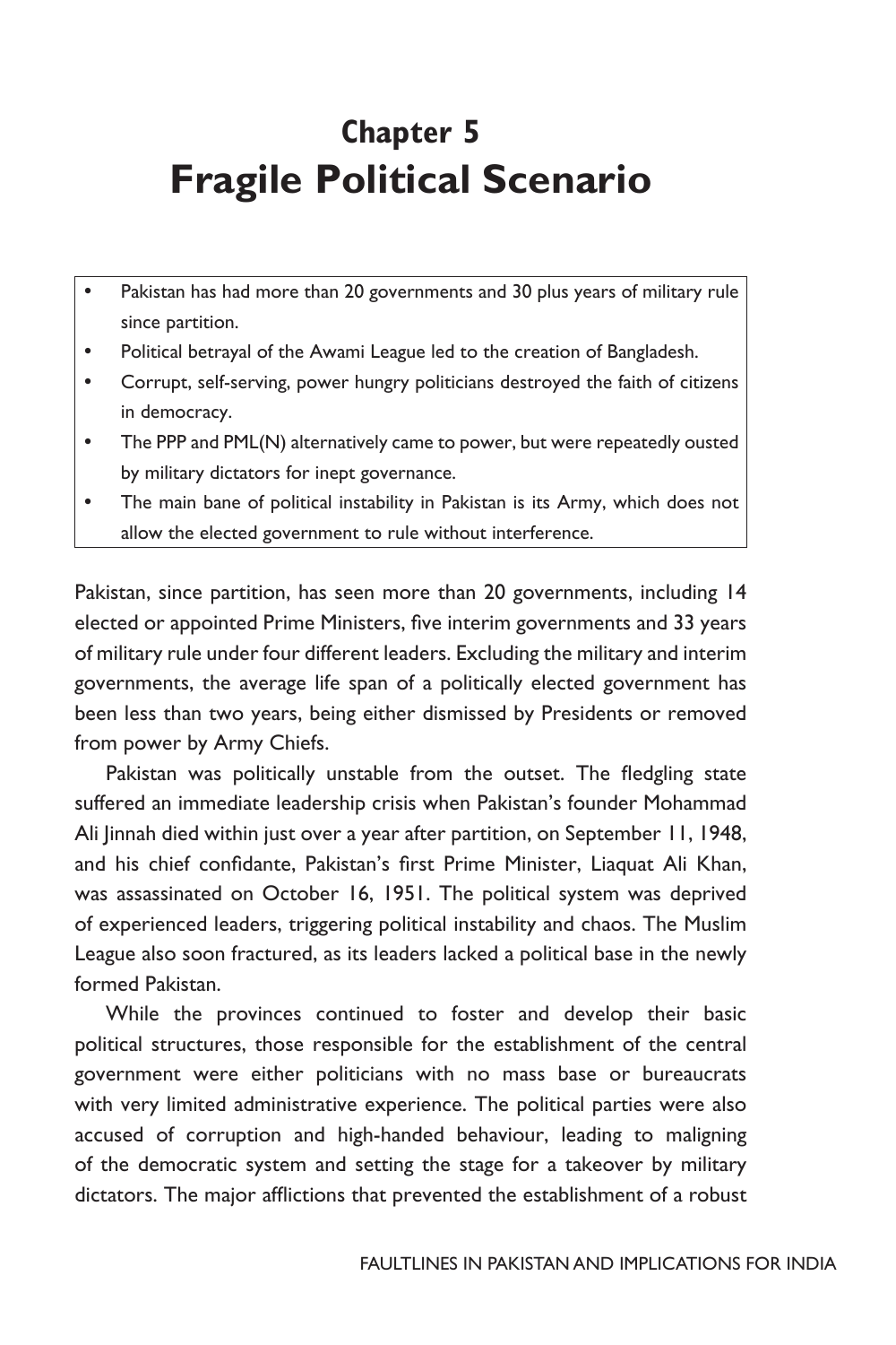# Chapter 5
# Fragile Political Scenario

- Pakistan has had more than 20 governments and 30 plus years of military rule since partition.
- Political betrayal of the Awami League led to the creation of Bangladesh.
- Corrupt, self-serving, power hungry politicians destroyed the faith of citizens in democracy.
- The PPP and PML(N) alternatively came to power, but were repeatedly ousted by military dictators for inept governance.
- The main bane of political instability in Pakistan is its Army, which does not allow the elected government to rule without interference.

Pakistan, since partition, has seen more than 20 governments, including 14 elected or appointed Prime Ministers, five interim governments and 33 years of military rule under four different leaders. Excluding the military and interim governments, the average life span of a politically elected government has been less than two years, being either dismissed by Presidents or removed from power by Army Chiefs.

Pakistan was politically unstable from the outset. The fledgling state suffered an immediate leadership crisis when Pakistan's founder Mohammad Ali Jinnah died within just over a year after partition, on September 11, 1948, and his chief confidante, Pakistan's first Prime Minister, Liaquat Ali Khan, was assassinated on October 16, 1951. The political system was deprived of experienced leaders, triggering political instability and chaos. The Muslim League also soon fractured, as its leaders lacked a political base in the newly formed Pakistan.

While the provinces continued to foster and develop their basic political structures, those responsible for the establishment of the central government were either politicians with no mass base or bureaucrats with very limited administrative experience. The political parties were also accused of corruption and high-handed behaviour, leading to maligning of the democratic system and setting the stage for a takeover by military dictators. The major afflictions that prevented the establishment of a robust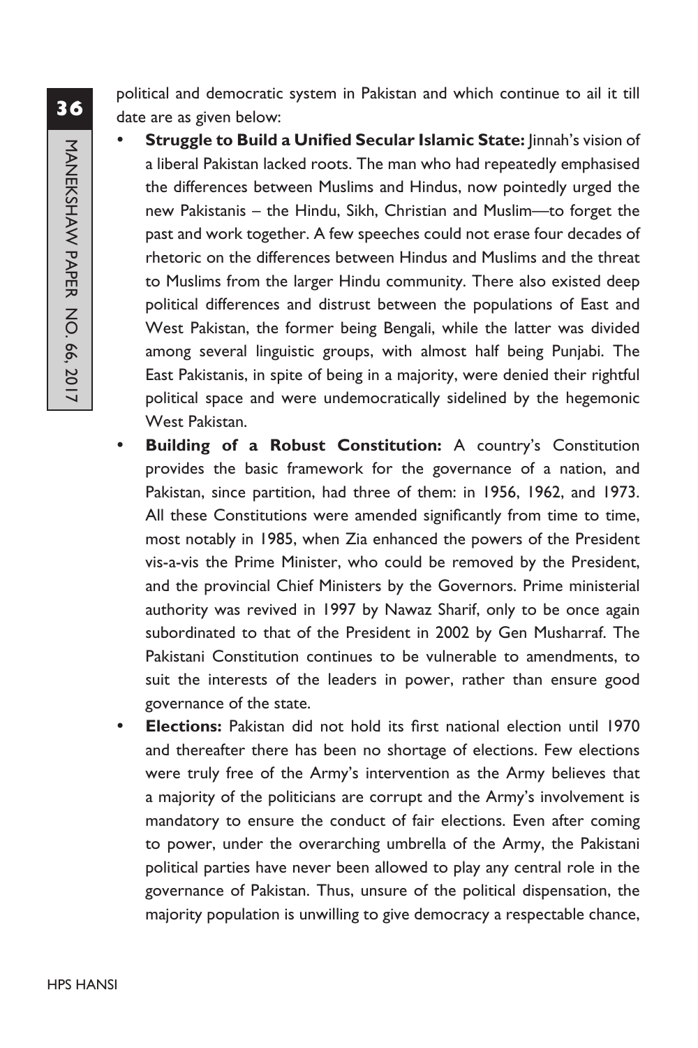political and democratic system in Pakistan and which continue to ail it till date are as given below:

- **Struggle to Build a Unified Secular Islamic State:** Jinnah's vision of a liberal Pakistan lacked roots. The man who had repeatedly emphasised the differences between Muslims and Hindus, now pointedly urged the new Pakistanis – the Hindu, Sikh, Christian and Muslim—to forget the past and work together. A few speeches could not erase four decades of rhetoric on the differences between Hindus and Muslims and the threat to Muslims from the larger Hindu community. There also existed deep political differences and distrust between the populations of East and West Pakistan, the former being Bengali, while the latter was divided among several linguistic groups, with almost half being Punjabi. The East Pakistanis, in spite of being in a majority, were denied their rightful political space and were undemocratically sidelined by the hegemonic West Pakistan.
- **Building of a Robust Constitution:** A country's Constitution provides the basic framework for the governance of a nation, and Pakistan, since partition, had three of them: in 1956, 1962, and 1973. All these Constitutions were amended significantly from time to time, most notably in 1985, when Zia enhanced the powers of the President vis-a-vis the Prime Minister, who could be removed by the President, and the provincial Chief Ministers by the Governors. Prime ministerial authority was revived in 1997 by Nawaz Sharif, only to be once again subordinated to that of the President in 2002 by Gen Musharraf. The Pakistani Constitution continues to be vulnerable to amendments, to suit the interests of the leaders in power, rather than ensure good governance of the state.
- **Elections:** Pakistan did not hold its first national election until 1970 and thereafter there has been no shortage of elections. Few elections were truly free of the Army's intervention as the Army believes that a majority of the politicians are corrupt and the Army's involvement is mandatory to ensure the conduct of fair elections. Even after coming to power, under the overarching umbrella of the Army, the Pakistani political parties have never been allowed to play any central role in the governance of Pakistan. Thus, unsure of the political dispensation, the majority population is unwilling to give democracy a respectable chance,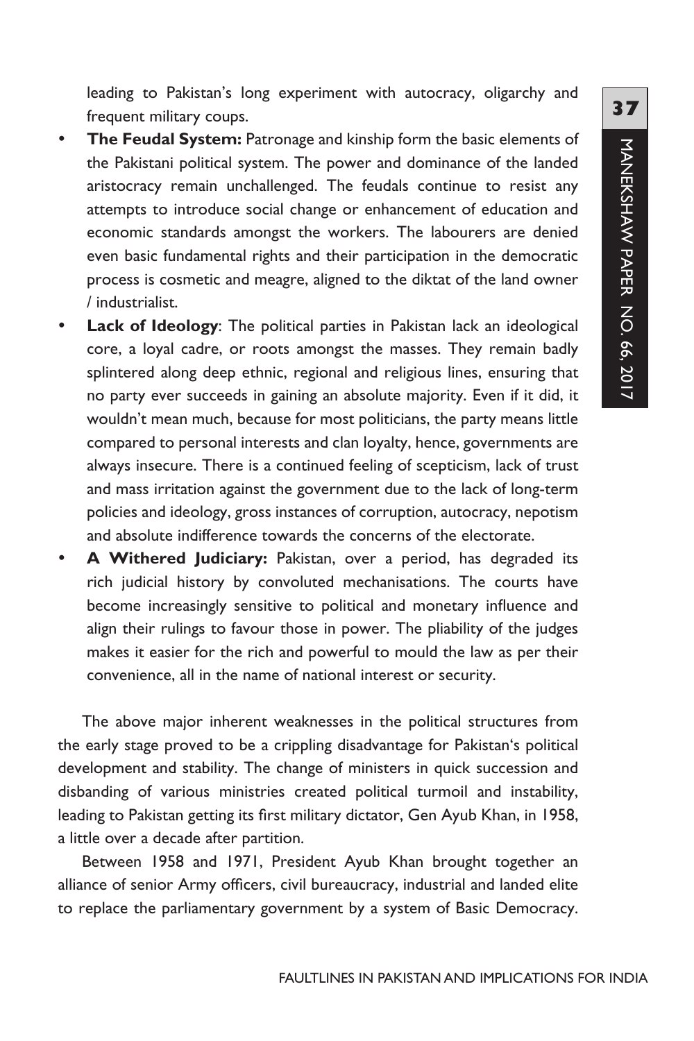leading to Pakistan's long experiment with autocracy, oligarchy and frequent military coups.

- **The Feudal System:** Patronage and kinship form the basic elements of the Pakistani political system. The power and dominance of the landed aristocracy remain unchallenged. The feudals continue to resist any attempts to introduce social change or enhancement of education and economic standards amongst the workers. The labourers are denied even basic fundamental rights and their participation in the democratic process is cosmetic and meagre, aligned to the diktat of the land owner / industrialist.
- **Lack of Ideology**: The political parties in Pakistan lack an ideological core, a loyal cadre, or roots amongst the masses. They remain badly splintered along deep ethnic, regional and religious lines, ensuring that no party ever succeeds in gaining an absolute majority. Even if it did, it wouldn't mean much, because for most politicians, the party means little compared to personal interests and clan loyalty, hence, governments are always insecure. There is a continued feeling of scepticism, lack of trust and mass irritation against the government due to the lack of long-term policies and ideology, gross instances of corruption, autocracy, nepotism and absolute indifference towards the concerns of the electorate.
- **A Withered Judiciary:** Pakistan, over a period, has degraded its rich judicial history by convoluted mechanisations. The courts have become increasingly sensitive to political and monetary influence and align their rulings to favour those in power. The pliability of the judges makes it easier for the rich and powerful to mould the law as per their convenience, all in the name of national interest or security.

The above major inherent weaknesses in the political structures from the early stage proved to be a crippling disadvantage for Pakistan's political development and stability. The change of ministers in quick succession and disbanding of various ministries created political turmoil and instability, leading to Pakistan getting its first military dictator, Gen Ayub Khan, in 1958, a little over a decade after partition.

Between 1958 and 1971, President Ayub Khan brought together an alliance of senior Army officers, civil bureaucracy, industrial and landed elite to replace the parliamentary government by a system of Basic Democracy.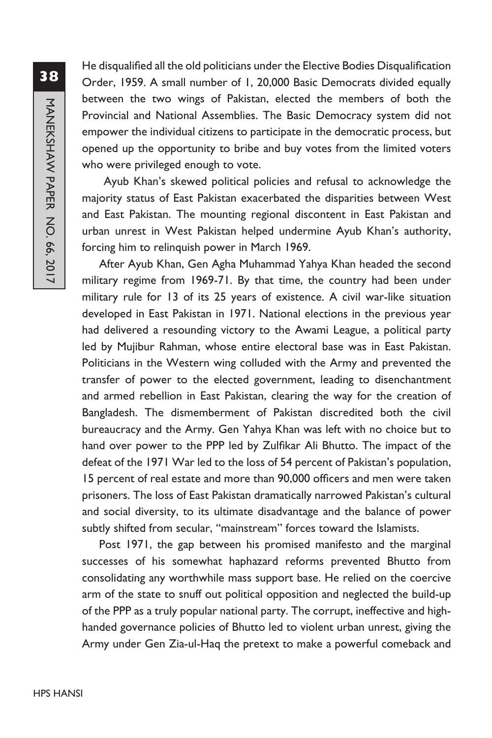He disqualified all the old politicians under the Elective Bodies Disqualification Order, 1959. A small number of 1, 20,000 Basic Democrats divided equally between the two wings of Pakistan, elected the members of both the Provincial and National Assemblies. The Basic Democracy system did not empower the individual citizens to participate in the democratic process, but opened up the opportunity to bribe and buy votes from the limited voters who were privileged enough to vote.

Ayub Khan's skewed political policies and refusal to acknowledge the majority status of East Pakistan exacerbated the disparities between West and East Pakistan. The mounting regional discontent in East Pakistan and urban unrest in West Pakistan helped undermine Ayub Khan's authority, forcing him to relinquish power in March 1969.

After Ayub Khan, Gen Agha Muhammad Yahya Khan headed the second military regime from 1969-71. By that time, the country had been under military rule for 13 of its 25 years of existence. A civil war-like situation developed in East Pakistan in 1971. National elections in the previous year had delivered a resounding victory to the Awami League, a political party led by Mujibur Rahman, whose entire electoral base was in East Pakistan. Politicians in the Western wing colluded with the Army and prevented the transfer of power to the elected government, leading to disenchantment and armed rebellion in East Pakistan, clearing the way for the creation of Bangladesh. The dismemberment of Pakistan discredited both the civil bureaucracy and the Army. Gen Yahya Khan was left with no choice but to hand over power to the PPP led by Zulfikar Ali Bhutto. The impact of the defeat of the 1971 War led to the loss of 54 percent of Pakistan's population, 15 percent of real estate and more than 90,000 officers and men were taken prisoners. The loss of East Pakistan dramatically narrowed Pakistan's cultural and social diversity, to its ultimate disadvantage and the balance of power subtly shifted from secular, "mainstream" forces toward the Islamists.

Post 1971, the gap between his promised manifesto and the marginal successes of his somewhat haphazard reforms prevented Bhutto from consolidating any worthwhile mass support base. He relied on the coercive arm of the state to snuff out political opposition and neglected the build-up of the PPP as a truly popular national party. The corrupt, ineffective and high-handed governance policies of Bhutto led to violent urban unrest, giving the Army under Gen Zia-ul-Haq the pretext to make a powerful comeback and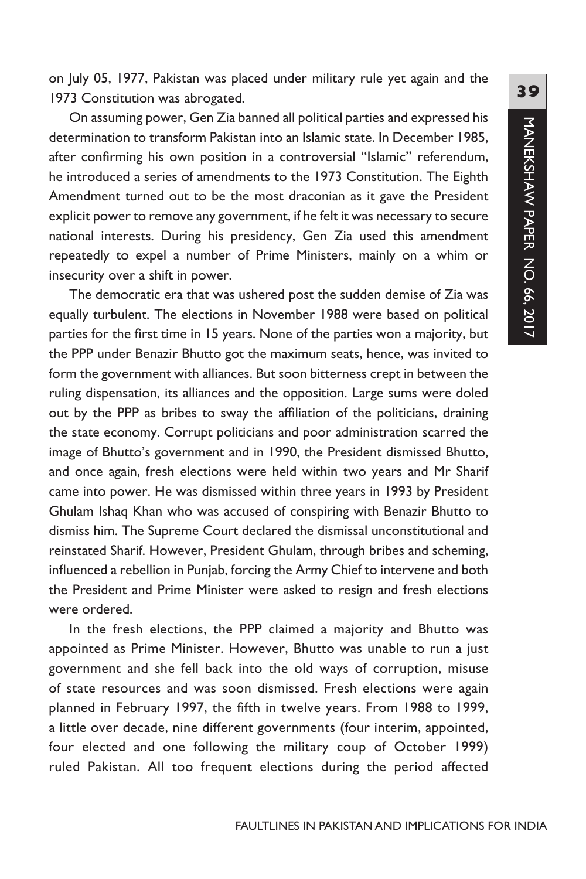on July 05, 1977, Pakistan was placed under military rule yet again and the 1973 Constitution was abrogated.

On assuming power, Gen Zia banned all political parties and expressed his determination to transform Pakistan into an Islamic state. In December 1985, after confirming his own position in a controversial "Islamic" referendum, he introduced a series of amendments to the 1973 Constitution. The Eighth Amendment turned out to be the most draconian as it gave the President explicit power to remove any government, if he felt it was necessary to secure national interests. During his presidency, Gen Zia used this amendment repeatedly to expel a number of Prime Ministers, mainly on a whim or insecurity over a shift in power.

The democratic era that was ushered post the sudden demise of Zia was equally turbulent. The elections in November 1988 were based on political parties for the first time in 15 years. None of the parties won a majority, but the PPP under Benazir Bhutto got the maximum seats, hence, was invited to form the government with alliances. But soon bitterness crept in between the ruling dispensation, its alliances and the opposition. Large sums were doled out by the PPP as bribes to sway the affiliation of the politicians, draining the state economy. Corrupt politicians and poor administration scarred the image of Bhutto's government and in 1990, the President dismissed Bhutto, and once again, fresh elections were held within two years and Mr Sharif came into power. He was dismissed within three years in 1993 by President Ghulam Ishaq Khan who was accused of conspiring with Benazir Bhutto to dismiss him. The Supreme Court declared the dismissal unconstitutional and reinstated Sharif. However, President Ghulam, through bribes and scheming, influenced a rebellion in Punjab, forcing the Army Chief to intervene and both the President and Prime Minister were asked to resign and fresh elections were ordered.

In the fresh elections, the PPP claimed a majority and Bhutto was appointed as Prime Minister. However, Bhutto was unable to run a just government and she fell back into the old ways of corruption, misuse of state resources and was soon dismissed. Fresh elections were again planned in February 1997, the fifth in twelve years. From 1988 to 1999, a little over decade, nine different governments (four interim, appointed, four elected and one following the military coup of October 1999) ruled Pakistan. All too frequent elections during the period affected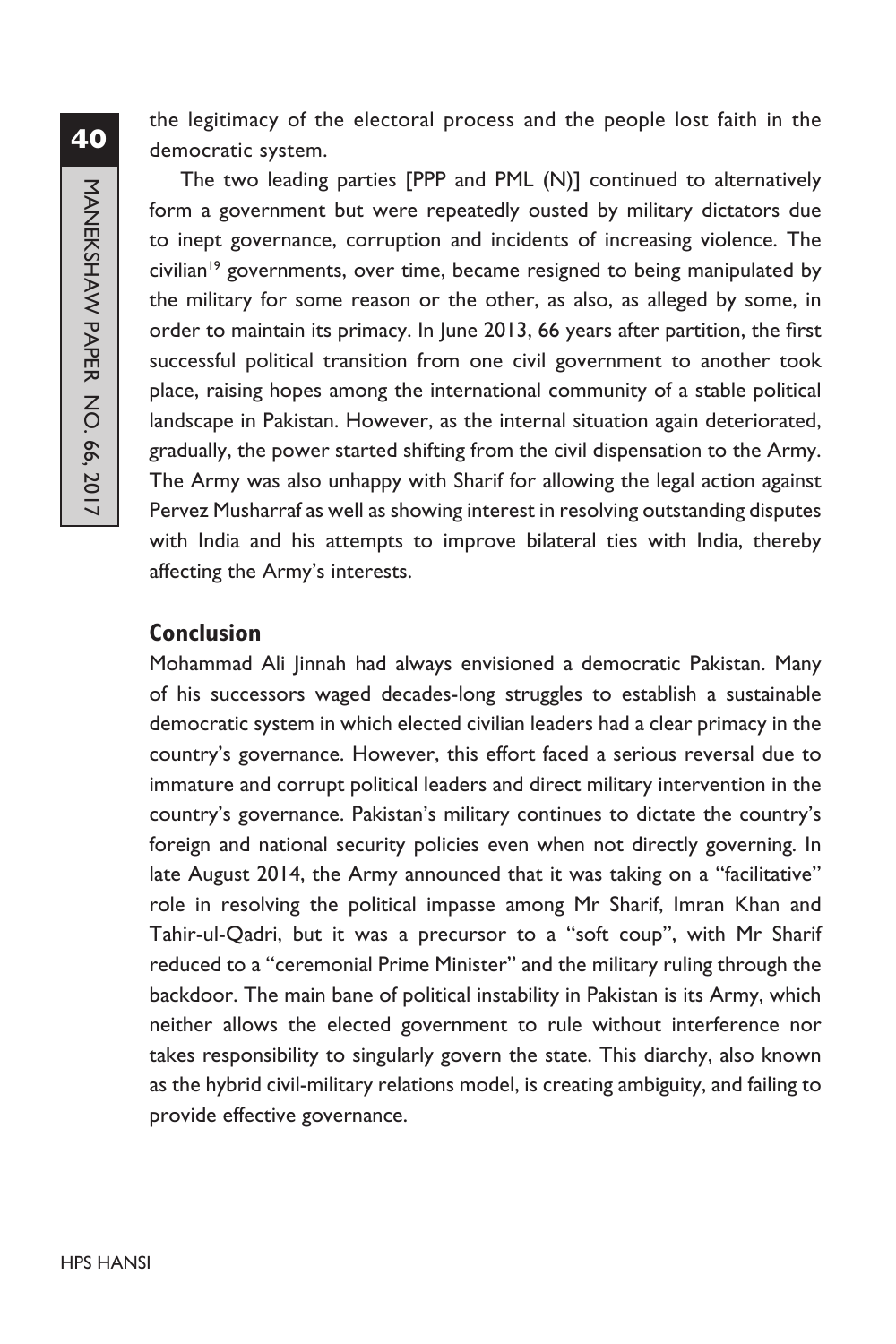the legitimacy of the electoral process and the people lost faith in the democratic system.

The two leading parties [PPP and PML (N)] continued to alternatively form a government but were repeatedly ousted by military dictators due to inept governance, corruption and incidents of increasing violence. The civilian[19] governments, over time, became resigned to being manipulated by the military for some reason or the other, as also, as alleged by some, in order to maintain its primacy. In June 2013, 66 years after partition, the first successful political transition from one civil government to another took place, raising hopes among the international community of a stable political landscape in Pakistan. However, as the internal situation again deteriorated, gradually, the power started shifting from the civil dispensation to the Army. The Army was also unhappy with Sharif for allowing the legal action against Pervez Musharraf as well as showing interest in resolving outstanding disputes with India and his attempts to improve bilateral ties with India, thereby affecting the Army's interests.

## Conclusion

Mohammad Ali Jinnah had always envisioned a democratic Pakistan. Many of his successors waged decades-long struggles to establish a sustainable democratic system in which elected civilian leaders had a clear primacy in the country's governance. However, this effort faced a serious reversal due to immature and corrupt political leaders and direct military intervention in the country's governance. Pakistan's military continues to dictate the country's foreign and national security policies even when not directly governing. In late August 2014, the Army announced that it was taking on a "facilitative" role in resolving the political impasse among Mr Sharif, Imran Khan and Tahir-ul-Qadri, but it was a precursor to a "soft coup", with Mr Sharif reduced to a "ceremonial Prime Minister" and the military ruling through the backdoor. The main bane of political instability in Pakistan is its Army, which neither allows the elected government to rule without interference nor takes responsibility to singularly govern the state. This diarchy, also known as the hybrid civil-military relations model, is creating ambiguity, and failing to provide effective governance.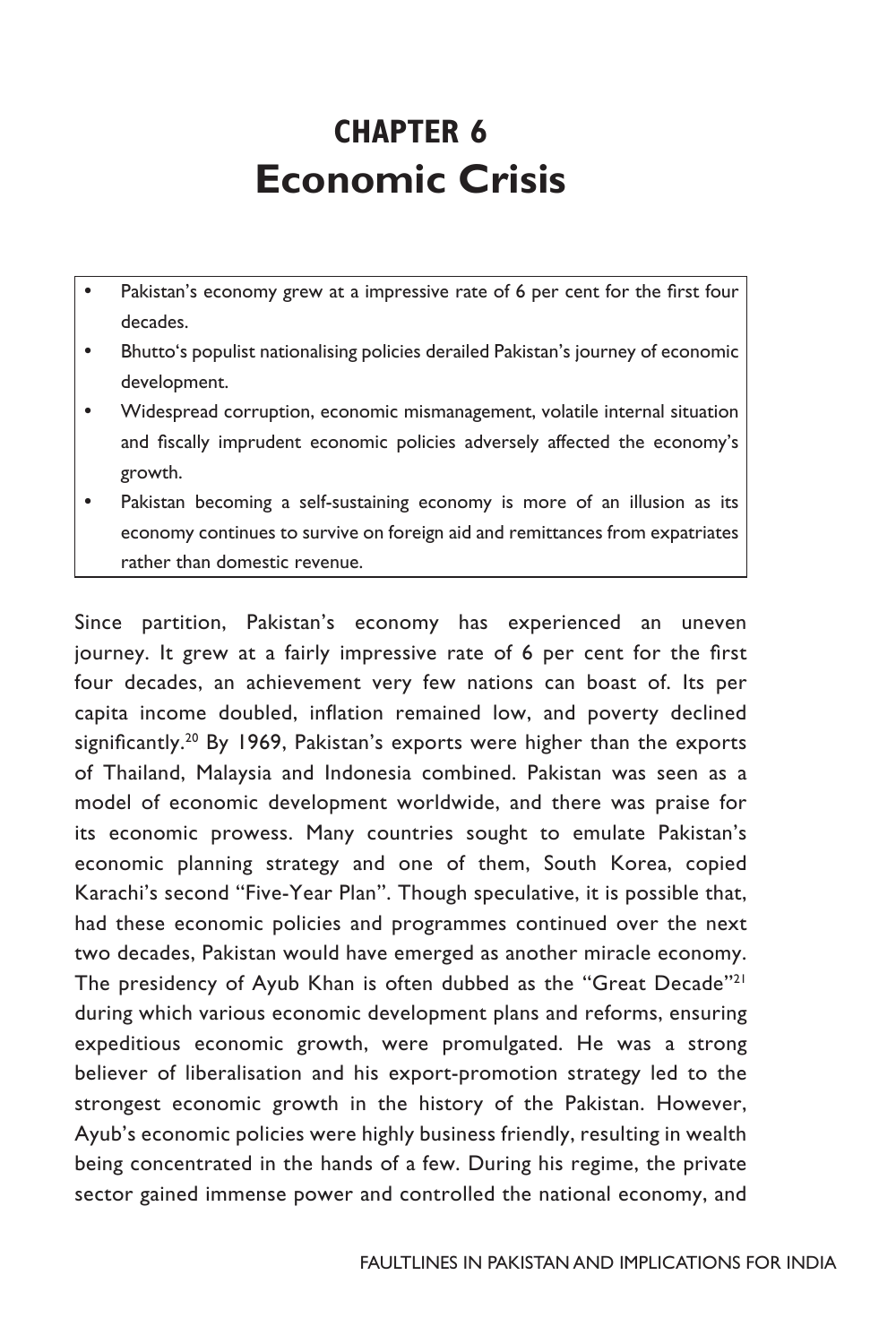# CHAPTER 6
# Economic Crisis

- Pakistan's economy grew at a impressive rate of 6 per cent for the first four decades.
- Bhutto's populist nationalising policies derailed Pakistan's journey of economic development.
- Widespread corruption, economic mismanagement, volatile internal situation and fiscally imprudent economic policies adversely affected the economy's growth.
- Pakistan becoming a self-sustaining economy is more of an illusion as its economy continues to survive on foreign aid and remittances from expatriates rather than domestic revenue.

Since partition, Pakistan's economy has experienced an uneven journey. It grew at a fairly impressive rate of 6 per cent for the first four decades, an achievement very few nations can boast of. Its per capita income doubled, inflation remained low, and poverty declined significantly.[20] By 1969, Pakistan's exports were higher than the exports of Thailand, Malaysia and Indonesia combined. Pakistan was seen as a model of economic development worldwide, and there was praise for its economic prowess. Many countries sought to emulate Pakistan's economic planning strategy and one of them, South Korea, copied Karachi's second "Five-Year Plan". Though speculative, it is possible that, had these economic policies and programmes continued over the next two decades, Pakistan would have emerged as another miracle economy. The presidency of Ayub Khan is often dubbed as the "Great Decade"[21] during which various economic development plans and reforms, ensuring expeditious economic growth, were promulgated. He was a strong believer of liberalisation and his export-promotion strategy led to the strongest economic growth in the history of the Pakistan. However, Ayub's economic policies were highly business friendly, resulting in wealth being concentrated in the hands of a few. During his regime, the private sector gained immense power and controlled the national economy, and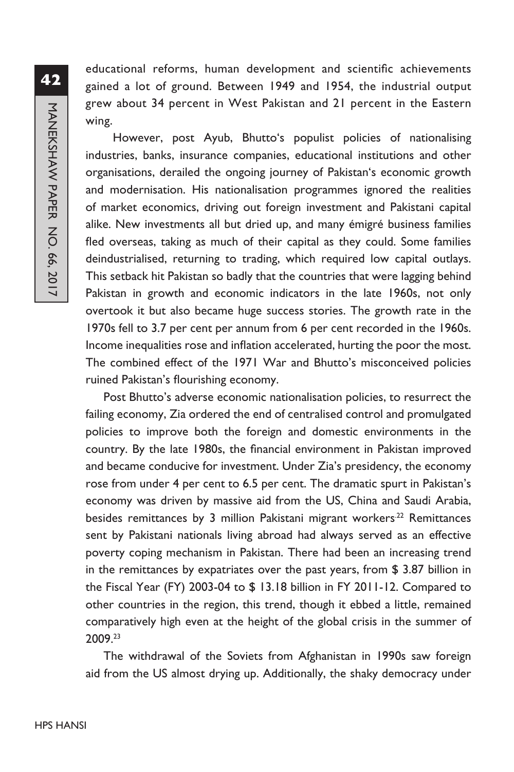educational reforms, human development and scientific achievements gained a lot of ground. Between 1949 and 1954, the industrial output grew about 34 percent in West Pakistan and 21 percent in the Eastern wing.

However, post Ayub, Bhutto's populist policies of nationalising industries, banks, insurance companies, educational institutions and other organisations, derailed the ongoing journey of Pakistan's economic growth and modernisation. His nationalisation programmes ignored the realities of market economics, driving out foreign investment and Pakistani capital alike. New investments all but dried up, and many émigré business families fled overseas, taking as much of their capital as they could. Some families deindustrialised, returning to trading, which required low capital outlays. This setback hit Pakistan so badly that the countries that were lagging behind Pakistan in growth and economic indicators in the late 1960s, not only overtook it but also became huge success stories. The growth rate in the 1970s fell to 3.7 per cent per annum from 6 per cent recorded in the 1960s. Income inequalities rose and inflation accelerated, hurting the poor the most. The combined effect of the 1971 War and Bhutto's misconceived policies ruined Pakistan's flourishing economy.

Post Bhutto's adverse economic nationalisation policies, to resurrect the failing economy, Zia ordered the end of centralised control and promulgated policies to improve both the foreign and domestic environments in the country. By the late 1980s, the financial environment in Pakistan improved and became conducive for investment. Under Zia's presidency, the economy rose from under 4 per cent to 6.5 per cent. The dramatic spurt in Pakistan's economy was driven by massive aid from the US, China and Saudi Arabia, besides remittances by 3 million Pakistani migrant workers.[22] Remittances sent by Pakistani nationals living abroad had always served as an effective poverty coping mechanism in Pakistan. There had been an increasing trend in the remittances by expatriates over the past years, from $ 3.87 billion in the Fiscal Year (FY) 2003-04 to $ 13.18 billion in FY 2011-12. Compared to other countries in the region, this trend, though it ebbed a little, remained comparatively high even at the height of the global crisis in the summer of 2009.[23]

The withdrawal of the Soviets from Afghanistan in 1990s saw foreign aid from the US almost drying up. Additionally, the shaky democracy under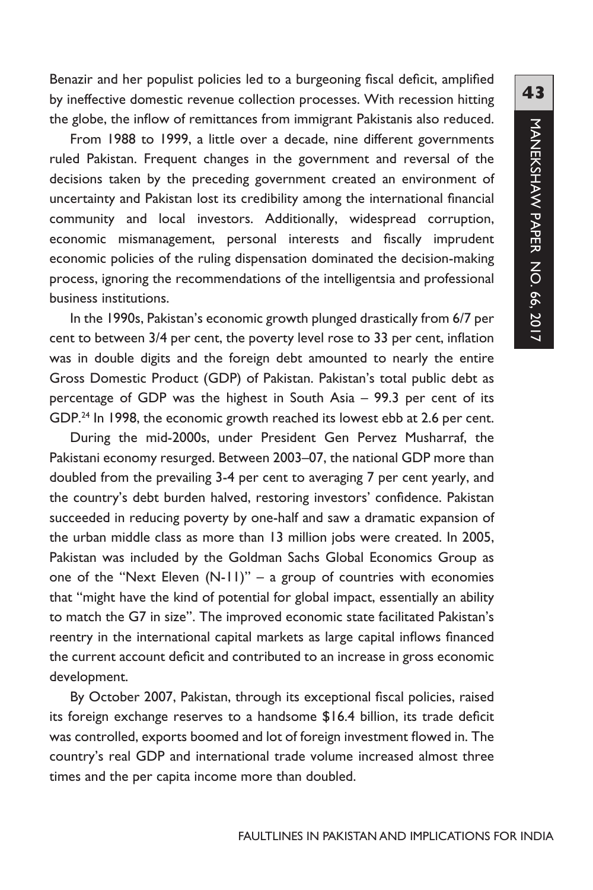Benazir and her populist policies led to a burgeoning fiscal deficit, amplified by ineffective domestic revenue collection processes. With recession hitting the globe, the inflow of remittances from immigrant Pakistanis also reduced.

From 1988 to 1999, a little over a decade, nine different governments ruled Pakistan. Frequent changes in the government and reversal of the decisions taken by the preceding government created an environment of uncertainty and Pakistan lost its credibility among the international financial community and local investors. Additionally, widespread corruption, economic mismanagement, personal interests and fiscally imprudent economic policies of the ruling dispensation dominated the decision-making process, ignoring the recommendations of the intelligentsia and professional business institutions.

In the 1990s, Pakistan's economic growth plunged drastically from 6/7 per cent to between 3/4 per cent, the poverty level rose to 33 per cent, inflation was in double digits and the foreign debt amounted to nearly the entire Gross Domestic Product (GDP) of Pakistan. Pakistan's total public debt as percentage of GDP was the highest in South Asia – 99.3 per cent of its GDP.[24] In 1998, the economic growth reached its lowest ebb at 2.6 per cent.

During the mid-2000s, under President Gen Pervez Musharraf, the Pakistani economy resurged. Between 2003–07, the national GDP more than doubled from the prevailing 3-4 per cent to averaging 7 per cent yearly, and the country's debt burden halved, restoring investors' confidence. Pakistan succeeded in reducing poverty by one-half and saw a dramatic expansion of the urban middle class as more than 13 million jobs were created. In 2005, Pakistan was included by the Goldman Sachs Global Economics Group as one of the "Next Eleven (N-11)" – a group of countries with economies that "might have the kind of potential for global impact, essentially an ability to match the G7 in size". The improved economic state facilitated Pakistan's reentry in the international capital markets as large capital inflows financed the current account deficit and contributed to an increase in gross economic development.

By October 2007, Pakistan, through its exceptional fiscal policies, raised its foreign exchange reserves to a handsome \$16.4 billion, its trade deficit was controlled, exports boomed and lot of foreign investment flowed in. The country's real GDP and international trade volume increased almost three times and the per capita income more than doubled.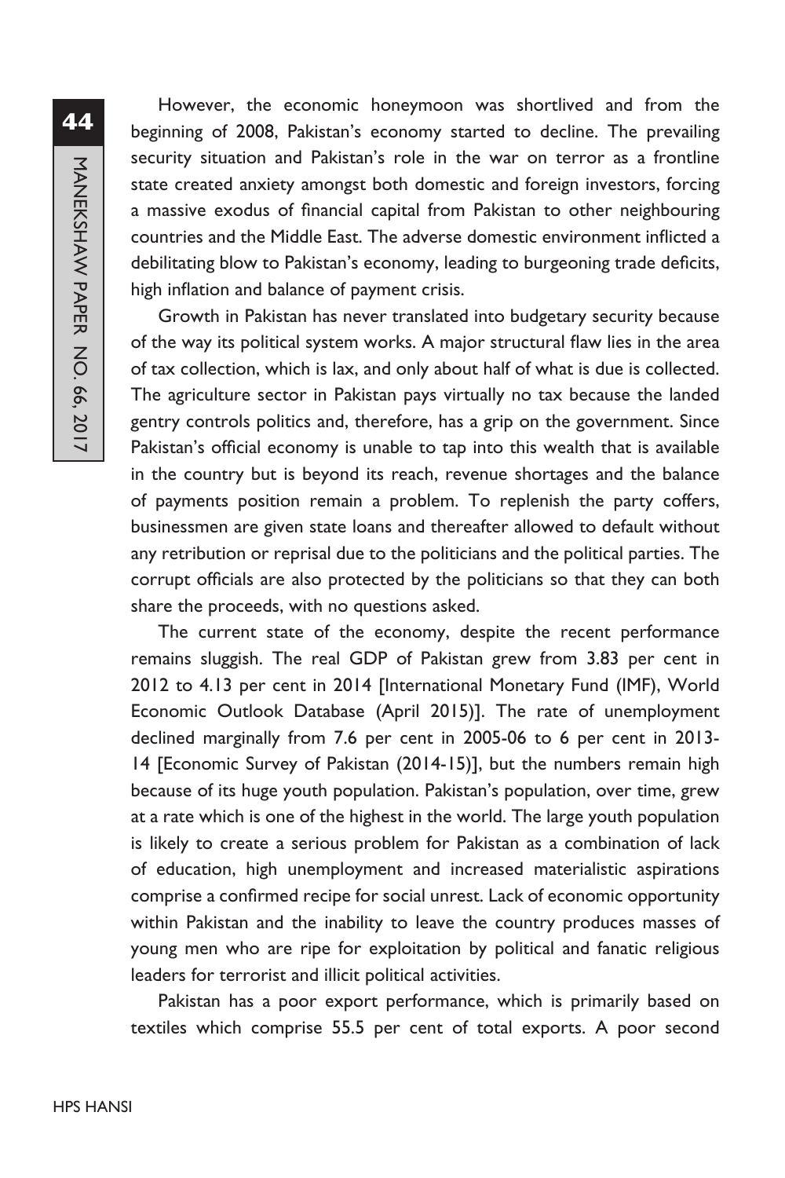However, the economic honeymoon was shortlived and from the beginning of 2008, Pakistan's economy started to decline. The prevailing security situation and Pakistan's role in the war on terror as a frontline state created anxiety amongst both domestic and foreign investors, forcing a massive exodus of financial capital from Pakistan to other neighbouring countries and the Middle East. The adverse domestic environment inflicted a debilitating blow to Pakistan's economy, leading to burgeoning trade deficits, high inflation and balance of payment crisis.

Growth in Pakistan has never translated into budgetary security because of the way its political system works. A major structural flaw lies in the area of tax collection, which is lax, and only about half of what is due is collected. The agriculture sector in Pakistan pays virtually no tax because the landed gentry controls politics and, therefore, has a grip on the government. Since Pakistan's official economy is unable to tap into this wealth that is available in the country but is beyond its reach, revenue shortages and the balance of payments position remain a problem. To replenish the party coffers, businessmen are given state loans and thereafter allowed to default without any retribution or reprisal due to the politicians and the political parties. The corrupt officials are also protected by the politicians so that they can both share the proceeds, with no questions asked.

The current state of the economy, despite the recent performance remains sluggish. The real GDP of Pakistan grew from 3.83 per cent in 2012 to 4.13 per cent in 2014 [International Monetary Fund (IMF), World Economic Outlook Database (April 2015)]. The rate of unemployment declined marginally from 7.6 per cent in 2005-06 to 6 per cent in 2013-14 [Economic Survey of Pakistan (2014-15)], but the numbers remain high because of its huge youth population. Pakistan's population, over time, grew at a rate which is one of the highest in the world. The large youth population is likely to create a serious problem for Pakistan as a combination of lack of education, high unemployment and increased materialistic aspirations comprise a confirmed recipe for social unrest. Lack of economic opportunity within Pakistan and the inability to leave the country produces masses of young men who are ripe for exploitation by political and fanatic religious leaders for terrorist and illicit political activities.

Pakistan has a poor export performance, which is primarily based on textiles which comprise 55.5 per cent of total exports. A poor second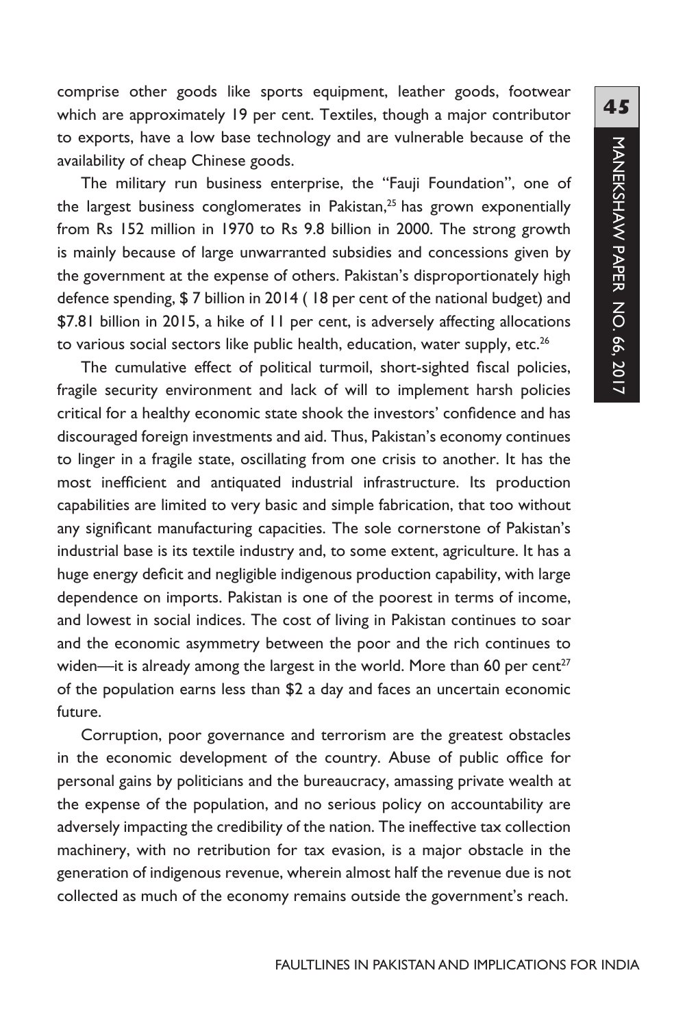comprise other goods like sports equipment, leather goods, footwear which are approximately 19 per cent. Textiles, though a major contributor to exports, have a low base technology and are vulnerable because of the availability of cheap Chinese goods.

The military run business enterprise, the "Fauji Foundation", one of the largest business conglomerates in Pakistan,[25] has grown exponentially from Rs 152 million in 1970 to Rs 9.8 billion in 2000. The strong growth is mainly because of large unwarranted subsidies and concessions given by the government at the expense of others. Pakistan's disproportionately high defence spending, $ 7 billion in 2014 ( 18 per cent of the national budget) and $7.81 billion in 2015, a hike of 11 per cent, is adversely affecting allocations to various social sectors like public health, education, water supply, etc.[26]

The cumulative effect of political turmoil, short-sighted fiscal policies, fragile security environment and lack of will to implement harsh policies critical for a healthy economic state shook the investors' confidence and has discouraged foreign investments and aid. Thus, Pakistan's economy continues to linger in a fragile state, oscillating from one crisis to another. It has the most inefficient and antiquated industrial infrastructure. Its production capabilities are limited to very basic and simple fabrication, that too without any significant manufacturing capacities. The sole cornerstone of Pakistan's industrial base is its textile industry and, to some extent, agriculture. It has a huge energy deficit and negligible indigenous production capability, with large dependence on imports. Pakistan is one of the poorest in terms of income, and lowest in social indices. The cost of living in Pakistan continues to soar and the economic asymmetry between the poor and the rich continues to widen—it is already among the largest in the world. More than 60 per cent[27] of the population earns less than $2 a day and faces an uncertain economic future.

Corruption, poor governance and terrorism are the greatest obstacles in the economic development of the country. Abuse of public office for personal gains by politicians and the bureaucracy, amassing private wealth at the expense of the population, and no serious policy on accountability are adversely impacting the credibility of the nation. The ineffective tax collection machinery, with no retribution for tax evasion, is a major obstacle in the generation of indigenous revenue, wherein almost half the revenue due is not collected as much of the economy remains outside the government's reach.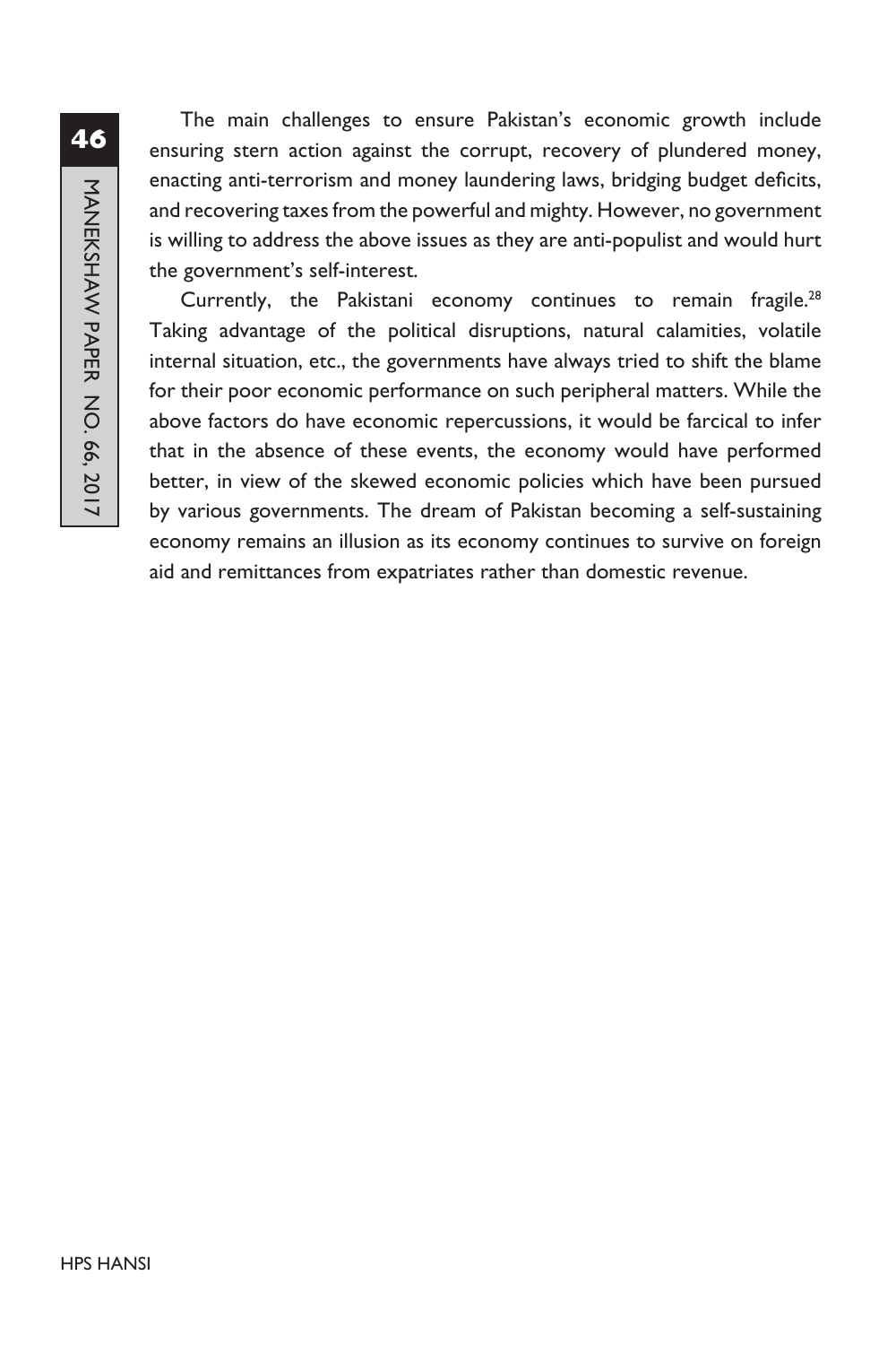The main challenges to ensure Pakistan's economic growth include ensuring stern action against the corrupt, recovery of plundered money, enacting anti-terrorism and money laundering laws, bridging budget deficits, and recovering taxes from the powerful and mighty. However, no government is willing to address the above issues as they are anti-populist and would hurt the government's self-interest.

Currently, the Pakistani economy continues to remain fragile.[28] Taking advantage of the political disruptions, natural calamities, volatile internal situation, etc., the governments have always tried to shift the blame for their poor economic performance on such peripheral matters. While the above factors do have economic repercussions, it would be farcical to infer that in the absence of these events, the economy would have performed better, in view of the skewed economic policies which have been pursued by various governments. The dream of Pakistan becoming a self-sustaining economy remains an illusion as its economy continues to survive on foreign aid and remittances from expatriates rather than domestic revenue.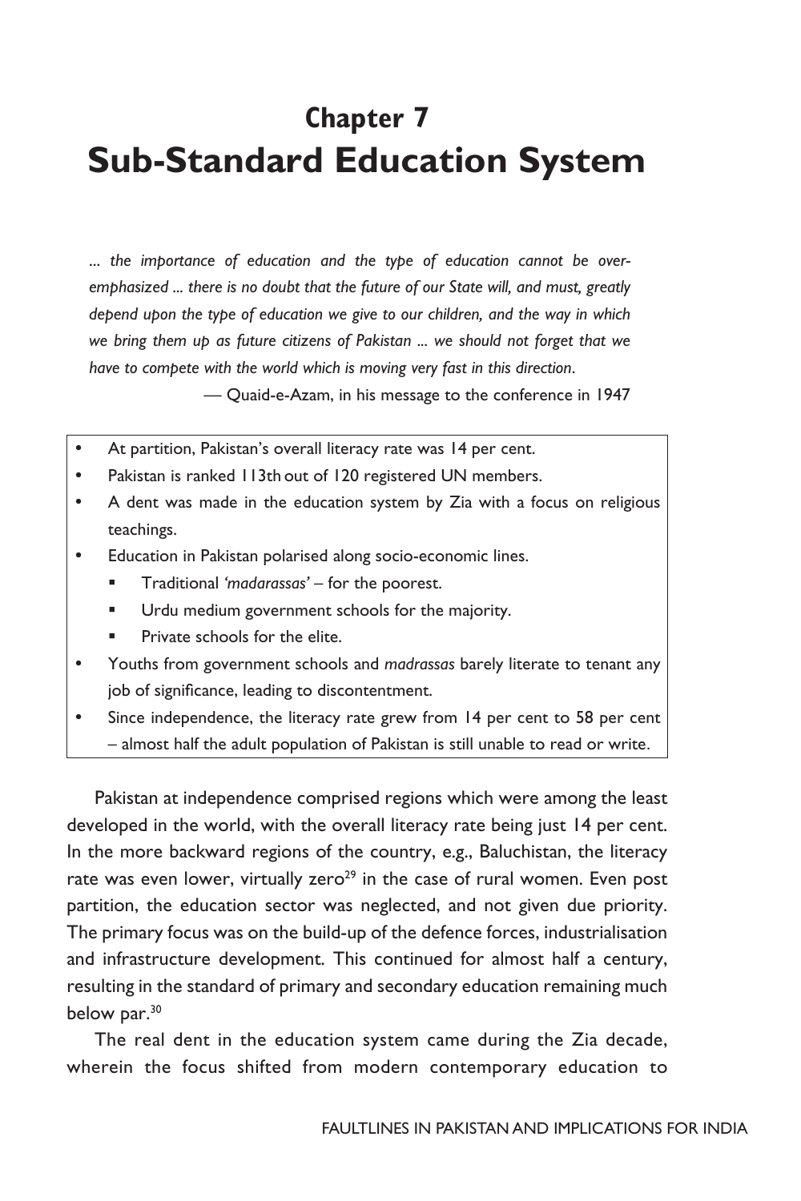# Chapter 7
# Sub-Standard Education System

*... the importance of education and the type of education cannot be over-emphasized ... there is no doubt that the future of our State will, and must, greatly depend upon the type of education we give to our children, and the way in which we bring them up as future citizens of Pakistan ... we should not forget that we have to compete with the world which is moving very fast in this direction*.

— Quaid-e-Azam, in his message to the conference in 1947

- At partition, Pakistan's overall literacy rate was 14 per cent.
- Pakistan is ranked 113th out of 120 registered UN members.
- A dent was made in the education system by Zia with a focus on religious teachings.
- Education in Pakistan polarised along socio-economic lines.
  - Traditional *'madarassas'* – for the poorest.
  - Urdu medium government schools for the majority.
  - Private schools for the elite.
- Youths from government schools and *madrassas* barely literate to tenant any job of significance, leading to discontentment.
- Since independence, the literacy rate grew from 14 per cent to 58 per cent – almost half the adult population of Pakistan is still unable to read or write.

Pakistan at independence comprised regions which were among the least developed in the world, with the overall literacy rate being just 14 per cent. In the more backward regions of the country, e.g., Baluchistan, the literacy rate was even lower, virtually zero[29] in the case of rural women. Even post partition, the education sector was neglected, and not given due priority. The primary focus was on the build-up of the defence forces, industrialisation and infrastructure development. This continued for almost half a century, resulting in the standard of primary and secondary education remaining much below par.[30]

The real dent in the education system came during the Zia decade, wherein the focus shifted from modern contemporary education to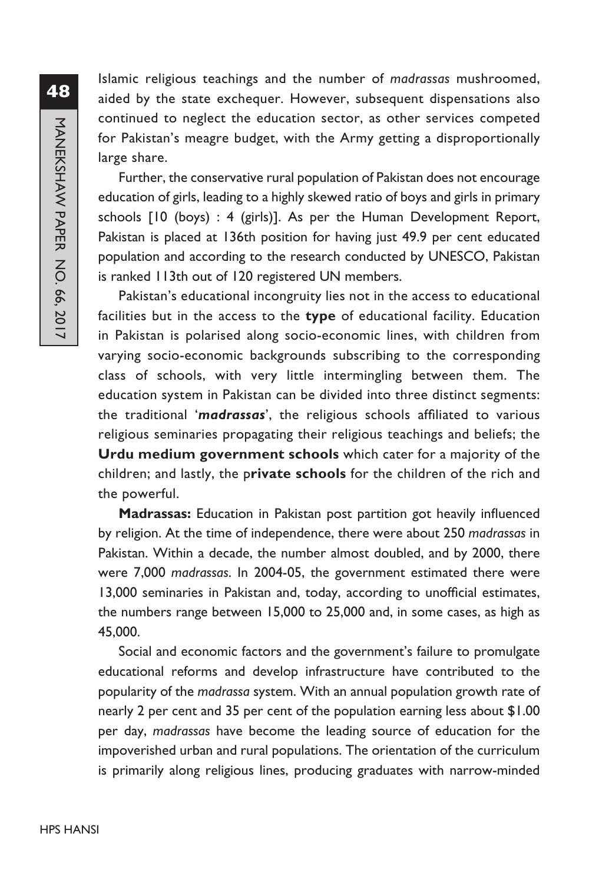Islamic religious teachings and the number of *madrassas* mushroomed, aided by the state exchequer. However, subsequent dispensations also continued to neglect the education sector, as other services competed for Pakistan's meagre budget, with the Army getting a disproportionally large share.

Further, the conservative rural population of Pakistan does not encourage education of girls, leading to a highly skewed ratio of boys and girls in primary schools [10 (boys) : 4 (girls)]. As per the Human Development Report, Pakistan is placed at 136th position for having just 49.9 per cent educated population and according to the research conducted by UNESCO, Pakistan is ranked 113th out of 120 registered UN members.

Pakistan's educational incongruity lies not in the access to educational facilities but in the access to the **type** of educational facility. Education in Pakistan is polarised along socio-economic lines, with children from varying socio-economic backgrounds subscribing to the corresponding class of schools, with very little intermingling between them. The education system in Pakistan can be divided into three distinct segments: the traditional '***madrassas***', the religious schools affiliated to various religious seminaries propagating their religious teachings and beliefs; the **Urdu medium government schools** which cater for a majority of the children; and lastly, the p**rivate schools** for the children of the rich and the powerful.

**Madrassas:** Education in Pakistan post partition got heavily influenced by religion. At the time of independence, there were about 250 *madrassas* in Pakistan. Within a decade, the number almost doubled, and by 2000, there were 7,000 *madrassas*. In 2004-05, the government estimated there were 13,000 seminaries in Pakistan and, today, according to unofficial estimates, the numbers range between 15,000 to 25,000 and, in some cases, as high as 45,000.

Social and economic factors and the government's failure to promulgate educational reforms and develop infrastructure have contributed to the popularity of the *madrassa* system. With an annual population growth rate of nearly 2 per cent and 35 per cent of the population earning less about $1.00 per day, *madrassas* have become the leading source of education for the impoverished urban and rural populations. The orientation of the curriculum is primarily along religious lines, producing graduates with narrow-minded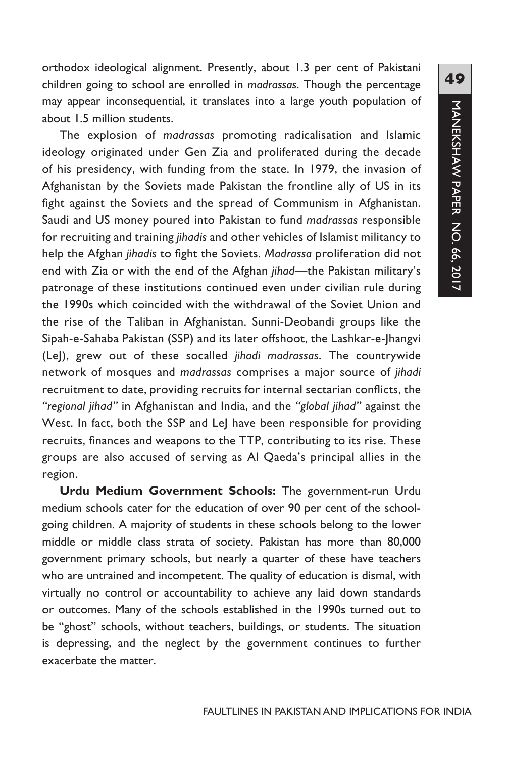orthodox ideological alignment. Presently, about 1.3 per cent of Pakistani children going to school are enrolled in *madrassas*. Though the percentage may appear inconsequential, it translates into a large youth population of about 1.5 million students.

The explosion of *madrassas* promoting radicalisation and Islamic ideology originated under Gen Zia and proliferated during the decade of his presidency, with funding from the state. In 1979, the invasion of Afghanistan by the Soviets made Pakistan the frontline ally of US in its fight against the Soviets and the spread of Communism in Afghanistan. Saudi and US money poured into Pakistan to fund *madrassas* responsible for recruiting and training *jihadis* and other vehicles of Islamist militancy to help the Afghan *jihadis* to fight the Soviets. *Madrassa* proliferation did not end with Zia or with the end of the Afghan *jihad*—the Pakistan military's patronage of these institutions continued even under civilian rule during the 1990s which coincided with the withdrawal of the Soviet Union and the rise of the Taliban in Afghanistan. Sunni-Deobandi groups like the Sipah-e-Sahaba Pakistan (SSP) and its later offshoot, the Lashkar-e-Jhangvi (LeJ), grew out of these socalled *jihadi madrassas*. The countrywide network of mosques and *madrassas* comprises a major source of *jihadi* recruitment to date, providing recruits for internal sectarian conflicts, the *"regional jihad"* in Afghanistan and India, and the *"global jihad"* against the West. In fact, both the SSP and LeJ have been responsible for providing recruits, finances and weapons to the TTP, contributing to its rise. These groups are also accused of serving as Al Qaeda's principal allies in the region.

**Urdu Medium Government Schools:** The government-run Urdu medium schools cater for the education of over 90 per cent of the school-going children. A majority of students in these schools belong to the lower middle or middle class strata of society. Pakistan has more than 80,000 government primary schools, but nearly a quarter of these have teachers who are untrained and incompetent. The quality of education is dismal, with virtually no control or accountability to achieve any laid down standards or outcomes. Many of the schools established in the 1990s turned out to be "ghost" schools, without teachers, buildings, or students. The situation is depressing, and the neglect by the government continues to further exacerbate the matter.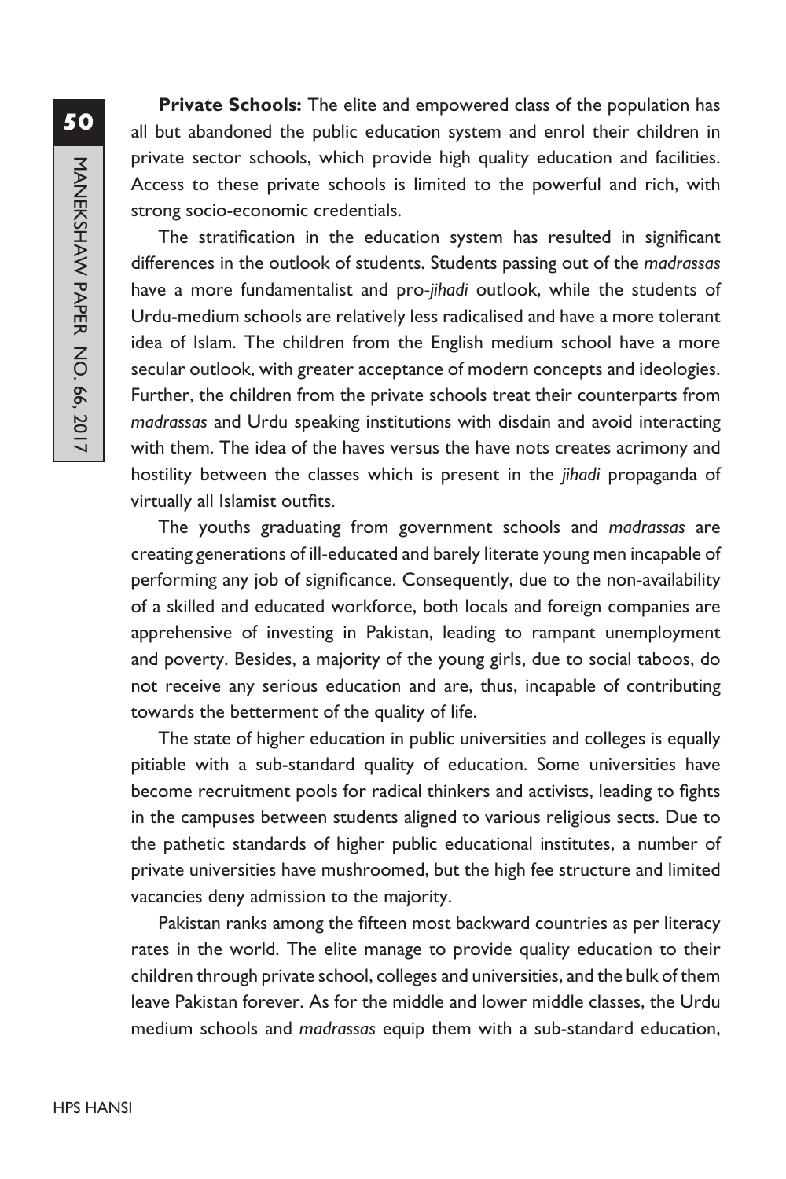**Private Schools:** The elite and empowered class of the population has all but abandoned the public education system and enrol their children in private sector schools, which provide high quality education and facilities. Access to these private schools is limited to the powerful and rich, with strong socio-economic credentials.

The stratification in the education system has resulted in significant differences in the outlook of students. Students passing out of the *madrassas* have a more fundamentalist and pro-*jihadi* outlook, while the students of Urdu-medium schools are relatively less radicalised and have a more tolerant idea of Islam. The children from the English medium school have a more secular outlook, with greater acceptance of modern concepts and ideologies. Further, the children from the private schools treat their counterparts from *madrassas* and Urdu speaking institutions with disdain and avoid interacting with them. The idea of the haves versus the have nots creates acrimony and hostility between the classes which is present in the *jihadi* propaganda of virtually all Islamist outfits.

The youths graduating from government schools and *madrassas* are creating generations of ill-educated and barely literate young men incapable of performing any job of significance. Consequently, due to the non-availability of a skilled and educated workforce, both locals and foreign companies are apprehensive of investing in Pakistan, leading to rampant unemployment and poverty. Besides, a majority of the young girls, due to social taboos, do not receive any serious education and are, thus, incapable of contributing towards the betterment of the quality of life.

The state of higher education in public universities and colleges is equally pitiable with a sub-standard quality of education. Some universities have become recruitment pools for radical thinkers and activists, leading to fights in the campuses between students aligned to various religious sects. Due to the pathetic standards of higher public educational institutes, a number of private universities have mushroomed, but the high fee structure and limited vacancies deny admission to the majority.

Pakistan ranks among the fifteen most backward countries as per literacy rates in the world. The elite manage to provide quality education to their children through private school, colleges and universities, and the bulk of them leave Pakistan forever. As for the middle and lower middle classes, the Urdu medium schools and *madrassas* equip them with a sub-standard education,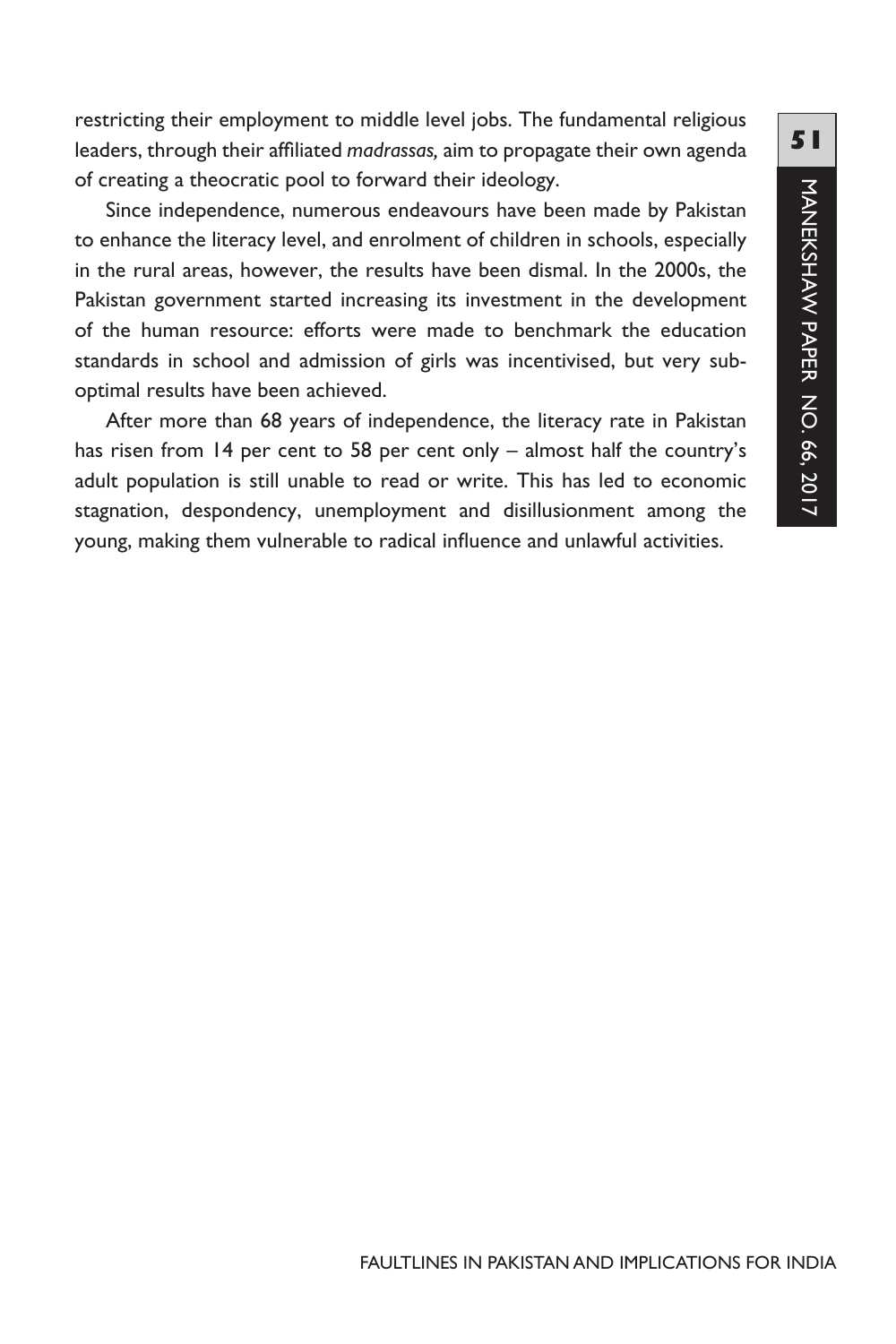restricting their employment to middle level jobs. The fundamental religious leaders, through their affiliated *madrassas,* aim to propagate their own agenda of creating a theocratic pool to forward their ideology.

Since independence, numerous endeavours have been made by Pakistan to enhance the literacy level, and enrolment of children in schools, especially in the rural areas, however, the results have been dismal. In the 2000s, the Pakistan government started increasing its investment in the development of the human resource: efforts were made to benchmark the education standards in school and admission of girls was incentivised, but very sub-optimal results have been achieved.

After more than 68 years of independence, the literacy rate in Pakistan has risen from 14 per cent to 58 per cent only – almost half the country's adult population is still unable to read or write. This has led to economic stagnation, despondency, unemployment and disillusionment among the young, making them vulnerable to radical influence and unlawful activities.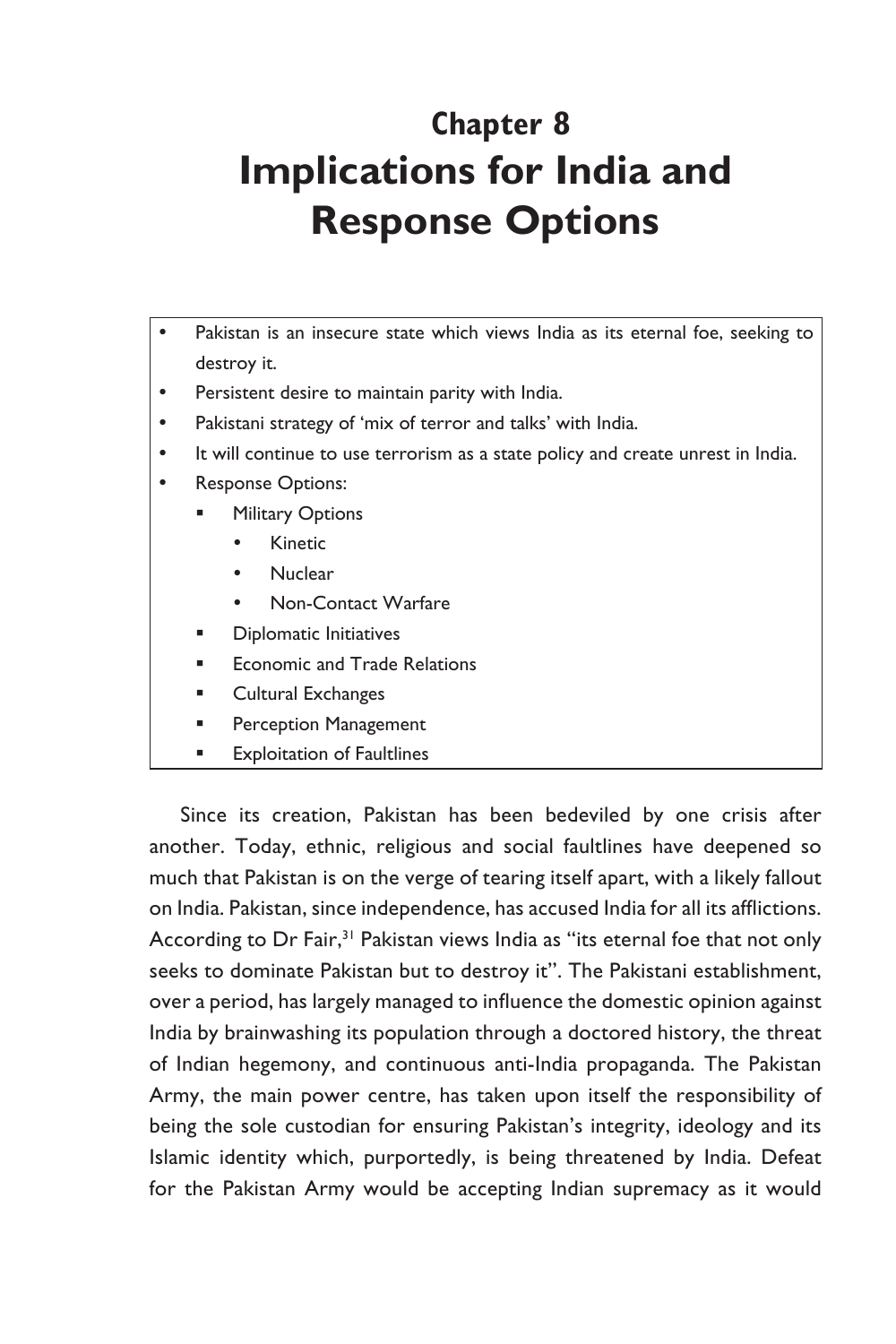# Chapter 8
# Implications for India and Response Options

- Pakistan is an insecure state which views India as its eternal foe, seeking to destroy it.
- Persistent desire to maintain parity with India.
- Pakistani strategy of 'mix of terror and talks' with India.
- It will continue to use terrorism as a state policy and create unrest in India.
- Response Options:
  - Military Options
    - Kinetic
    - Nuclear
    - Non-Contact Warfare
  - Diplomatic Initiatives
  - Economic and Trade Relations
  - Cultural Exchanges
  - Perception Management
  - Exploitation of Faultlines

Since its creation, Pakistan has been bedeviled by one crisis after another. Today, ethnic, religious and social faultlines have deepened so much that Pakistan is on the verge of tearing itself apart, with a likely fallout on India. Pakistan, since independence, has accused India for all its afflictions. According to Dr Fair,[31] Pakistan views India as "its eternal foe that not only seeks to dominate Pakistan but to destroy it". The Pakistani establishment, over a period, has largely managed to influence the domestic opinion against India by brainwashing its population through a doctored history, the threat of Indian hegemony, and continuous anti-India propaganda. The Pakistan Army, the main power centre, has taken upon itself the responsibility of being the sole custodian for ensuring Pakistan's integrity, ideology and its Islamic identity which, purportedly, is being threatened by India. Defeat for the Pakistan Army would be accepting Indian supremacy as it would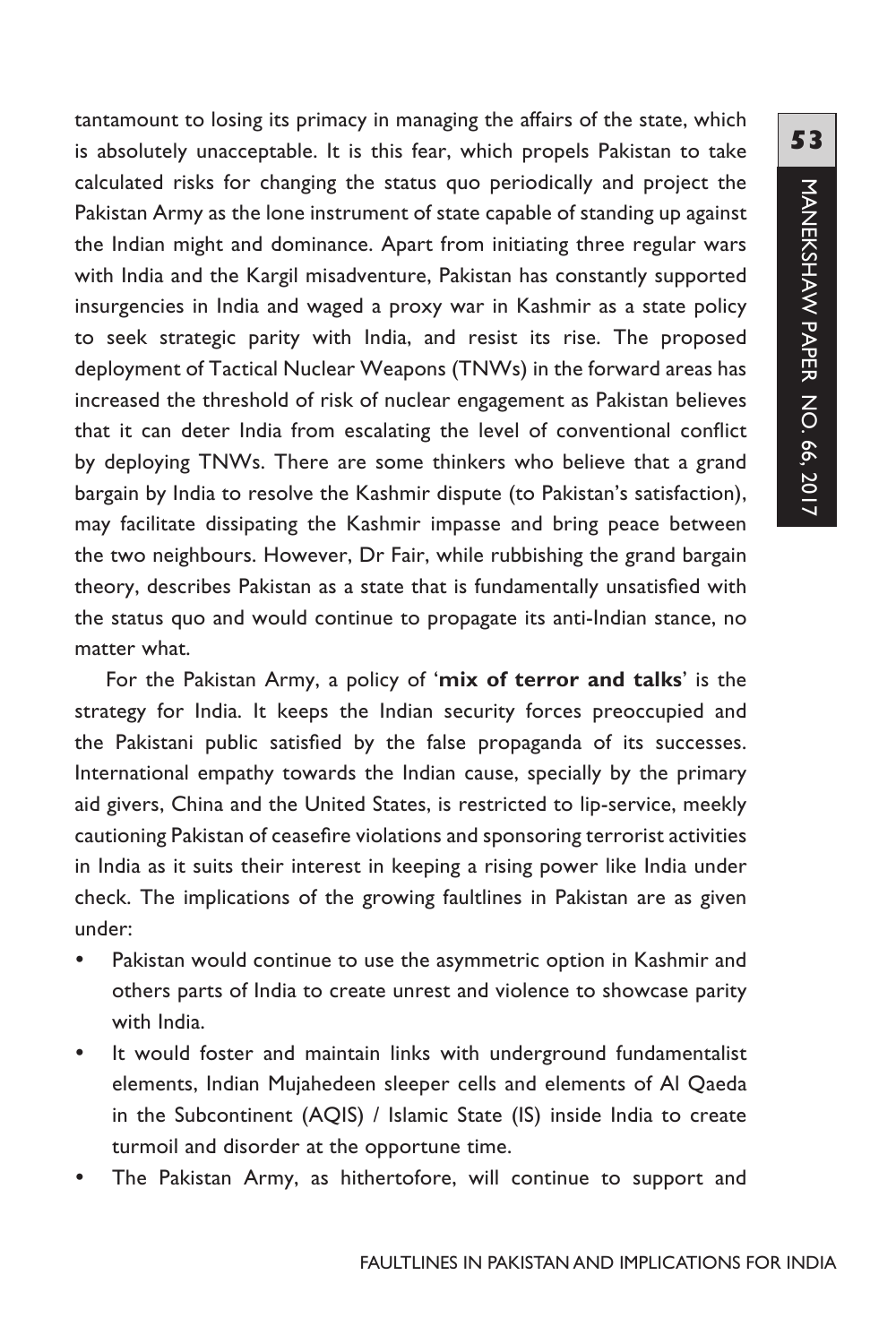tantamount to losing its primacy in managing the affairs of the state, which is absolutely unacceptable. It is this fear, which propels Pakistan to take calculated risks for changing the status quo periodically and project the Pakistan Army as the lone instrument of state capable of standing up against the Indian might and dominance. Apart from initiating three regular wars with India and the Kargil misadventure, Pakistan has constantly supported insurgencies in India and waged a proxy war in Kashmir as a state policy to seek strategic parity with India, and resist its rise. The proposed deployment of Tactical Nuclear Weapons (TNWs) in the forward areas has increased the threshold of risk of nuclear engagement as Pakistan believes that it can deter India from escalating the level of conventional conflict by deploying TNWs. There are some thinkers who believe that a grand bargain by India to resolve the Kashmir dispute (to Pakistan's satisfaction), may facilitate dissipating the Kashmir impasse and bring peace between the two neighbours. However, Dr Fair, while rubbishing the grand bargain theory, describes Pakistan as a state that is fundamentally unsatisfied with the status quo and would continue to propagate its anti-Indian stance, no matter what.

For the Pakistan Army, a policy of '**mix of terror and talks**' is the strategy for India. It keeps the Indian security forces preoccupied and the Pakistani public satisfied by the false propaganda of its successes. International empathy towards the Indian cause, specially by the primary aid givers, China and the United States, is restricted to lip-service, meekly cautioning Pakistan of ceasefire violations and sponsoring terrorist activities in India as it suits their interest in keeping a rising power like India under check. The implications of the growing faultlines in Pakistan are as given under:

- Pakistan would continue to use the asymmetric option in Kashmir and others parts of India to create unrest and violence to showcase parity with India.
- It would foster and maintain links with underground fundamentalist elements, Indian Mujahedeen sleeper cells and elements of Al Qaeda in the Subcontinent (AQIS) / Islamic State (IS) inside India to create turmoil and disorder at the opportune time.
- The Pakistan Army, as hithertofore, will continue to support and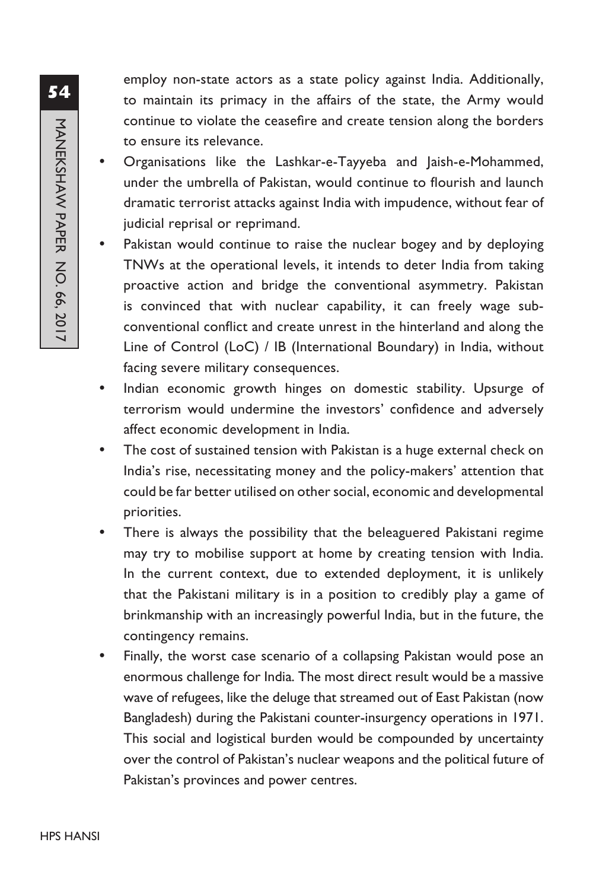employ non-state actors as a state policy against India. Additionally, to maintain its primacy in the affairs of the state, the Army would continue to violate the ceasefire and create tension along the borders to ensure its relevance.

- Organisations like the Lashkar-e-Tayyeba and Jaish-e-Mohammed, under the umbrella of Pakistan, would continue to flourish and launch dramatic terrorist attacks against India with impudence, without fear of judicial reprisal or reprimand.
- Pakistan would continue to raise the nuclear bogey and by deploying TNWs at the operational levels, it intends to deter India from taking proactive action and bridge the conventional asymmetry. Pakistan is convinced that with nuclear capability, it can freely wage sub-conventional conflict and create unrest in the hinterland and along the Line of Control (LoC) / IB (International Boundary) in India, without facing severe military consequences.
- Indian economic growth hinges on domestic stability. Upsurge of terrorism would undermine the investors' confidence and adversely affect economic development in India.
- The cost of sustained tension with Pakistan is a huge external check on India's rise, necessitating money and the policy-makers' attention that could be far better utilised on other social, economic and developmental priorities.
- There is always the possibility that the beleaguered Pakistani regime may try to mobilise support at home by creating tension with India. In the current context, due to extended deployment, it is unlikely that the Pakistani military is in a position to credibly play a game of brinkmanship with an increasingly powerful India, but in the future, the contingency remains.
- Finally, the worst case scenario of a collapsing Pakistan would pose an enormous challenge for India. The most direct result would be a massive wave of refugees, like the deluge that streamed out of East Pakistan (now Bangladesh) during the Pakistani counter-insurgency operations in 1971. This social and logistical burden would be compounded by uncertainty over the control of Pakistan's nuclear weapons and the political future of Pakistan's provinces and power centres.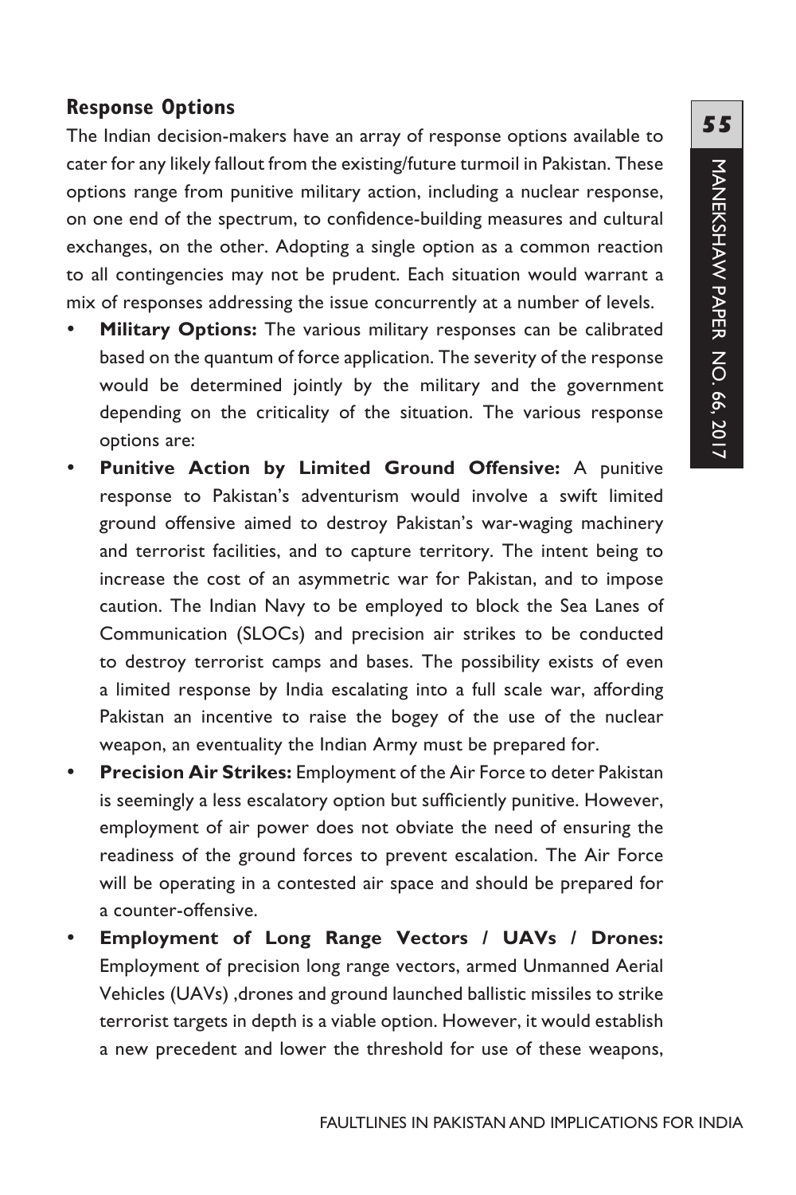## Response Options

The Indian decision-makers have an array of response options available to cater for any likely fallout from the existing/future turmoil in Pakistan. These options range from punitive military action, including a nuclear response, on one end of the spectrum, to confidence-building measures and cultural exchanges, on the other. Adopting a single option as a common reaction to all contingencies may not be prudent. Each situation would warrant a mix of responses addressing the issue concurrently at a number of levels.

- **Military Options:** The various military responses can be calibrated based on the quantum of force application. The severity of the response would be determined jointly by the military and the government depending on the criticality of the situation. The various response options are:
- **Punitive Action by Limited Ground Offensive:** A punitive response to Pakistan's adventurism would involve a swift limited ground offensive aimed to destroy Pakistan's war-waging machinery and terrorist facilities, and to capture territory. The intent being to increase the cost of an asymmetric war for Pakistan, and to impose caution. The Indian Navy to be employed to block the Sea Lanes of Communication (SLOCs) and precision air strikes to be conducted to destroy terrorist camps and bases. The possibility exists of even a limited response by India escalating into a full scale war, affording Pakistan an incentive to raise the bogey of the use of the nuclear weapon, an eventuality the Indian Army must be prepared for.
- **Precision Air Strikes:** Employment of the Air Force to deter Pakistan is seemingly a less escalatory option but sufficiently punitive. However, employment of air power does not obviate the need of ensuring the readiness of the ground forces to prevent escalation. The Air Force will be operating in a contested air space and should be prepared for a counter-offensive.
- **Employment of Long Range Vectors / UAVs / Drones:** Employment of precision long range vectors, armed Unmanned Aerial Vehicles (UAVs) ,drones and ground launched ballistic missiles to strike terrorist targets in depth is a viable option. However, it would establish a new precedent and lower the threshold for use of these weapons,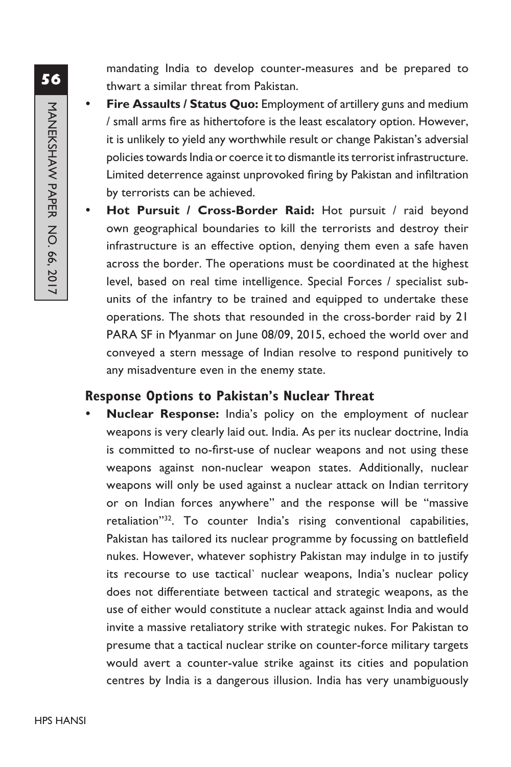mandating India to develop counter-measures and be prepared to thwart a similar threat from Pakistan.

- **Fire Assaults / Status Quo:** Employment of artillery guns and medium / small arms fire as hithertofore is the least escalatory option. However, it is unlikely to yield any worthwhile result or change Pakistan's adversial policies towards India or coerce it to dismantle its terrorist infrastructure. Limited deterrence against unprovoked firing by Pakistan and infiltration by terrorists can be achieved.
- **Hot Pursuit / Cross-Border Raid:** Hot pursuit / raid beyond own geographical boundaries to kill the terrorists and destroy their infrastructure is an effective option, denying them even a safe haven across the border. The operations must be coordinated at the highest level, based on real time intelligence. Special Forces / specialist sub-units of the infantry to be trained and equipped to undertake these operations. The shots that resounded in the cross-border raid by 21 PARA SF in Myanmar on June 08/09, 2015, echoed the world over and conveyed a stern message of Indian resolve to respond punitively to any misadventure even in the enemy state.

## Response Options to Pakistan's Nuclear Threat

- **Nuclear Response:** India's policy on the employment of nuclear weapons is very clearly laid out. India. As per its nuclear doctrine, India is committed to no-first-use of nuclear weapons and not using these weapons against non-nuclear weapon states. Additionally, nuclear weapons will only be used against a nuclear attack on Indian territory or on Indian forces anywhere" and the response will be "massive retaliation"[32]. To counter India's rising conventional capabilities, Pakistan has tailored its nuclear programme by focussing on battlefield nukes. However, whatever sophistry Pakistan may indulge in to justify its recourse to use tactical` nuclear weapons, India's nuclear policy does not differentiate between tactical and strategic weapons, as the use of either would constitute a nuclear attack against India and would invite a massive retaliatory strike with strategic nukes. For Pakistan to presume that a tactical nuclear strike on counter-force military targets would avert a counter-value strike against its cities and population centres by India is a dangerous illusion. India has very unambiguously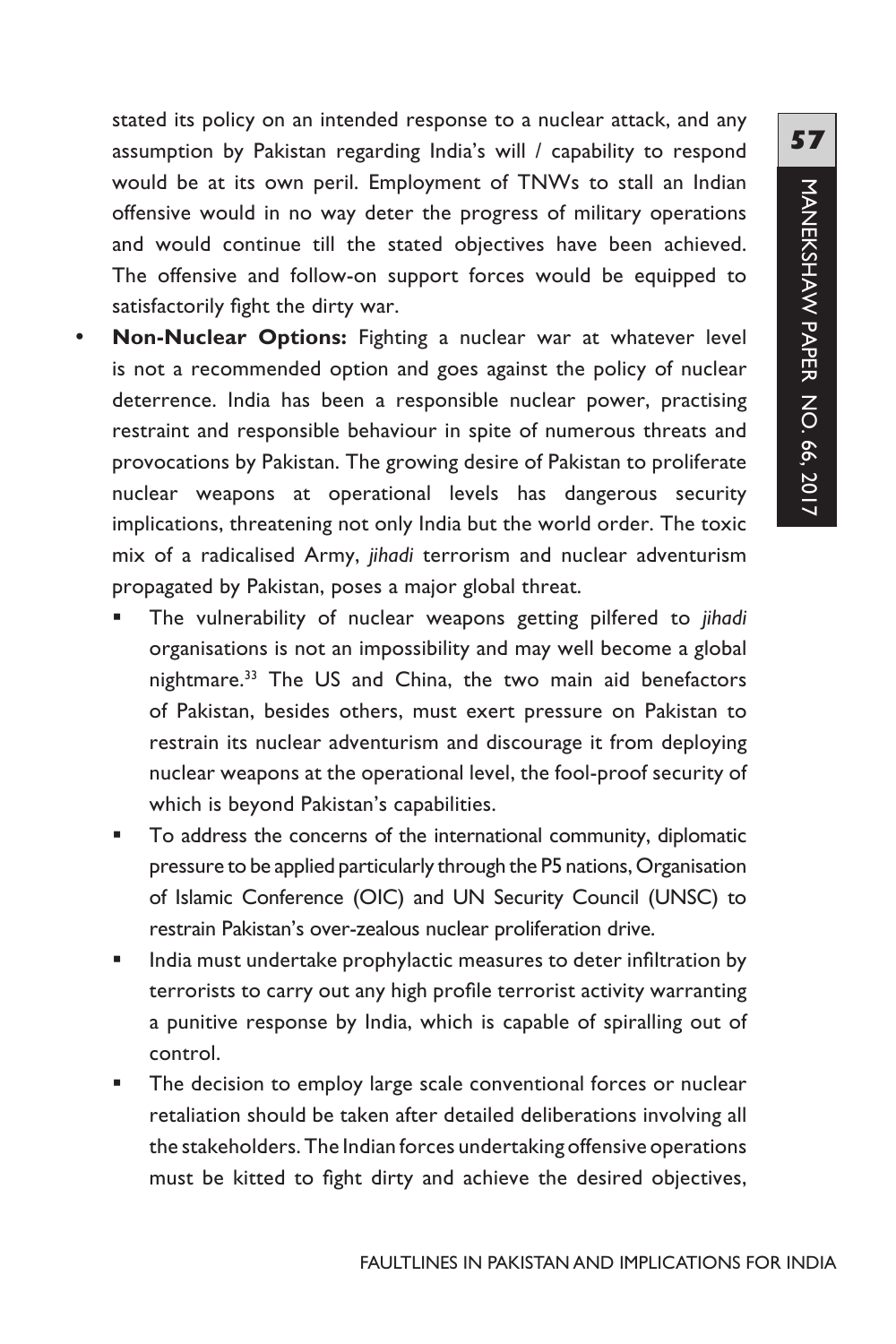stated its policy on an intended response to a nuclear attack, and any assumption by Pakistan regarding India's will / capability to respond would be at its own peril. Employment of TNWs to stall an Indian offensive would in no way deter the progress of military operations and would continue till the stated objectives have been achieved. The offensive and follow-on support forces would be equipped to satisfactorily fight the dirty war.

- **Non-Nuclear Options:** Fighting a nuclear war at whatever level is not a recommended option and goes against the policy of nuclear deterrence. India has been a responsible nuclear power, practising restraint and responsible behaviour in spite of numerous threats and provocations by Pakistan. The growing desire of Pakistan to proliferate nuclear weapons at operational levels has dangerous security implications, threatening not only India but the world order. The toxic mix of a radicalised Army, *jihadi* terrorism and nuclear adventurism propagated by Pakistan, poses a major global threat.
  - The vulnerability of nuclear weapons getting pilfered to *jihadi* organisations is not an impossibility and may well become a global nightmare.[33] The US and China, the two main aid benefactors of Pakistan, besides others, must exert pressure on Pakistan to restrain its nuclear adventurism and discourage it from deploying nuclear weapons at the operational level, the fool-proof security of which is beyond Pakistan's capabilities.
  - To address the concerns of the international community, diplomatic pressure to be applied particularly through the P5 nations, Organisation of Islamic Conference (OIC) and UN Security Council (UNSC) to restrain Pakistan's over-zealous nuclear proliferation drive.
  - India must undertake prophylactic measures to deter infiltration by terrorists to carry out any high profile terrorist activity warranting a punitive response by India, which is capable of spiralling out of control.
  - The decision to employ large scale conventional forces or nuclear retaliation should be taken after detailed deliberations involving all the stakeholders. The Indian forces undertaking offensive operations must be kitted to fight dirty and achieve the desired objectives,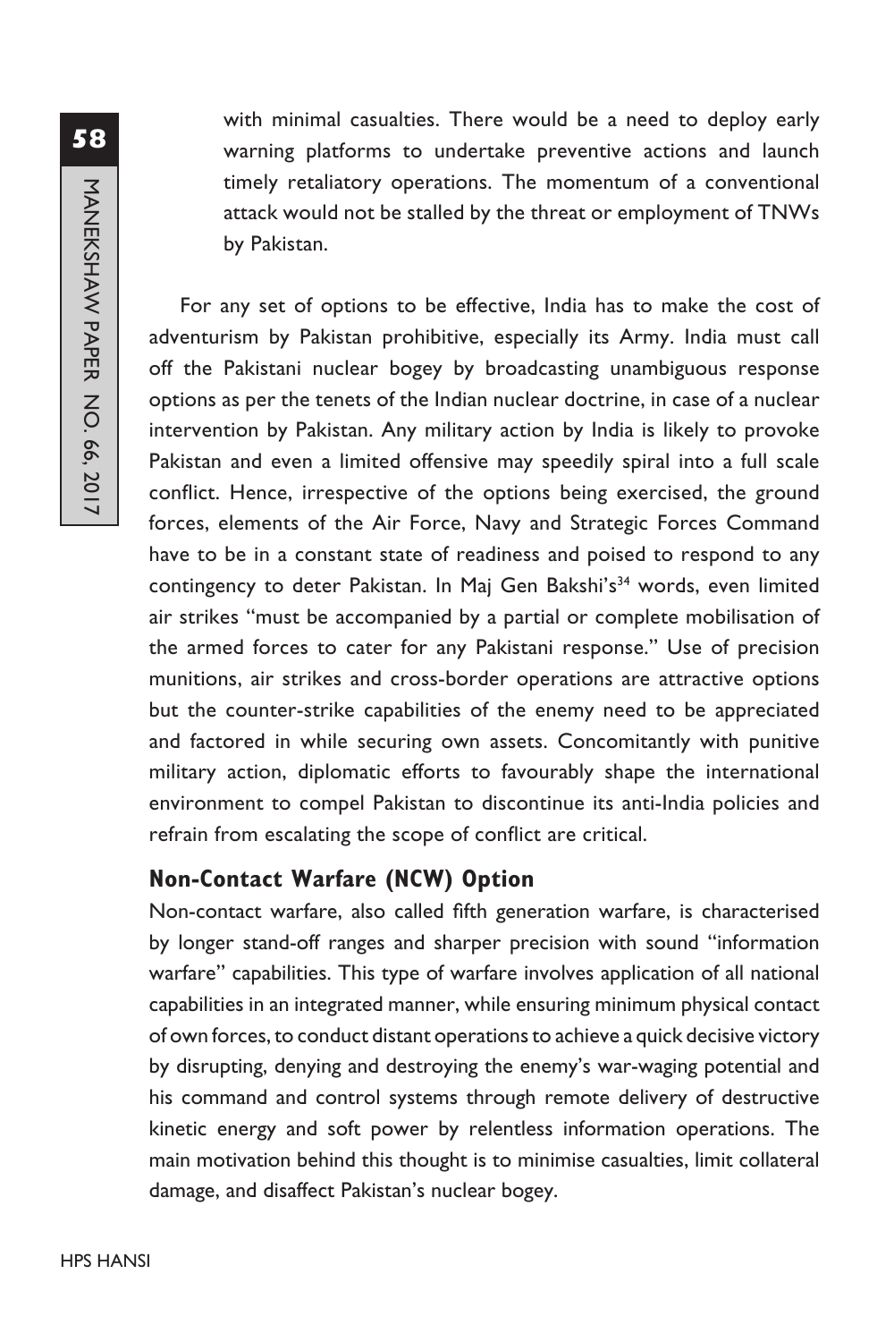with minimal casualties. There would be a need to deploy early warning platforms to undertake preventive actions and launch timely retaliatory operations. The momentum of a conventional attack would not be stalled by the threat or employment of TNWs by Pakistan.

For any set of options to be effective, India has to make the cost of adventurism by Pakistan prohibitive, especially its Army. India must call off the Pakistani nuclear bogey by broadcasting unambiguous response options as per the tenets of the Indian nuclear doctrine, in case of a nuclear intervention by Pakistan. Any military action by India is likely to provoke Pakistan and even a limited offensive may speedily spiral into a full scale conflict. Hence, irrespective of the options being exercised, the ground forces, elements of the Air Force, Navy and Strategic Forces Command have to be in a constant state of readiness and poised to respond to any contingency to deter Pakistan. In Maj Gen Bakshi's[34] words, even limited air strikes "must be accompanied by a partial or complete mobilisation of the armed forces to cater for any Pakistani response." Use of precision munitions, air strikes and cross-border operations are attractive options but the counter-strike capabilities of the enemy need to be appreciated and factored in while securing own assets. Concomitantly with punitive military action, diplomatic efforts to favourably shape the international environment to compel Pakistan to discontinue its anti-India policies and refrain from escalating the scope of conflict are critical.

## Non-Contact Warfare (NCW) Option

Non-contact warfare, also called fifth generation warfare, is characterised by longer stand-off ranges and sharper precision with sound "information warfare" capabilities. This type of warfare involves application of all national capabilities in an integrated manner, while ensuring minimum physical contact of own forces, to conduct distant operations to achieve a quick decisive victory by disrupting, denying and destroying the enemy's war-waging potential and his command and control systems through remote delivery of destructive kinetic energy and soft power by relentless information operations. The main motivation behind this thought is to minimise casualties, limit collateral damage, and disaffect Pakistan's nuclear bogey.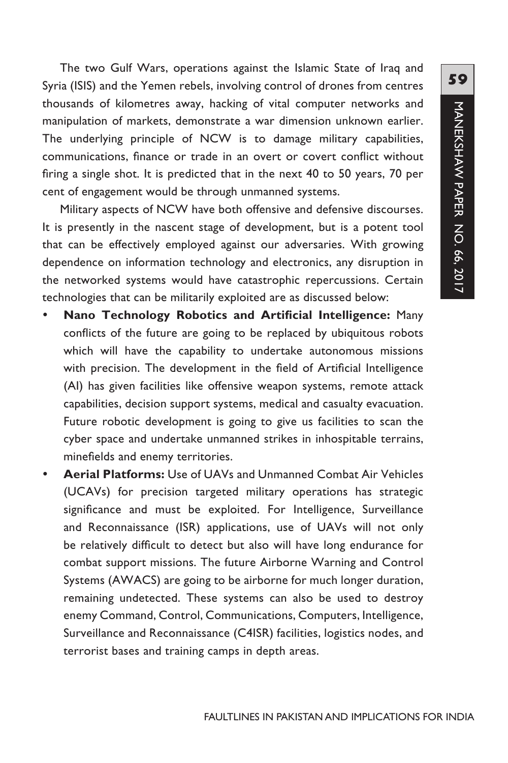The two Gulf Wars, operations against the Islamic State of Iraq and Syria (ISIS) and the Yemen rebels, involving control of drones from centres thousands of kilometres away, hacking of vital computer networks and manipulation of markets, demonstrate a war dimension unknown earlier. The underlying principle of NCW is to damage military capabilities, communications, finance or trade in an overt or covert conflict without firing a single shot. It is predicted that in the next 40 to 50 years, 70 per cent of engagement would be through unmanned systems.

Military aspects of NCW have both offensive and defensive discourses. It is presently in the nascent stage of development, but is a potent tool that can be effectively employed against our adversaries. With growing dependence on information technology and electronics, any disruption in the networked systems would have catastrophic repercussions. Certain technologies that can be militarily exploited are as discussed below:

- **Nano Technology Robotics and Artificial Intelligence:** Many conflicts of the future are going to be replaced by ubiquitous robots which will have the capability to undertake autonomous missions with precision. The development in the field of Artificial Intelligence (AI) has given facilities like offensive weapon systems, remote attack capabilities, decision support systems, medical and casualty evacuation. Future robotic development is going to give us facilities to scan the cyber space and undertake unmanned strikes in inhospitable terrains, minefields and enemy territories.
- **Aerial Platforms:** Use of UAVs and Unmanned Combat Air Vehicles (UCAVs) for precision targeted military operations has strategic significance and must be exploited. For Intelligence, Surveillance and Reconnaissance (ISR) applications, use of UAVs will not only be relatively difficult to detect but also will have long endurance for combat support missions. The future Airborne Warning and Control Systems (AWACS) are going to be airborne for much longer duration, remaining undetected. These systems can also be used to destroy enemy Command, Control, Communications, Computers, Intelligence, Surveillance and Reconnaissance (C4ISR) facilities, logistics nodes, and terrorist bases and training camps in depth areas.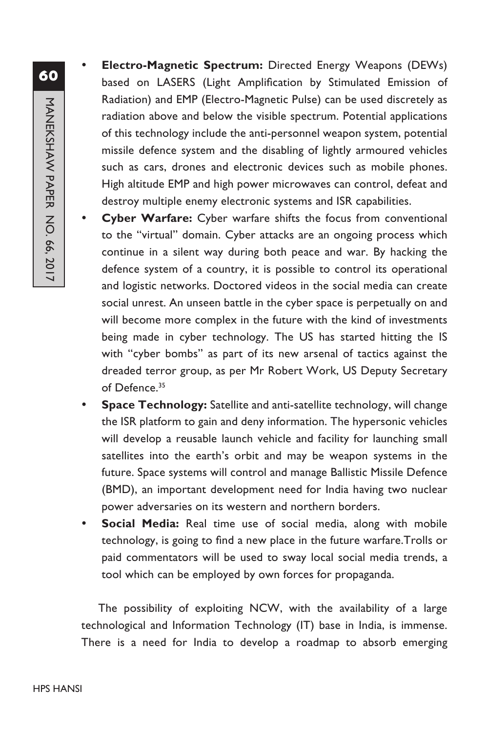- **Electro-Magnetic Spectrum:** Directed Energy Weapons (DEWs) based on LASERS (Light Amplification by Stimulated Emission of Radiation) and EMP (Electro-Magnetic Pulse) can be used discretely as radiation above and below the visible spectrum. Potential applications of this technology include the anti-personnel weapon system, potential missile defence system and the disabling of lightly armoured vehicles such as cars, drones and electronic devices such as mobile phones. High altitude EMP and high power microwaves can control, defeat and destroy multiple enemy electronic systems and ISR capabilities.
- **Cyber Warfare:** Cyber warfare shifts the focus from conventional to the "virtual" domain. Cyber attacks are an ongoing process which continue in a silent way during both peace and war. By hacking the defence system of a country, it is possible to control its operational and logistic networks. Doctored videos in the social media can create social unrest. An unseen battle in the cyber space is perpetually on and will become more complex in the future with the kind of investments being made in cyber technology. The US has started hitting the IS with "cyber bombs" as part of its new arsenal of tactics against the dreaded terror group, as per Mr Robert Work, US Deputy Secretary of Defence.[35]
- **Space Technology:** Satellite and anti-satellite technology, will change the ISR platform to gain and deny information. The hypersonic vehicles will develop a reusable launch vehicle and facility for launching small satellites into the earth's orbit and may be weapon systems in the future. Space systems will control and manage Ballistic Missile Defence (BMD), an important development need for India having two nuclear power adversaries on its western and northern borders.
- **Social Media:** Real time use of social media, along with mobile technology, is going to find a new place in the future warfare.Trolls or paid commentators will be used to sway local social media trends, a tool which can be employed by own forces for propaganda.

The possibility of exploiting NCW, with the availability of a large technological and Information Technology (IT) base in India, is immense. There is a need for India to develop a roadmap to absorb emerging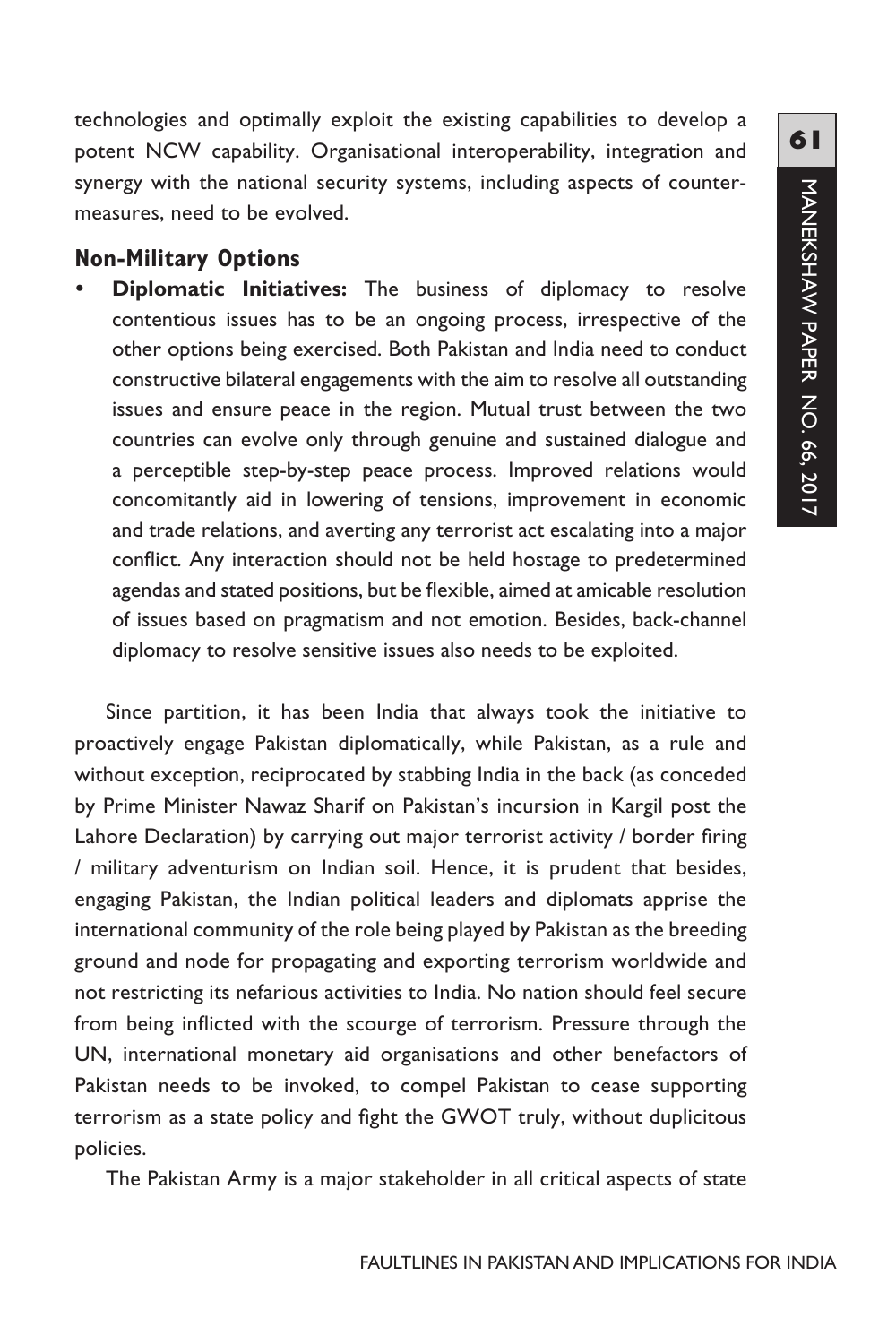technologies and optimally exploit the existing capabilities to develop a potent NCW capability. Organisational interoperability, integration and synergy with the national security systems, including aspects of counter-measures, need to be evolved.

### Non-Military Options

- **Diplomatic Initiatives:** The business of diplomacy to resolve contentious issues has to be an ongoing process, irrespective of the other options being exercised. Both Pakistan and India need to conduct constructive bilateral engagements with the aim to resolve all outstanding issues and ensure peace in the region. Mutual trust between the two countries can evolve only through genuine and sustained dialogue and a perceptible step-by-step peace process. Improved relations would concomitantly aid in lowering of tensions, improvement in economic and trade relations, and averting any terrorist act escalating into a major conflict. Any interaction should not be held hostage to predetermined agendas and stated positions, but be flexible, aimed at amicable resolution of issues based on pragmatism and not emotion. Besides, back-channel diplomacy to resolve sensitive issues also needs to be exploited.

Since partition, it has been India that always took the initiative to proactively engage Pakistan diplomatically, while Pakistan, as a rule and without exception, reciprocated by stabbing India in the back (as conceded by Prime Minister Nawaz Sharif on Pakistan's incursion in Kargil post the Lahore Declaration) by carrying out major terrorist activity / border firing / military adventurism on Indian soil. Hence, it is prudent that besides, engaging Pakistan, the Indian political leaders and diplomats apprise the international community of the role being played by Pakistan as the breeding ground and node for propagating and exporting terrorism worldwide and not restricting its nefarious activities to India. No nation should feel secure from being inflicted with the scourge of terrorism. Pressure through the UN, international monetary aid organisations and other benefactors of Pakistan needs to be invoked, to compel Pakistan to cease supporting terrorism as a state policy and fight the GWOT truly, without duplicitous policies.

The Pakistan Army is a major stakeholder in all critical aspects of state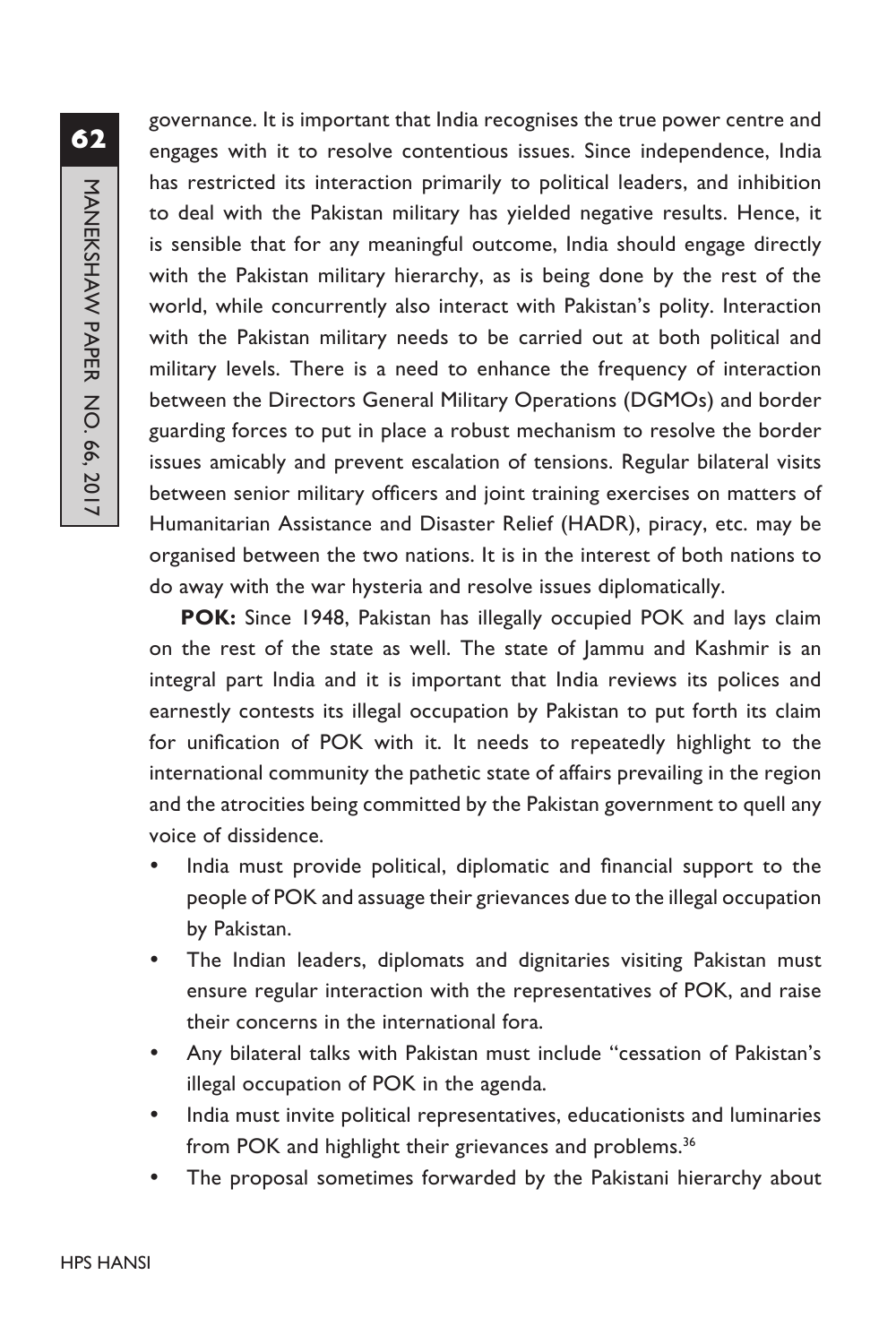governance. It is important that India recognises the true power centre and engages with it to resolve contentious issues. Since independence, India has restricted its interaction primarily to political leaders, and inhibition to deal with the Pakistan military has yielded negative results. Hence, it is sensible that for any meaningful outcome, India should engage directly with the Pakistan military hierarchy, as is being done by the rest of the world, while concurrently also interact with Pakistan's polity. Interaction with the Pakistan military needs to be carried out at both political and military levels. There is a need to enhance the frequency of interaction between the Directors General Military Operations (DGMOs) and border guarding forces to put in place a robust mechanism to resolve the border issues amicably and prevent escalation of tensions. Regular bilateral visits between senior military officers and joint training exercises on matters of Humanitarian Assistance and Disaster Relief (HADR), piracy, etc. may be organised between the two nations. It is in the interest of both nations to do away with the war hysteria and resolve issues diplomatically.

**POK:** Since 1948, Pakistan has illegally occupied POK and lays claim on the rest of the state as well. The state of Jammu and Kashmir is an integral part India and it is important that India reviews its polices and earnestly contests its illegal occupation by Pakistan to put forth its claim for unification of POK with it. It needs to repeatedly highlight to the international community the pathetic state of affairs prevailing in the region and the atrocities being committed by the Pakistan government to quell any voice of dissidence.

- India must provide political, diplomatic and financial support to the people of POK and assuage their grievances due to the illegal occupation by Pakistan.
- The Indian leaders, diplomats and dignitaries visiting Pakistan must ensure regular interaction with the representatives of POK, and raise their concerns in the international fora.
- Any bilateral talks with Pakistan must include "cessation of Pakistan's illegal occupation of POK in the agenda.
- India must invite political representatives, educationists and luminaries from POK and highlight their grievances and problems.[36]
- The proposal sometimes forwarded by the Pakistani hierarchy about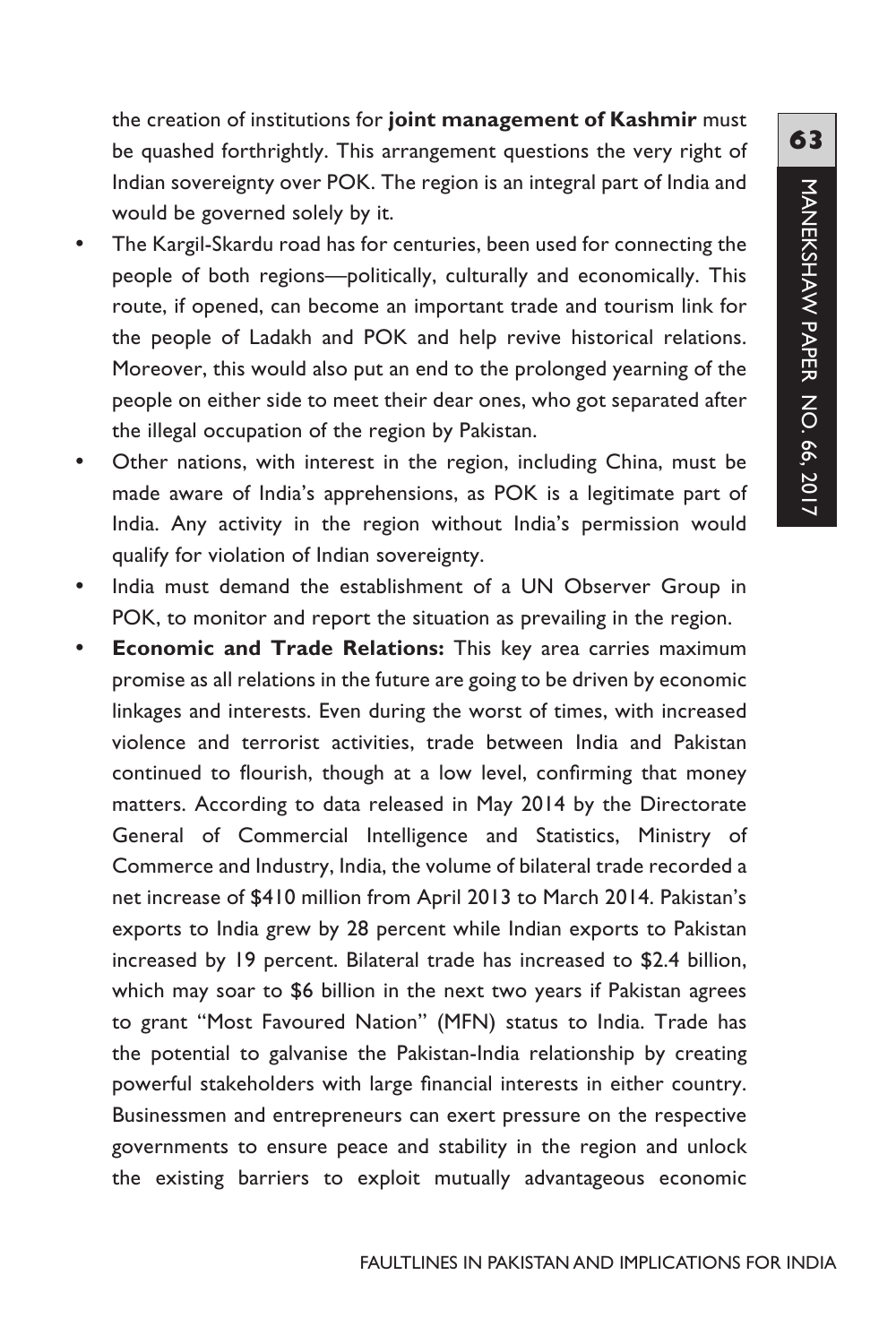the creation of institutions for **joint management of Kashmir** must be quashed forthrightly. This arrangement questions the very right of Indian sovereignty over POK. The region is an integral part of India and would be governed solely by it.

- The Kargil-Skardu road has for centuries, been used for connecting the people of both regions—politically, culturally and economically. This route, if opened, can become an important trade and tourism link for the people of Ladakh and POK and help revive historical relations. Moreover, this would also put an end to the prolonged yearning of the people on either side to meet their dear ones, who got separated after the illegal occupation of the region by Pakistan.
- Other nations, with interest in the region, including China, must be made aware of India's apprehensions, as POK is a legitimate part of India. Any activity in the region without India's permission would qualify for violation of Indian sovereignty.
- India must demand the establishment of a UN Observer Group in POK, to monitor and report the situation as prevailing in the region.
- **Economic and Trade Relations:** This key area carries maximum promise as all relations in the future are going to be driven by economic linkages and interests. Even during the worst of times, with increased violence and terrorist activities, trade between India and Pakistan continued to flourish, though at a low level, confirming that money matters. According to data released in May 2014 by the Directorate General of Commercial Intelligence and Statistics, Ministry of Commerce and Industry, India, the volume of bilateral trade recorded a net increase of $410 million from April 2013 to March 2014. Pakistan's exports to India grew by 28 percent while Indian exports to Pakistan increased by 19 percent. Bilateral trade has increased to $2.4 billion, which may soar to $6 billion in the next two years if Pakistan agrees to grant "Most Favoured Nation" (MFN) status to India. Trade has the potential to galvanise the Pakistan-India relationship by creating powerful stakeholders with large financial interests in either country. Businessmen and entrepreneurs can exert pressure on the respective governments to ensure peace and stability in the region and unlock the existing barriers to exploit mutually advantageous economic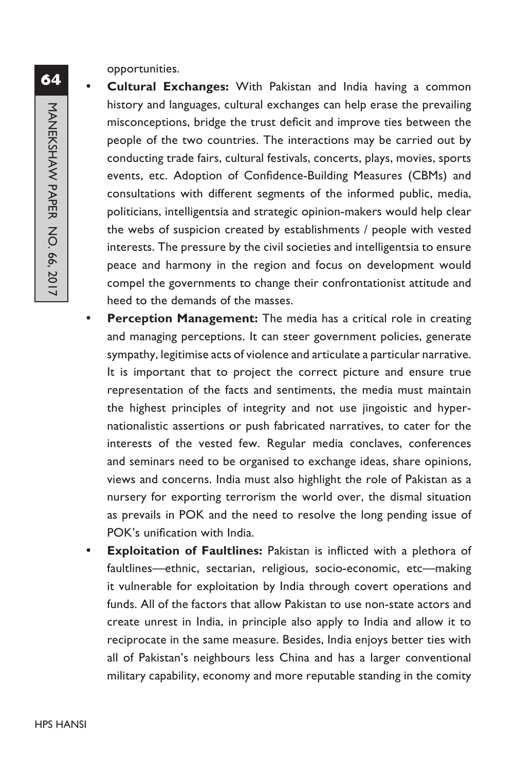opportunities.

- **Cultural Exchanges:** With Pakistan and India having a common history and languages, cultural exchanges can help erase the prevailing misconceptions, bridge the trust deficit and improve ties between the people of the two countries. The interactions may be carried out by conducting trade fairs, cultural festivals, concerts, plays, movies, sports events, etc. Adoption of Confidence-Building Measures (CBMs) and consultations with different segments of the informed public, media, politicians, intelligentsia and strategic opinion-makers would help clear the webs of suspicion created by establishments / people with vested interests. The pressure by the civil societies and intelligentsia to ensure peace and harmony in the region and focus on development would compel the governments to change their confrontationist attitude and heed to the demands of the masses.
- **Perception Management:** The media has a critical role in creating and managing perceptions. It can steer government policies, generate sympathy, legitimise acts of violence and articulate a particular narrative. It is important that to project the correct picture and ensure true representation of the facts and sentiments, the media must maintain the highest principles of integrity and not use jingoistic and hyper-nationalistic assertions or push fabricated narratives, to cater for the interests of the vested few. Regular media conclaves, conferences and seminars need to be organised to exchange ideas, share opinions, views and concerns. India must also highlight the role of Pakistan as a nursery for exporting terrorism the world over, the dismal situation as prevails in POK and the need to resolve the long pending issue of POK's unification with India.
- **Exploitation of Faultlines:** Pakistan is inflicted with a plethora of faultlines—ethnic, sectarian, religious, socio-economic, etc—making it vulnerable for exploitation by India through covert operations and funds. All of the factors that allow Pakistan to use non-state actors and create unrest in India, in principle also apply to India and allow it to reciprocate in the same measure. Besides, India enjoys better ties with all of Pakistan's neighbours less China and has a larger conventional military capability, economy and more reputable standing in the comity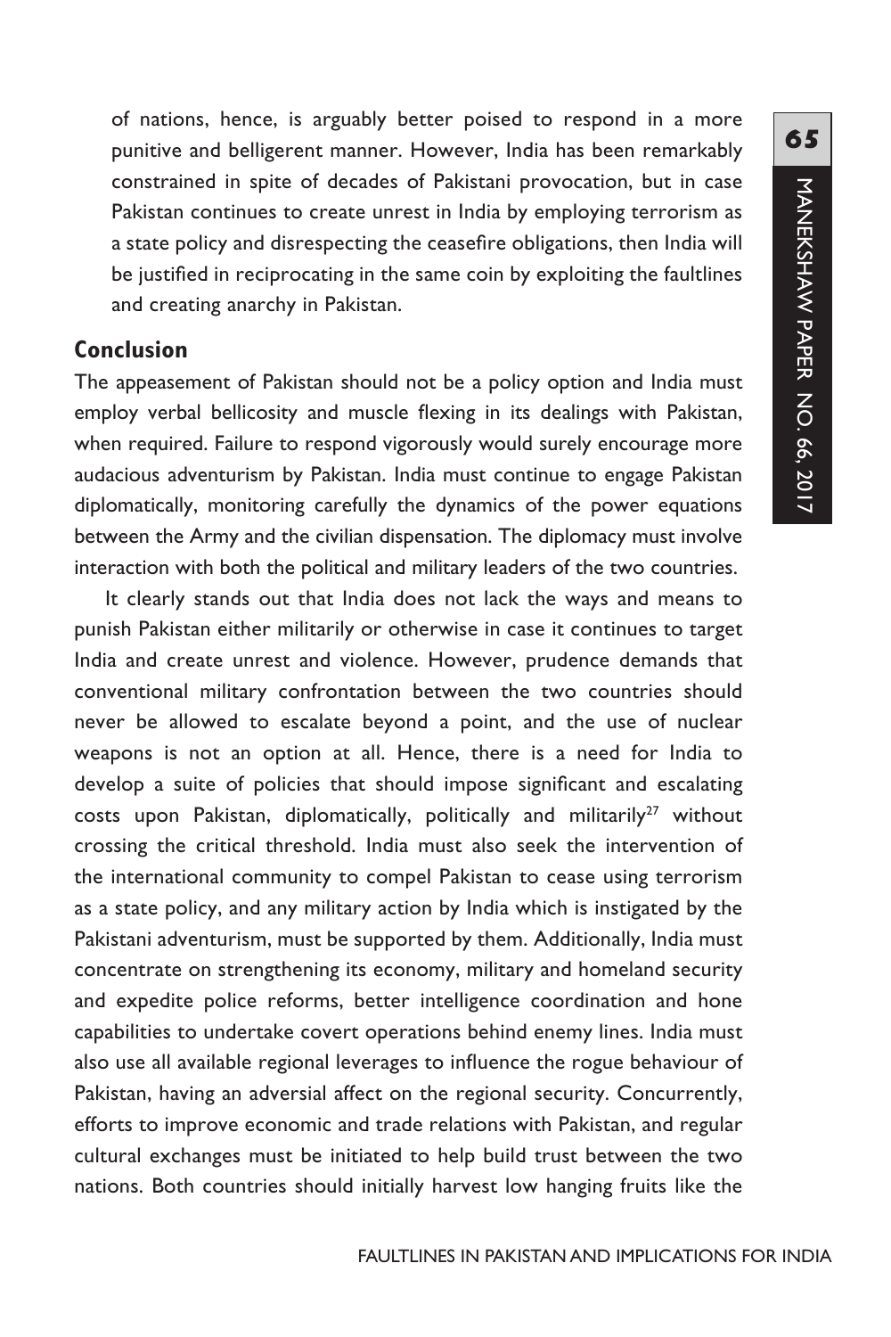of nations, hence, is arguably better poised to respond in a more punitive and belligerent manner. However, India has been remarkably constrained in spite of decades of Pakistani provocation, but in case Pakistan continues to create unrest in India by employing terrorism as a state policy and disrespecting the ceasefire obligations, then India will be justified in reciprocating in the same coin by exploiting the faultlines and creating anarchy in Pakistan.

## Conclusion

The appeasement of Pakistan should not be a policy option and India must employ verbal bellicosity and muscle flexing in its dealings with Pakistan, when required. Failure to respond vigorously would surely encourage more audacious adventurism by Pakistan. India must continue to engage Pakistan diplomatically, monitoring carefully the dynamics of the power equations between the Army and the civilian dispensation. The diplomacy must involve interaction with both the political and military leaders of the two countries.

It clearly stands out that India does not lack the ways and means to punish Pakistan either militarily or otherwise in case it continues to target India and create unrest and violence. However, prudence demands that conventional military confrontation between the two countries should never be allowed to escalate beyond a point, and the use of nuclear weapons is not an option at all. Hence, there is a need for India to develop a suite of policies that should impose significant and escalating costs upon Pakistan, diplomatically, politically and militarily[27] without crossing the critical threshold. India must also seek the intervention of the international community to compel Pakistan to cease using terrorism as a state policy, and any military action by India which is instigated by the Pakistani adventurism, must be supported by them. Additionally, India must concentrate on strengthening its economy, military and homeland security and expedite police reforms, better intelligence coordination and hone capabilities to undertake covert operations behind enemy lines. India must also use all available regional leverages to influence the rogue behaviour of Pakistan, having an adversial affect on the regional security. Concurrently, efforts to improve economic and trade relations with Pakistan, and regular cultural exchanges must be initiated to help build trust between the two nations. Both countries should initially harvest low hanging fruits like the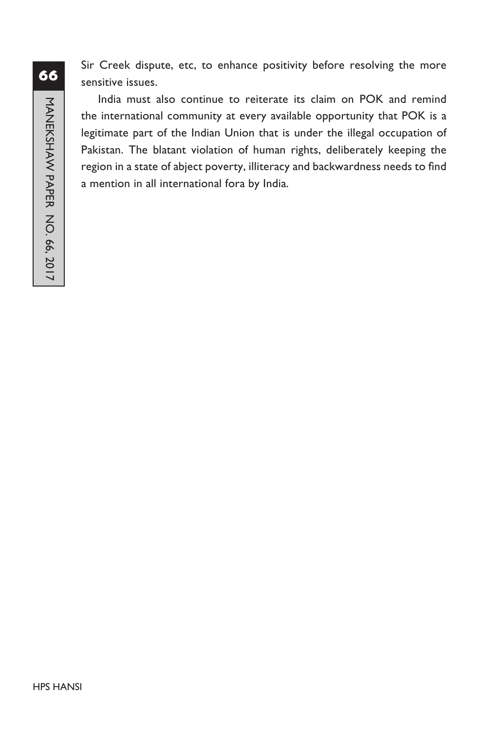Sir Creek dispute, etc, to enhance positivity before resolving the more sensitive issues.

India must also continue to reiterate its claim on POK and remind the international community at every available opportunity that POK is a legitimate part of the Indian Union that is under the illegal occupation of Pakistan. The blatant violation of human rights, deliberately keeping the region in a state of abject poverty, illiteracy and backwardness needs to find a mention in all international fora by India.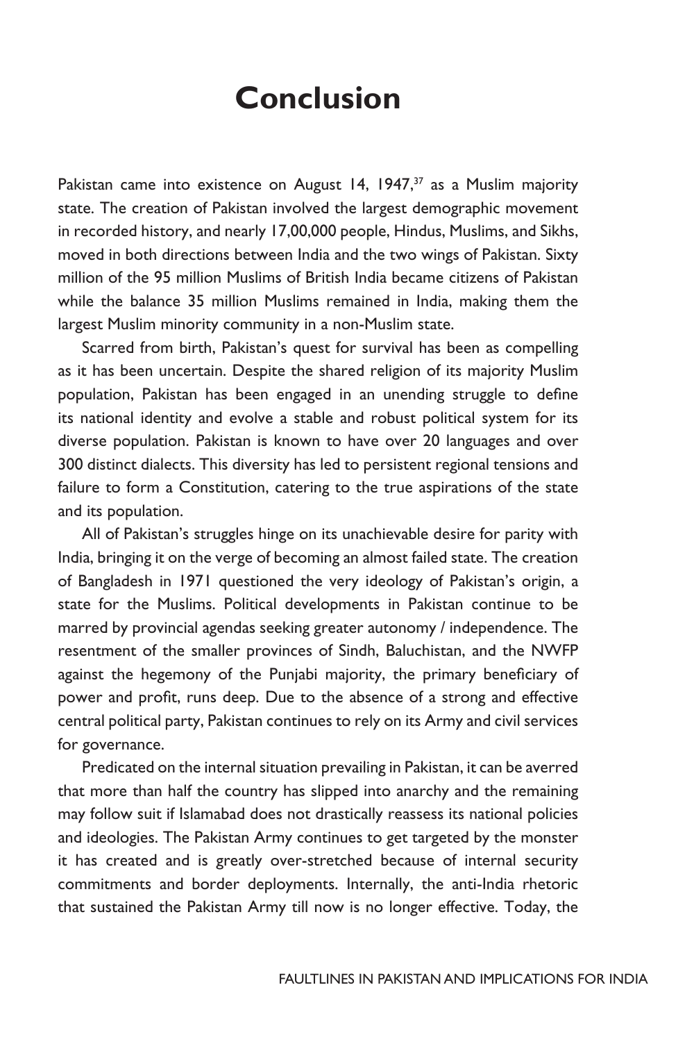# Conclusion

Pakistan came into existence on August 14, 1947,[37] as a Muslim majority state. The creation of Pakistan involved the largest demographic movement in recorded history, and nearly 17,00,000 people, Hindus, Muslims, and Sikhs, moved in both directions between India and the two wings of Pakistan. Sixty million of the 95 million Muslims of British India became citizens of Pakistan while the balance 35 million Muslims remained in India, making them the largest Muslim minority community in a non-Muslim state.

Scarred from birth, Pakistan's quest for survival has been as compelling as it has been uncertain. Despite the shared religion of its majority Muslim population, Pakistan has been engaged in an unending struggle to define its national identity and evolve a stable and robust political system for its diverse population. Pakistan is known to have over 20 languages and over 300 distinct dialects. This diversity has led to persistent regional tensions and failure to form a Constitution, catering to the true aspirations of the state and its population.

All of Pakistan's struggles hinge on its unachievable desire for parity with India, bringing it on the verge of becoming an almost failed state. The creation of Bangladesh in 1971 questioned the very ideology of Pakistan's origin, a state for the Muslims. Political developments in Pakistan continue to be marred by provincial agendas seeking greater autonomy / independence. The resentment of the smaller provinces of Sindh, Baluchistan, and the NWFP against the hegemony of the Punjabi majority, the primary beneficiary of power and profit, runs deep. Due to the absence of a strong and effective central political party, Pakistan continues to rely on its Army and civil services for governance.

Predicated on the internal situation prevailing in Pakistan, it can be averred that more than half the country has slipped into anarchy and the remaining may follow suit if Islamabad does not drastically reassess its national policies and ideologies. The Pakistan Army continues to get targeted by the monster it has created and is greatly over-stretched because of internal security commitments and border deployments. Internally, the anti-India rhetoric that sustained the Pakistan Army till now is no longer effective. Today, the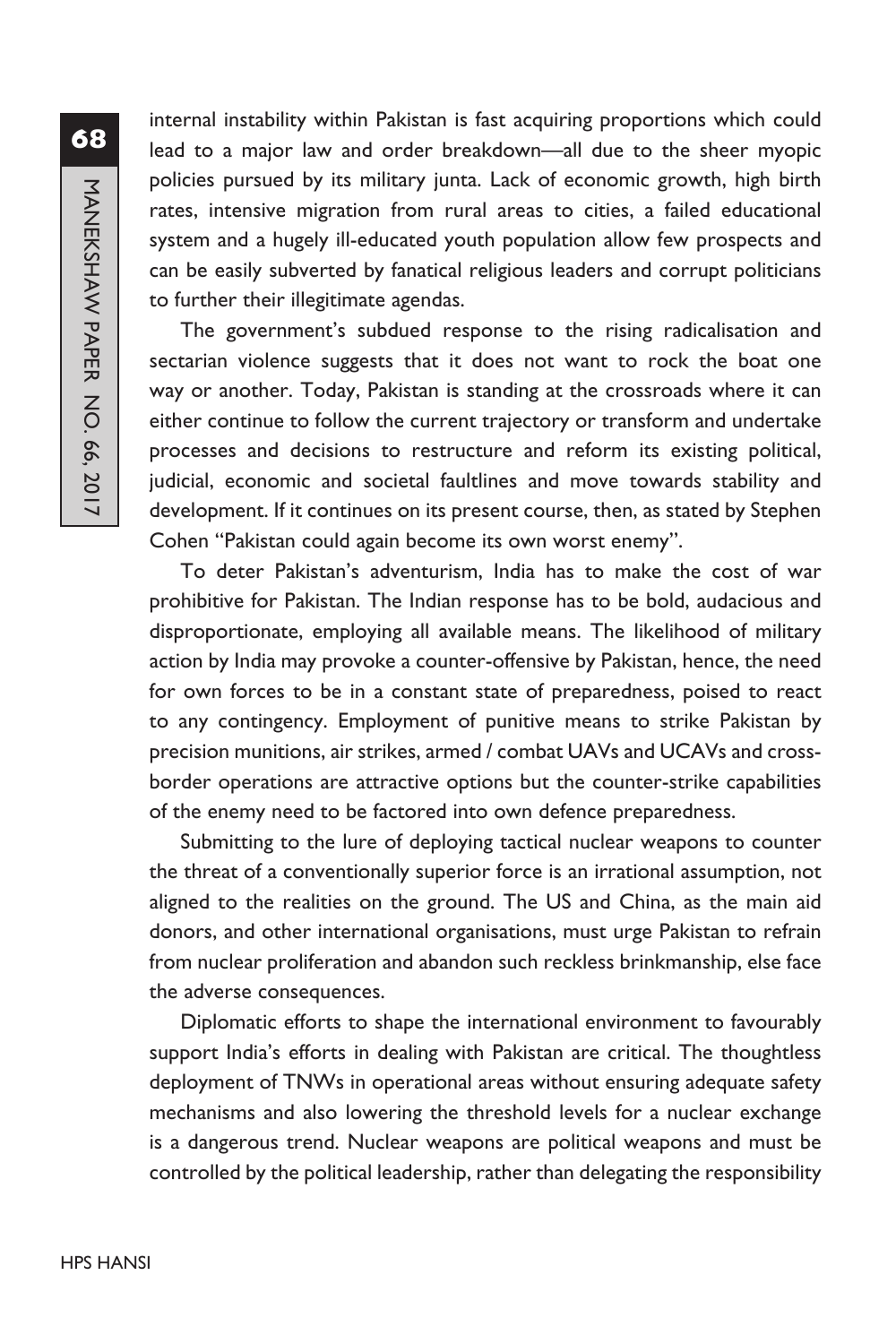internal instability within Pakistan is fast acquiring proportions which could lead to a major law and order breakdown—all due to the sheer myopic policies pursued by its military junta. Lack of economic growth, high birth rates, intensive migration from rural areas to cities, a failed educational system and a hugely ill-educated youth population allow few prospects and can be easily subverted by fanatical religious leaders and corrupt politicians to further their illegitimate agendas.

The government's subdued response to the rising radicalisation and sectarian violence suggests that it does not want to rock the boat one way or another. Today, Pakistan is standing at the crossroads where it can either continue to follow the current trajectory or transform and undertake processes and decisions to restructure and reform its existing political, judicial, economic and societal faultlines and move towards stability and development. If it continues on its present course, then, as stated by Stephen Cohen "Pakistan could again become its own worst enemy".

To deter Pakistan's adventurism, India has to make the cost of war prohibitive for Pakistan. The Indian response has to be bold, audacious and disproportionate, employing all available means. The likelihood of military action by India may provoke a counter-offensive by Pakistan, hence, the need for own forces to be in a constant state of preparedness, poised to react to any contingency. Employment of punitive means to strike Pakistan by precision munitions, air strikes, armed / combat UAVs and UCAVs and cross-border operations are attractive options but the counter-strike capabilities of the enemy need to be factored into own defence preparedness.

Submitting to the lure of deploying tactical nuclear weapons to counter the threat of a conventionally superior force is an irrational assumption, not aligned to the realities on the ground. The US and China, as the main aid donors, and other international organisations, must urge Pakistan to refrain from nuclear proliferation and abandon such reckless brinkmanship, else face the adverse consequences.

Diplomatic efforts to shape the international environment to favourably support India's efforts in dealing with Pakistan are critical. The thoughtless deployment of TNWs in operational areas without ensuring adequate safety mechanisms and also lowering the threshold levels for a nuclear exchange is a dangerous trend. Nuclear weapons are political weapons and must be controlled by the political leadership, rather than delegating the responsibility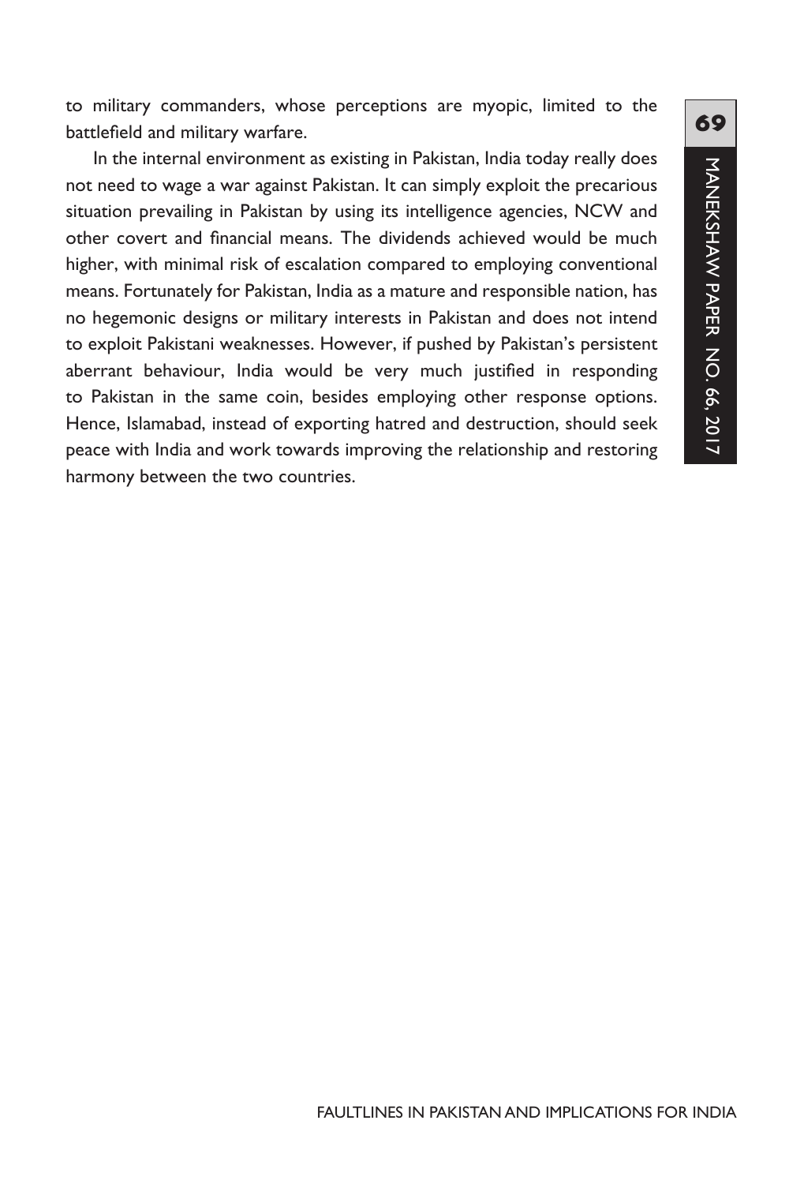to military commanders, whose perceptions are myopic, limited to the battlefield and military warfare.

In the internal environment as existing in Pakistan, India today really does not need to wage a war against Pakistan. It can simply exploit the precarious situation prevailing in Pakistan by using its intelligence agencies, NCW and other covert and financial means. The dividends achieved would be much higher, with minimal risk of escalation compared to employing conventional means. Fortunately for Pakistan, India as a mature and responsible nation, has no hegemonic designs or military interests in Pakistan and does not intend to exploit Pakistani weaknesses. However, if pushed by Pakistan's persistent aberrant behaviour, India would be very much justified in responding to Pakistan in the same coin, besides employing other response options. Hence, Islamabad, instead of exporting hatred and destruction, should seek peace with India and work towards improving the relationship and restoring harmony between the two countries.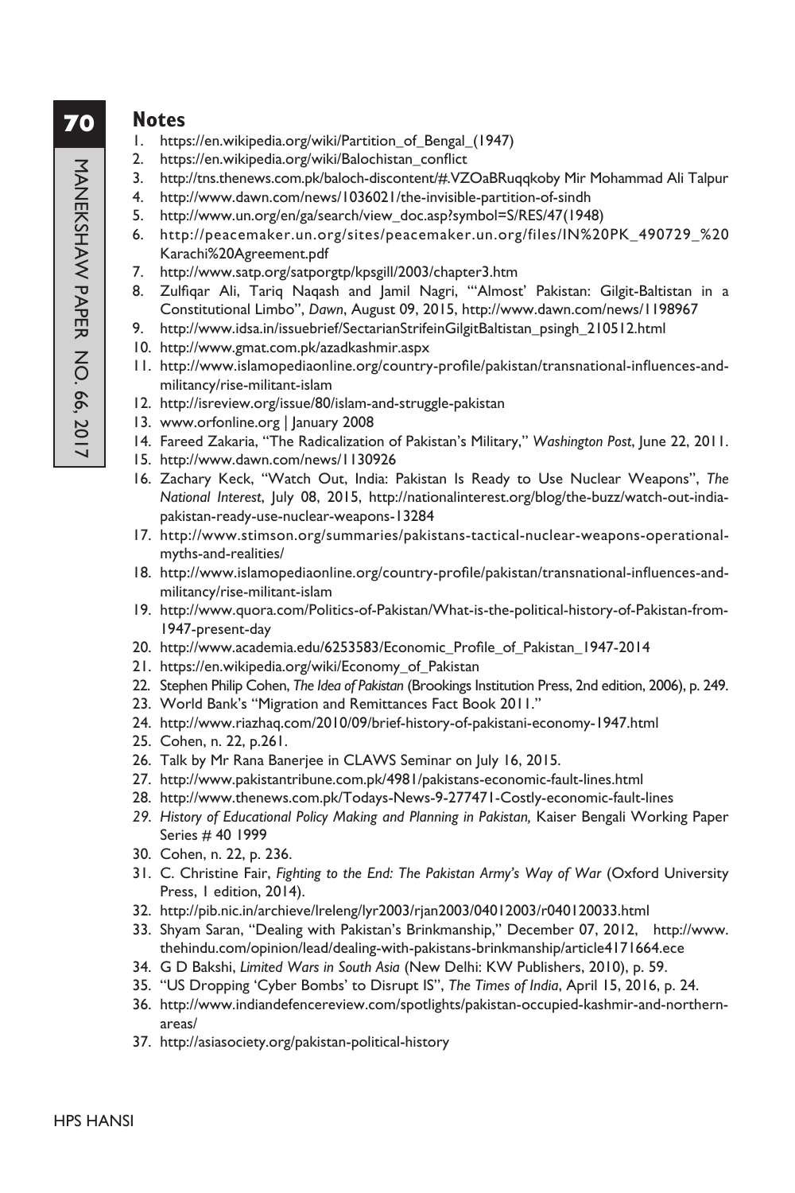## Notes

1. https://en.wikipedia.org/wiki/Partition_of_Bengal_(1947)
2. https://en.wikipedia.org/wiki/Balochistan_conflict
3. http://tns.thenews.com.pk/baloch-discontent/#.VZOaBRuqqkoby Mir Mohammad Ali Talpur
4. http://www.dawn.com/news/1036021/the-invisible-partition-of-sindh
5. http://www.un.org/en/ga/search/view_doc.asp?symbol=S/RES/47(1948)
6. http://peacemaker.un.org/sites/peacemaker.un.org/files/IN%20PK_490729_%20Karachi%20Agreement.pdf
7. http://www.satp.org/satporgtp/kpsgill/2003/chapter3.htm
8. Zulfiqar Ali, Tariq Naqash and Jamil Nagri, "'Almost' Pakistan: Gilgit-Baltistan in a Constitutional Limbo", *Dawn*, August 09, 2015, http://www.dawn.com/news/1198967
9. http://www.idsa.in/issuebrief/SectarianStrifeinGilgitBaltistan_psingh_210512.html
10. http://www.gmat.com.pk/azadkashmir.aspx
11. http://www.islamopediaonline.org/country-profile/pakistan/transnational-influences-and-militancy/rise-militant-islam
12. http://isreview.org/issue/80/islam-and-struggle-pakistan
13. www.orfonline.org | January 2008
14. Fareed Zakaria, "The Radicalization of Pakistan's Military," *Washington Post*, June 22, 2011.
15. http://www.dawn.com/news/1130926
16. Zachary Keck, "Watch Out, India: Pakistan Is Ready to Use Nuclear Weapons", *The National Interest*, July 08, 2015, http://nationalinterest.org/blog/the-buzz/watch-out-india-pakistan-ready-use-nuclear-weapons-13284
17. http://www.stimson.org/summaries/pakistans-tactical-nuclear-weapons-operational-myths-and-realities/
18. http://www.islamopediaonline.org/country-profile/pakistan/transnational-influences-and-militancy/rise-militant-islam
19. http://www.quora.com/Politics-of-Pakistan/What-is-the-political-history-of-Pakistan-from-1947-present-day
20. http://www.academia.edu/6253583/Economic_Profile_of_Pakistan_1947-2014
21. https://en.wikipedia.org/wiki/Economy_of_Pakistan
22. Stephen Philip Cohen, *The Idea of Pakistan* (Brookings Institution Press, 2nd edition, 2006), p. 249.
23. World Bank's "Migration and Remittances Fact Book 2011."
24. http://www.riazhaq.com/2010/09/brief-history-of-pakistani-economy-1947.html
25. Cohen, n. 22, p.261.
26. Talk by Mr Rana Banerjee in CLAWS Seminar on July 16, 2015.
27. http://www.pakistantribune.com.pk/4981/pakistans-economic-fault-lines.html
28. http://www.thenews.com.pk/Todays-News-9-277471-Costly-economic-fault-lines
29. *History of Educational Policy Making and Planning in Pakistan,* Kaiser Bengali Working Paper Series # 40 1999
30. Cohen, n. 22, p. 236.
31. C. Christine Fair, *Fighting to the End: The Pakistan Army's Way of War* (Oxford University Press, 1 edition, 2014).
32. http://pib.nic.in/archieve/lreleng/lyr2003/rjan2003/04012003/r040120033.html
33. Shyam Saran, "Dealing with Pakistan's Brinkmanship," December 07, 2012, http://www.thehindu.com/opinion/lead/dealing-with-pakistans-brinkmanship/article4171664.ece
34. G D Bakshi, *Limited Wars in South Asia* (New Delhi: KW Publishers, 2010), p. 59.
35. "US Dropping 'Cyber Bombs' to Disrupt IS", *The Times of India*, April 15, 2016, p. 24.
36. http://www.indiandefencereview.com/spotlights/pakistan-occupied-kashmir-and-northern-areas/
37. http://asiasociety.org/pakistan-political-history